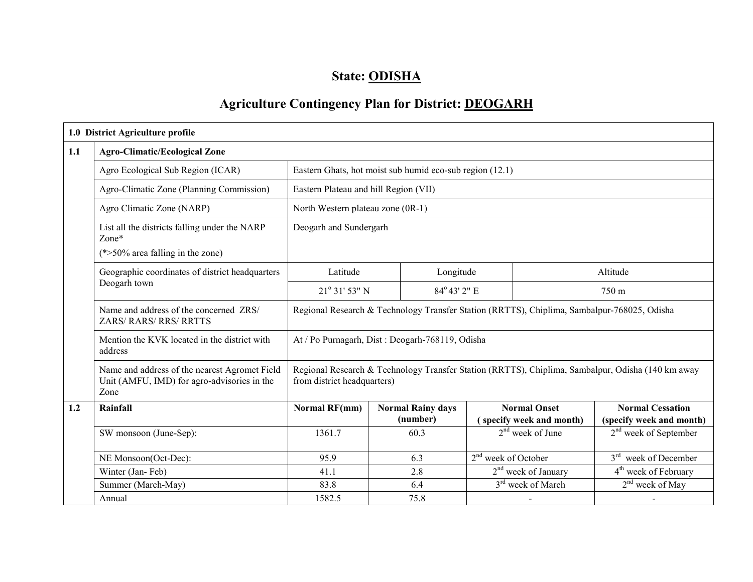# State: ODISHA

## Agriculture Contingency Plan for District: DEOGARH

| 1.0 District Agriculture profile | | | | | | |
|---|---|---|---|---|---|---|
| **1.1** | **Agro-Climatic/Ecological Zone** | | | | | |
| | Agro Ecological Sub Region (ICAR) | Eastern Ghats, hot moist sub humid eco-sub region (12.1) | | | | |
| | Agro-Climatic Zone (Planning Commission) | Eastern Plateau and hill Region (VII) | | | | |
| | Agro Climatic Zone (NARP) | North Western plateau zone (0R-1) | | | | |
| | List all the districts falling under the NARP Zone* (*>50% area falling in the zone) | Deogarh and Sundergarh | | | | |
| | Geographic coordinates of district headquarters Deogarh town | Latitude | | Longitude | Altitude | |
| | | 21° 31' 53" N | | 84° 43' 2" E | 750 m | |
| | Name and address of the concerned ZRS/ ZARS/ RARS/ RRS/ RRTTS | Regional Research & Technology Transfer Station (RRTTS), Chiplima, Sambalpur-768025, Odisha | | | | |
| | Mention the KVK located in the district with address | At / Po Purnagarh, Dist : Deogarh-768119, Odisha | | | | |
| | Name and address of the nearest Agromet Field Unit (AMFU, IMD) for agro-advisories in the Zone | Regional Research & Technology Transfer Station (RRTTS), Chiplima, Sambalpur, Odisha (140 km away from district headquarters) | | | | |
| **1.2** | **Rainfall** | **Normal RF(mm)** | **Normal Rainy days (number)** | **Normal Onset (specify week and month)** | **Normal Cessation (specify week and month)** | |
| | SW monsoon (June-Sep): | 1361.7 | 60.3 | 2nd week of June | 2nd week of September | |
| | NE Monsoon(Oct-Dec): | 95.9 | 6.3 | 2nd week of October | 3rd week of December | |
| | Winter (Jan- Feb) | 41.1 | 2.8 | 2nd week of January | 4th week of February | |
| | Summer (March-May) | 83.8 | 6.4 | 3rd week of March | 2nd week of May | |
| | Annual | 1582.5 | 75.8 | - | - | |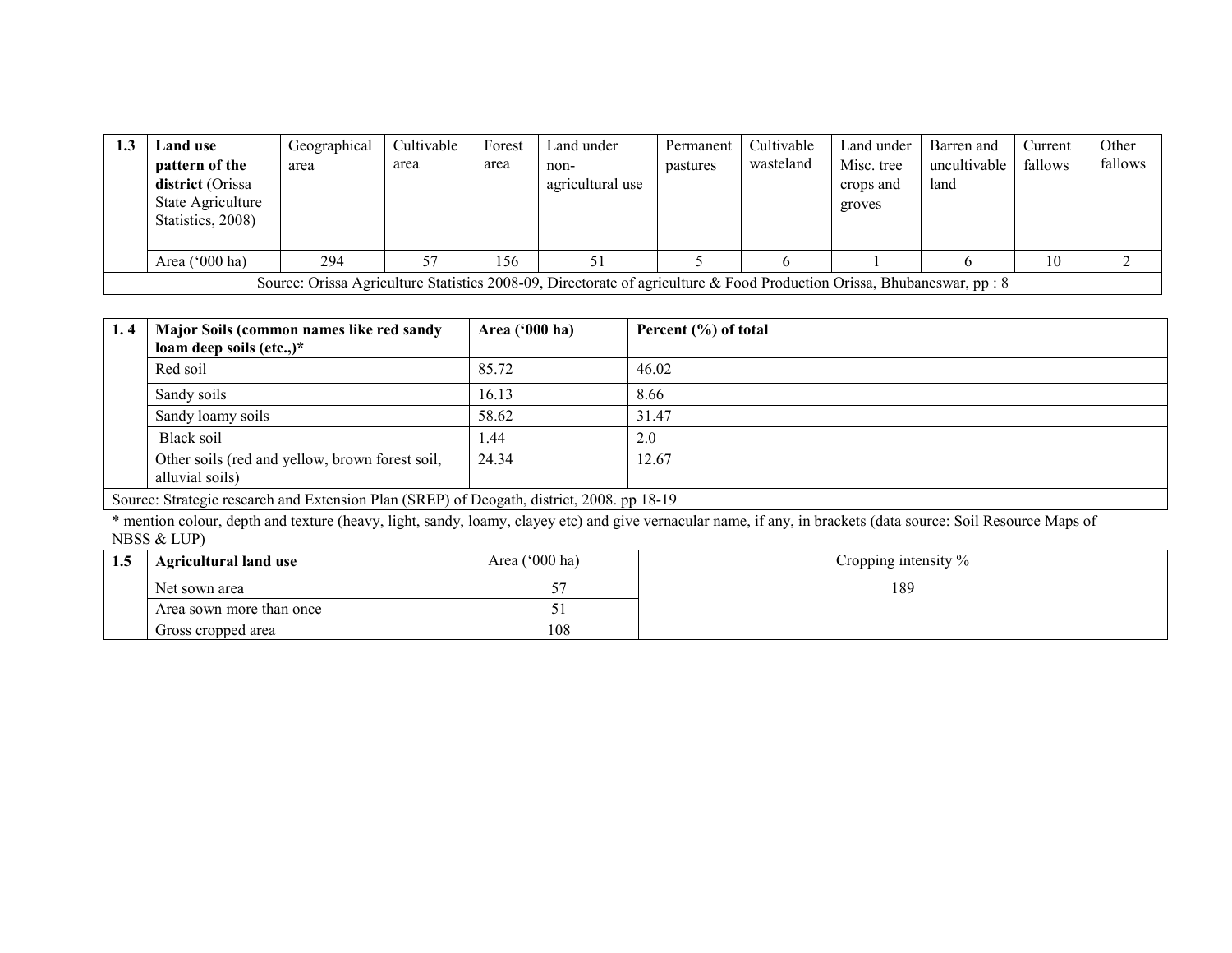| 1.3 | **Land use pattern of the district** (Orissa State Agriculture Statistics, 2008) | Geographical area | Cultivable area | Forest area | Land under non-agricultural use | Permanent pastures | Cultivable wasteland | Land under Misc. tree crops and groves | Barren and uncultivable land | Current fallows | Other fallows |
|---|---|---|---|---|---|---|---|---|---|---|---|
| | Area ('000 ha) | 294 | 57 | 156 | 51 | 5 | 6 | 1 | 6 | 10 | 2 |
| Source: Orissa Agriculture Statistics 2008-09, Directorate of agriculture & Food Production Orissa, Bhubaneswar, pp : 8 | | | | | | | | | | | |

| 1. 4 | **Major Soils (common names like red sandy loam deep soils (etc.,)\*** | **Area ('000 ha)** | **Percent (%) of total** |
|---|---|---|---|
| | Red soil | 85.72 | 46.02 |
| | Sandy soils | 16.13 | 8.66 |
| | Sandy loamy soils | 58.62 | 31.47 |
| | Black soil | 1.44 | 2.0 |
| | Other soils (red and yellow, brown forest soil, alluvial soils) | 24.34 | 12.67 |
| Source: Strategic research and Extension Plan (SREP) of Deogath, district, 2008. pp 18-19 | | | |

\* mention colour, depth and texture (heavy, light, sandy, loamy, clayey etc) and give vernacular name, if any, in brackets (data source: Soil Resource Maps of NBSS & LUP)

| 1.5 | **Agricultural land use** | Area ('000 ha) | Cropping intensity % |
|---|---|---|---|
| | Net sown area | 57 | 189 |
| | Area sown more than once | 51 | |
| | Gross cropped area | 108 | |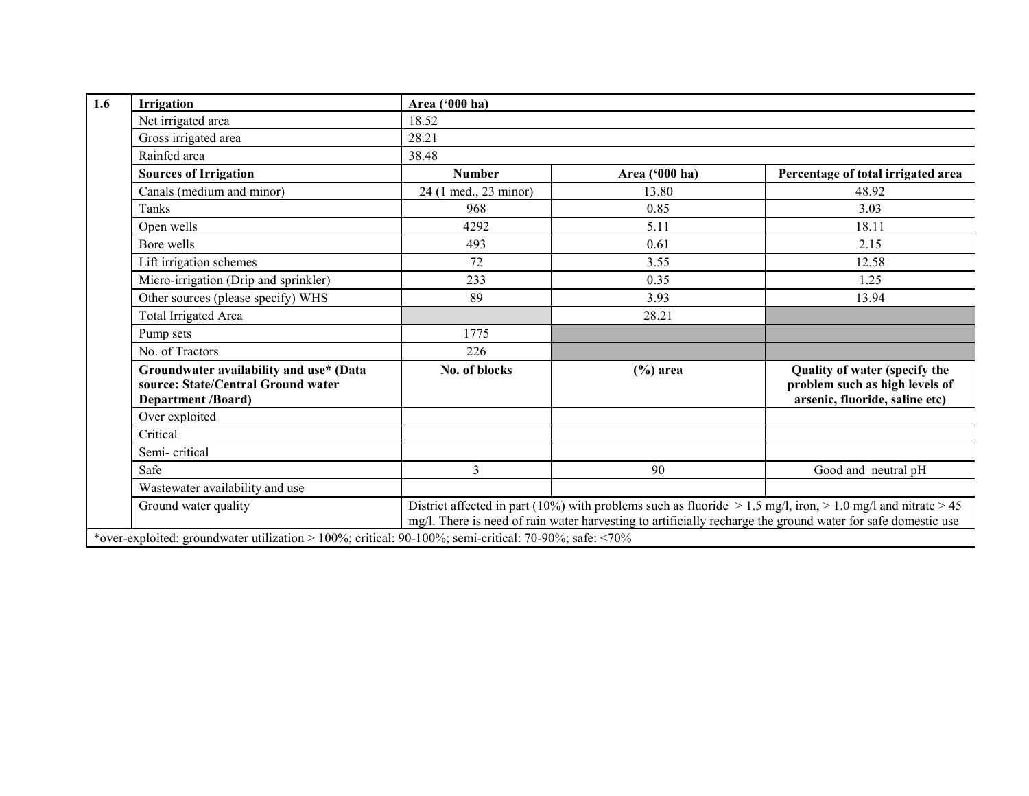| 1.6 | Irrigation | Area ('000 ha) | | |
|---|---|---|---|---|
| | Net irrigated area | 18.52 | | |
| | Gross irrigated area | 28.21 | | |
| | Rainfed area | 38.48 | | |
| | **Sources of Irrigation** | **Number** | **Area ('000 ha)** | **Percentage of total irrigated area** |
| | Canals (medium and minor) | 24 (1 med., 23 minor) | 13.80 | 48.92 |
| | Tanks | 968 | 0.85 | 3.03 |
| | Open wells | 4292 | 5.11 | 18.11 |
| | Bore wells | 493 | 0.61 | 2.15 |
| | Lift irrigation schemes | 72 | 3.55 | 12.58 |
| | Micro-irrigation (Drip and sprinkler) | 233 | 0.35 | 1.25 |
| | Other sources (please specify) WHS | 89 | 3.93 | 13.94 |
| | Total Irrigated Area | | 28.21 | |
| | Pump sets | 1775 | | |
| | No. of Tractors | 226 | | |
| | **Groundwater availability and use* (Data source: State/Central Ground water Department /Board)** | **No. of blocks** | **(%) area** | **Quality of water (specify the problem such as high levels of arsenic, fluoride, saline etc)** |
| | Over exploited | | | |
| | Critical | | | |
| | Semi- critical | | | |
| | Safe | 3 | 90 | Good and neutral pH |
| | Wastewater availability and use | | | |
| | Ground water quality | District affected in part (10%) with problems such as fluoride > 1.5 mg/l, iron, > 1.0 mg/l and nitrate > 45 mg/l. There is need of rain water harvesting to artificially recharge the ground water for safe domestic use | | |

*over-exploited: groundwater utilization > 100%; critical: 90-100%; semi-critical: 70-90%; safe: <70%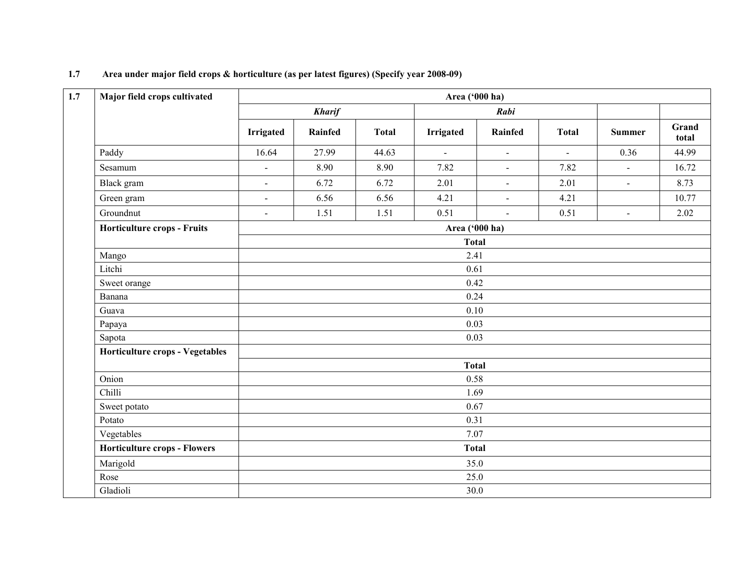**1.7 Area under major field crops & horticulture (as per latest figures) (Specify year 2008-09)**

| 1.7 | Major field crops cultivated | Area ('000 ha) | | | | | | | |
|---|---|---|---|---|---|---|---|---|---|
| | | ***Kharif*** | | | ***Rabi*** | | | | |
| | | **Irrigated** | **Rainfed** | **Total** | **Irrigated** | **Rainfed** | **Total** | **Summer** | **Grand total** |
| | Paddy | 16.64 | 27.99 | 44.63 | - | - | - | 0.36 | 44.99 |
| | Sesamum | - | 8.90 | 8.90 | 7.82 | - | 7.82 | - | 16.72 |
| | Black gram | - | 6.72 | 6.72 | 2.01 | - | 2.01 | - | 8.73 |
| | Green gram | - | 6.56 | 6.56 | 4.21 | - | 4.21 | | 10.77 |
| | Groundnut | - | 1.51 | 1.51 | 0.51 | - | 0.51 | - | 2.02 |
| | **Horticulture crops - Fruits** | **Area ('000 ha)** | | | | | | | |
| | | **Total** | | | | | | | |
| | Mango | 2.41 | | | | | | | |
| | Litchi | 0.61 | | | | | | | |
| | Sweet orange | 0.42 | | | | | | | |
| | Banana | 0.24 | | | | | | | |
| | Guava | 0.10 | | | | | | | |
| | Papaya | 0.03 | | | | | | | |
| | Sapota | 0.03 | | | | | | | |
| | **Horticulture crops - Vegetables** | | | | | | | | |
| | | **Total** | | | | | | | |
| | Onion | 0.58 | | | | | | | |
| | Chilli | 1.69 | | | | | | | |
| | Sweet potato | 0.67 | | | | | | | |
| | Potato | 0.31 | | | | | | | |
| | Vegetables | 7.07 | | | | | | | |
| | **Horticulture crops - Flowers** | **Total** | | | | | | | |
| | Marigold | 35.0 | | | | | | | |
| | Rose | 25.0 | | | | | | | |
| | Gladioli | 30.0 | | | | | | | |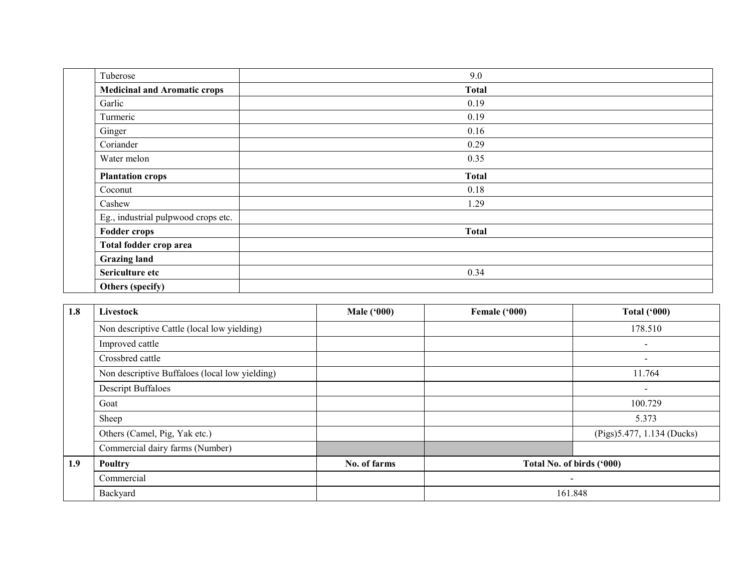| | | |
|---|---|---|
| | Tuberose | 9.0 |
| | **Medicinal and Aromatic crops** | **Total** |
| | Garlic | 0.19 |
| | Turmeric | 0.19 |
| | Ginger | 0.16 |
| | Coriander | 0.29 |
| | Water melon | 0.35 |
| | **Plantation crops** | **Total** |
| | Coconut | 0.18 |
| | Cashew | 1.29 |
| | Eg., industrial pulpwood crops etc. | |
| | **Fodder crops** | **Total** |
| | **Total fodder crop area** | |
| | **Grazing land** | |
| | **Sericulture etc** | 0.34 |
| | **Others (specify)** | |

| **1.8** | **Livestock** | **Male ('000)** | **Female ('000)** | **Total ('000)** |
|---|---|---|---|---|
| | Non descriptive Cattle (local low yielding) | | | 178.510 |
| | Improved cattle | | | - |
| | Crossbred cattle | | | - |
| | Non descriptive Buffaloes (local low yielding) | | | 11.764 |
| | Descript Buffaloes | | | - |
| | Goat | | | 100.729 |
| | Sheep | | | 5.373 |
| | Others (Camel, Pig, Yak etc.) | | | (Pigs)5.477, 1.134 (Ducks) |
| | Commercial dairy farms (Number) | | | |
| **1.9** | **Poultry** | **No. of farms** | **Total No. of birds ('000)** | |
| | Commercial | | - | |
| | Backyard | | 161.848 | |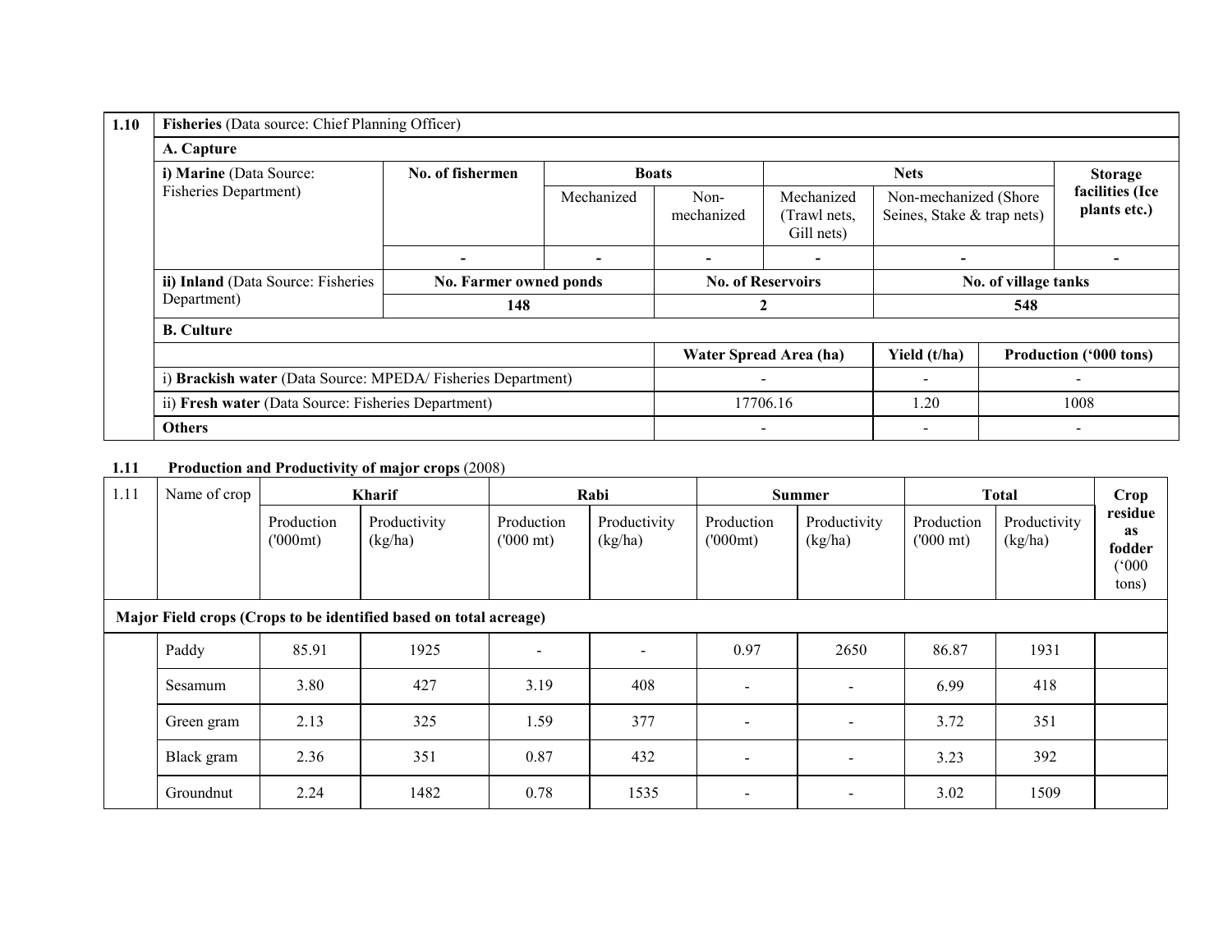| 1.10 | **Fisheries** (Data source: Chief Planning Officer) | | | | | | |
|---|---|---|---|---|---|---|---|
| | **A. Capture** | | | | | | |
| | **i) Marine** (Data Source: Fisheries Department) | **No. of fishermen** | **Boats** | | **Nets** | | **Storage facilities (Ice plants etc.)** |
| | | | Mechanized | Non-mechanized | Mechanized (Trawl nets, Gill nets) | Non-mechanized (Shore Seines, Stake & trap nets) | |
| | | - | - | - | - | - | - |
| | **ii) Inland** (Data Source: Fisheries Department) | **No. Farmer owned ponds** | | **No. of Reservoirs** | | **No. of village tanks** | |
| | | 148 | | 2 | | 548 | |
| | **B. Culture** | | | | | | |
| | | | | **Water Spread Area (ha)** | | **Yield (t/ha)** | **Production ('000 tons)** |
| | i) **Brackish water** (Data Source: MPEDA/ Fisheries Department) | | | - | | - | - |
| | ii) **Fresh water** (Data Source: Fisheries Department) | | | 17706.16 | | 1.20 | 1008 |
| | **Others** | | | - | | - | - |

**1.11 Production and Productivity of major crops** (2008)

| 1.11 | Name of crop | **Kharif** | | **Rabi** | | **Summer** | | **Total** | | **Crop residue as fodder ('000 tons)** |
|---|---|---|---|---|---|---|---|---|---|---|
| | | Production ('000mt) | Productivity (kg/ha) | Production ('000 mt) | Productivity (kg/ha) | Production ('000mt) | Productivity (kg/ha) | Production ('000 mt) | Productivity (kg/ha) | |
| **Major Field crops (Crops to be identified based on total acreage)** | | | | | | | | | | |
| | Paddy | 85.91 | 1925 | - | - | 0.97 | 2650 | 86.87 | 1931 | |
| | Sesamum | 3.80 | 427 | 3.19 | 408 | - | - | 6.99 | 418 | |
| | Green gram | 2.13 | 325 | 1.59 | 377 | - | - | 3.72 | 351 | |
| | Black gram | 2.36 | 351 | 0.87 | 432 | - | - | 3.23 | 392 | |
| | Groundnut | 2.24 | 1482 | 0.78 | 1535 | - | - | 3.02 | 1509 | |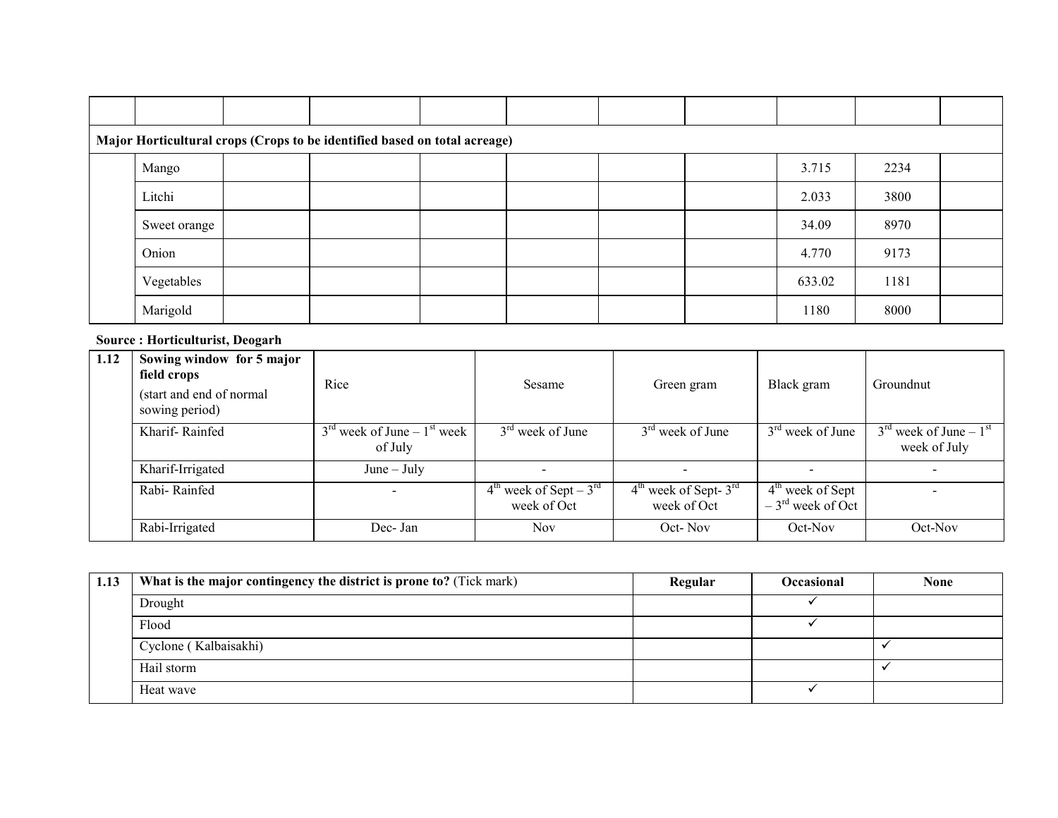| | | | | | | | | | | |
|---|---|---|---|---|---|---|---|---|---|---|
| **Major Horticultural crops (Crops to be identified based on total acreage)** | | | | | | | | | | |
| | Mango | | | | | | | 3.715 | 2234 | |
| | Litchi | | | | | | | 2.033 | 3800 | |
| | Sweet orange | | | | | | | 34.09 | 8970 | |
| | Onion | | | | | | | 4.770 | 9173 | |
| | Vegetables | | | | | | | 633.02 | 1181 | |
| | Marigold | | | | | | | 1180 | 8000 | |

**Source : Horticulturist, Deogarh**

| 1.12 | **Sowing window for 5 major field crops** (start and end of normal sowing period) | Rice | Sesame | Green gram | Black gram | Groundnut |
|---|---|---|---|---|---|---|
| | Kharif- Rainfed | 3rd week of June – 1st week of July | 3rd week of June | 3rd week of June | 3rd week of June | 3rd week of June – 1st week of July |
| | Kharif-Irrigated | June – July | - | - | - | - |
| | Rabi- Rainfed | - | 4th week of Sept – 3rd week of Oct | 4th week of Sept- 3rd week of Oct | 4th week of Sept – 3rd week of Oct | - |
| | Rabi-Irrigated | Dec- Jan | Nov | Oct- Nov | Oct-Nov | Oct-Nov |

| 1.13 | **What is the major contingency the district is prone to?** (Tick mark) | **Regular** | **Occasional** | **None** |
|---|---|---|---|---|
| | Drought | | ✓ | |
| | Flood | | ✓ | |
| | Cyclone ( Kalbaisakhi) | | | ✓ |
| | Hail storm | | | ✓ |
| | Heat wave | | ✓ | |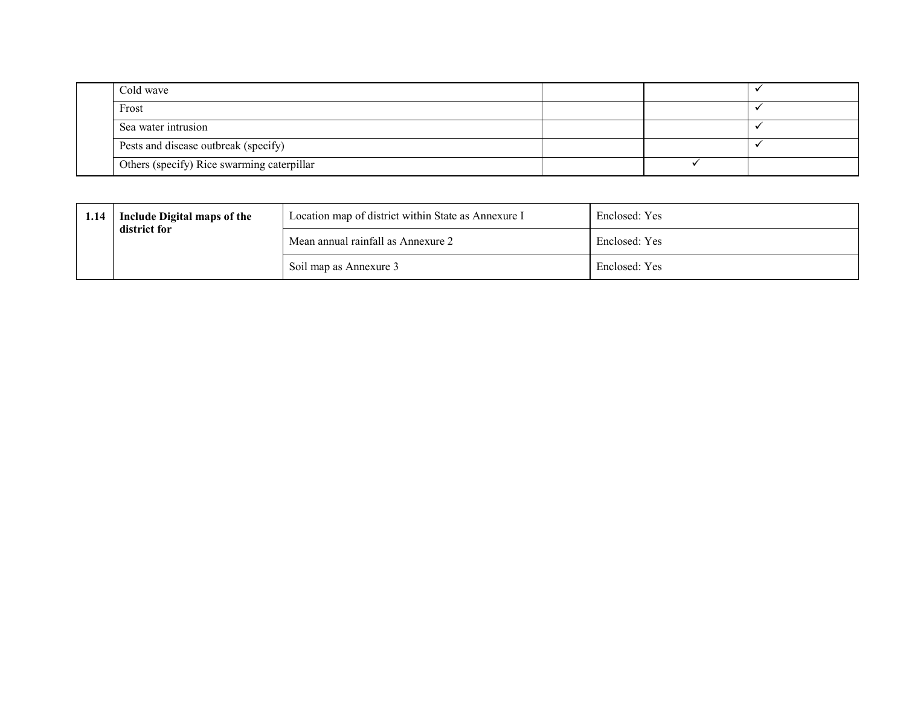| | | | | |
|---|---|---|---|---|
| | Cold wave | | | ✓ |
| | Frost | | | ✓ |
| | Sea water intrusion | | | ✓ |
| | Pests and disease outbreak (specify) | | | ✓ |
| | Others (specify) Rice swarming caterpillar | | ✓ | |

| | | | |
|---|---|---|---|
| **1.14** | **Include Digital maps of the district for** | Location map of district within State as Annexure I | Enclosed: Yes |
| | | Mean annual rainfall as Annexure 2 | Enclosed: Yes |
| | | Soil map as Annexure 3 | Enclosed: Yes |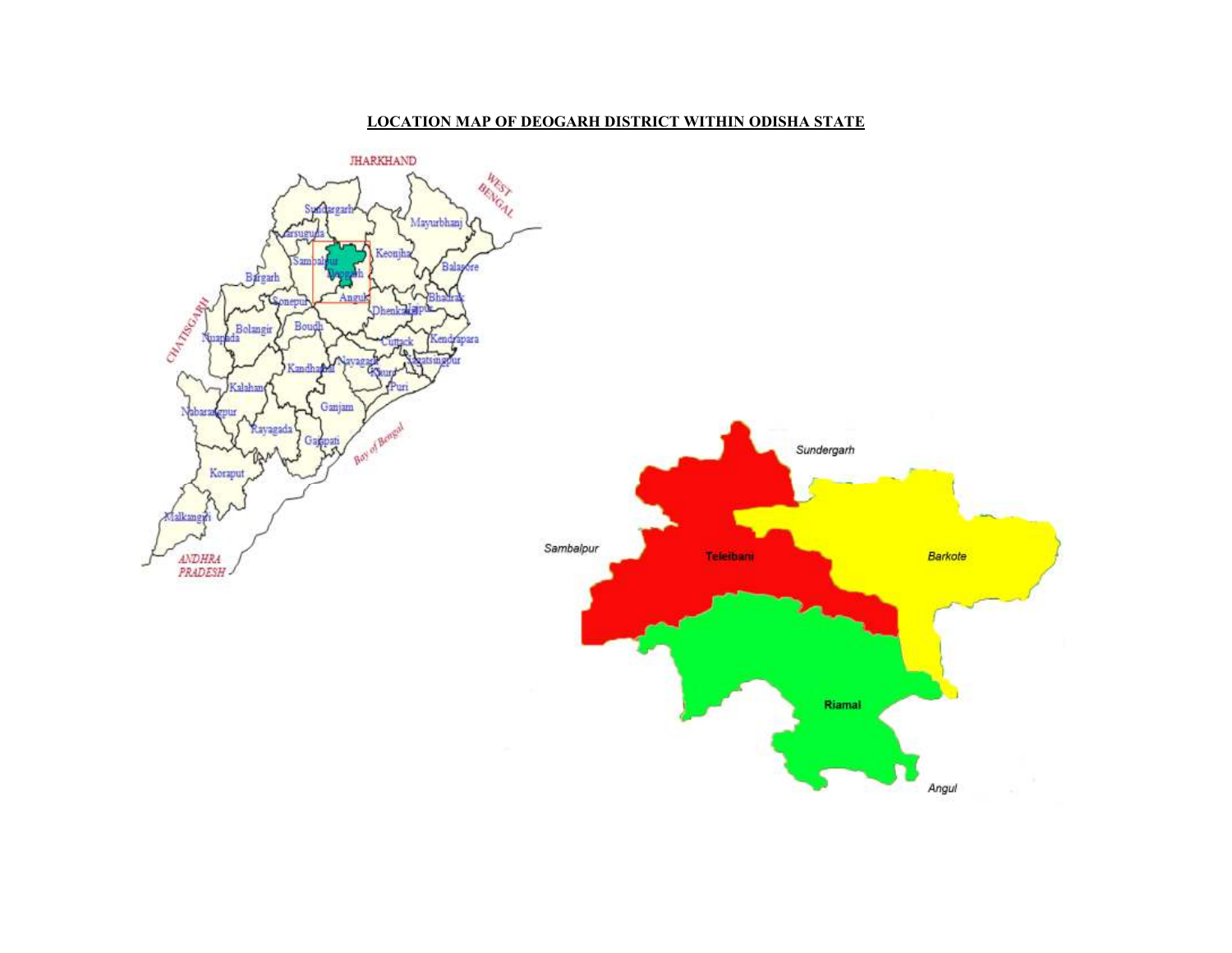## LOCATION MAP OF DEOGARH DISTRICT WITHIN ODISHA STATE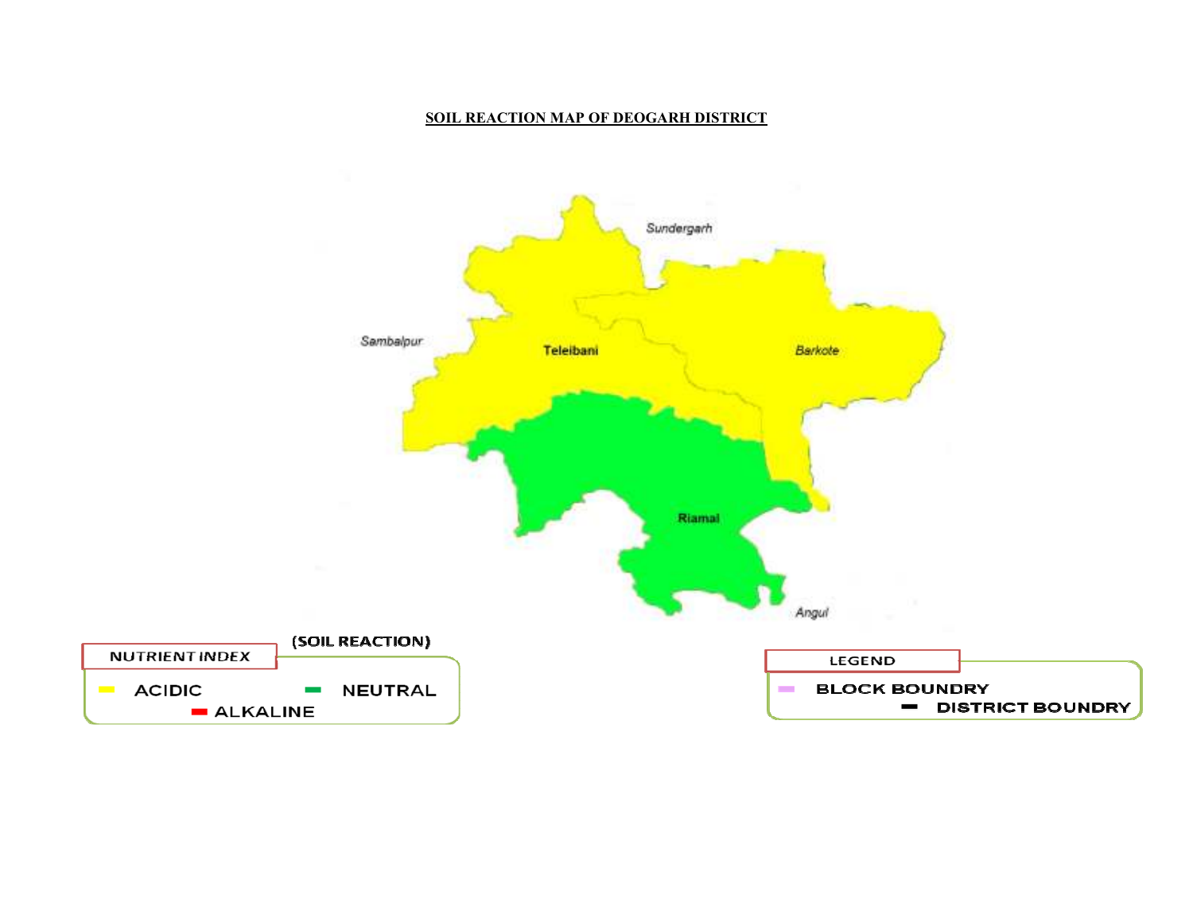## SOIL REACTION MAP OF DEOGARH DISTRICT

Sundergarh

Sambalpur

Teleibani

Barkote

Riamal

Angul

(SOIL REACTION)

NUTRIENT INDEX

ACIDIC NEUTRAL

ALKALINE

LEGEND

BLOCK BOUNDRY

DISTRICT BOUNDRY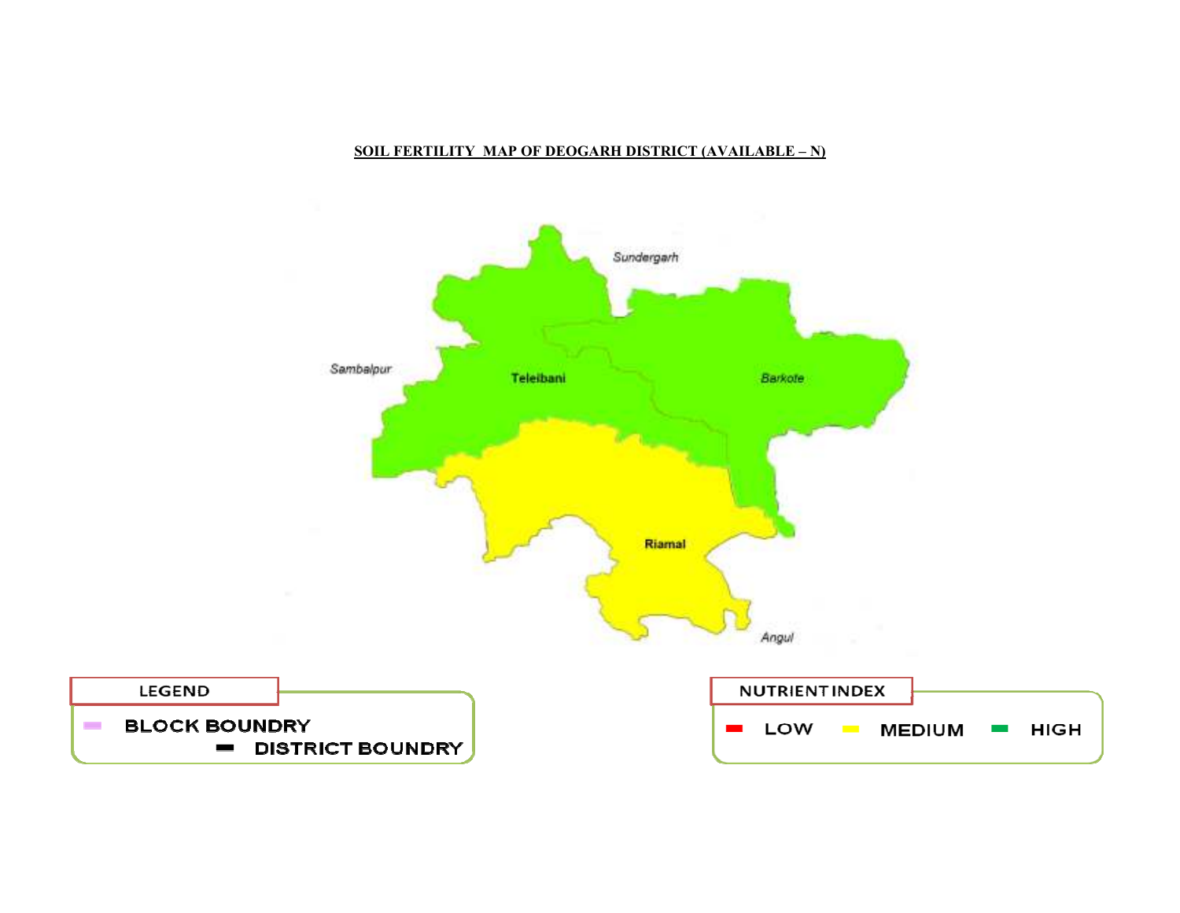**SOIL FERTILITY MAP OF DEOGARH DISTRICT (AVAILABLE – N)**

Sundergarh

Sambalpur

Teleibani

Barkote

Riamal

Angul

LEGEND

BLOCK BOUNDRY

DISTRICT BOUNDRY

NUTRIENT INDEX

LOW MEDIUM HIGH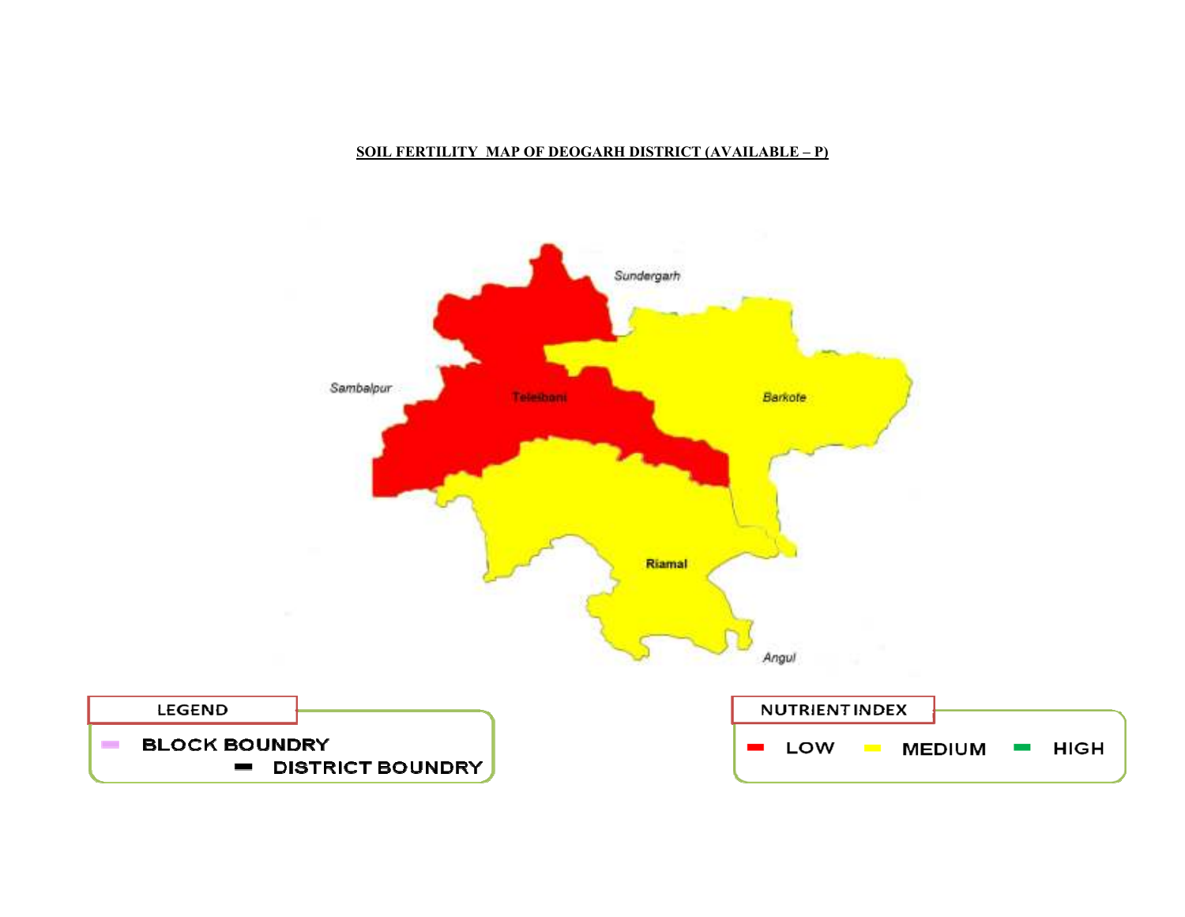**SOIL FERTILITY MAP OF DEOGARH DISTRICT (AVAILABLE – P)**

Sundergarh

Sambalpur

Tileibani

Barkote

Riamal

Angul

LEGEND

BLOCK BOUNDRY

DISTRICT BOUNDRY

NUTRIENT INDEX

LOW MEDIUM HIGH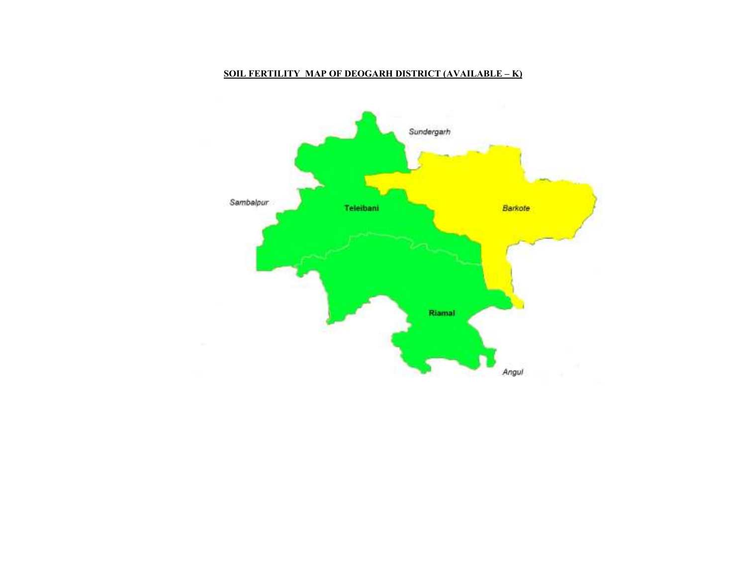**SOIL FERTILITY MAP OF DEOGARH DISTRICT (AVAILABLE – K)**

Sundergarh

Sambalpur

Teleibani

Barkote

Riamal

Angul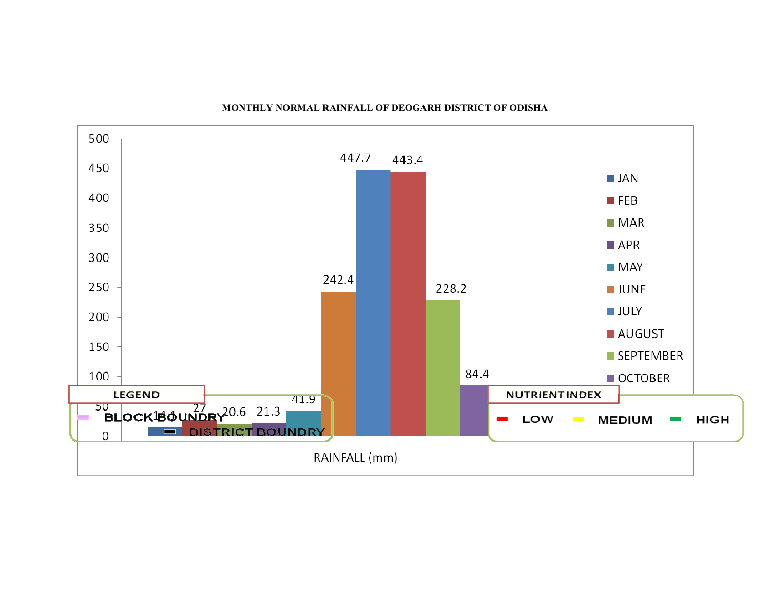**MONTHLY NORMAL RAINFALL OF DEOGARH DISTRICT OF ODISHA**

| Month | Rainfall (mm) |
|---|---|
| JAN | 14.1 |
| FEB | 27 |
| MAR | 20.6 |
| APR | 21.3 |
| MAY | 41.9 |
| JUNE | 242.4 |
| JULY | 447.7 |
| AUGUST | 443.4 |
| SEPTEMBER | 228.2 |
| OCTOBER | 84.4 |

RAINFALL (mm)

**LEGEND**

- BLOCK BOUNDRY
- DISTRICT BOUNDRY

**NUTRIENT INDEX**

- LOW
- MEDIUM
- HIGH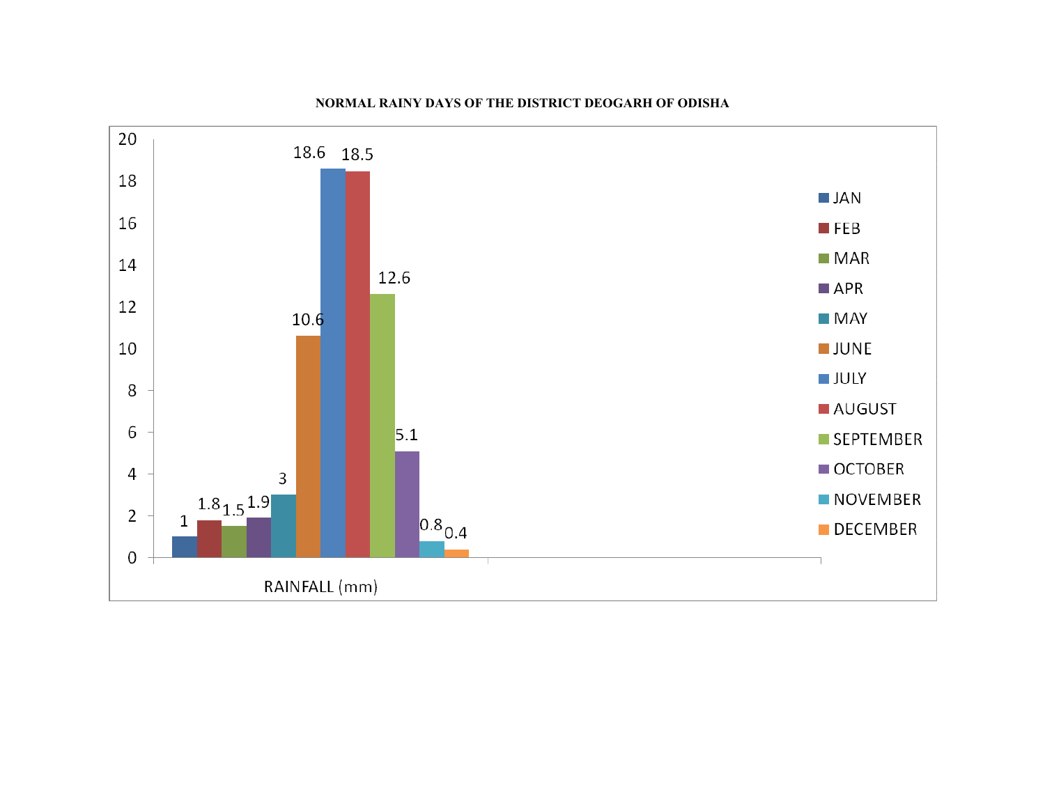**NORMAL RAINY DAYS OF THE DISTRICT DEOGARH OF ODISHA**

| Month | RAINFALL (mm) |
|---|---|
| JAN | 1 |
| FEB | 1.8 |
| MAR | 1.5 |
| APR | 1.9 |
| MAY | 3 |
| JUNE | 10.6 |
| JULY | 18.6 |
| AUGUST | 18.5 |
| SEPTEMBER | 12.6 |
| OCTOBER | 5.1 |
| NOVEMBER | 0.8 |
| DECEMBER | 0.4 |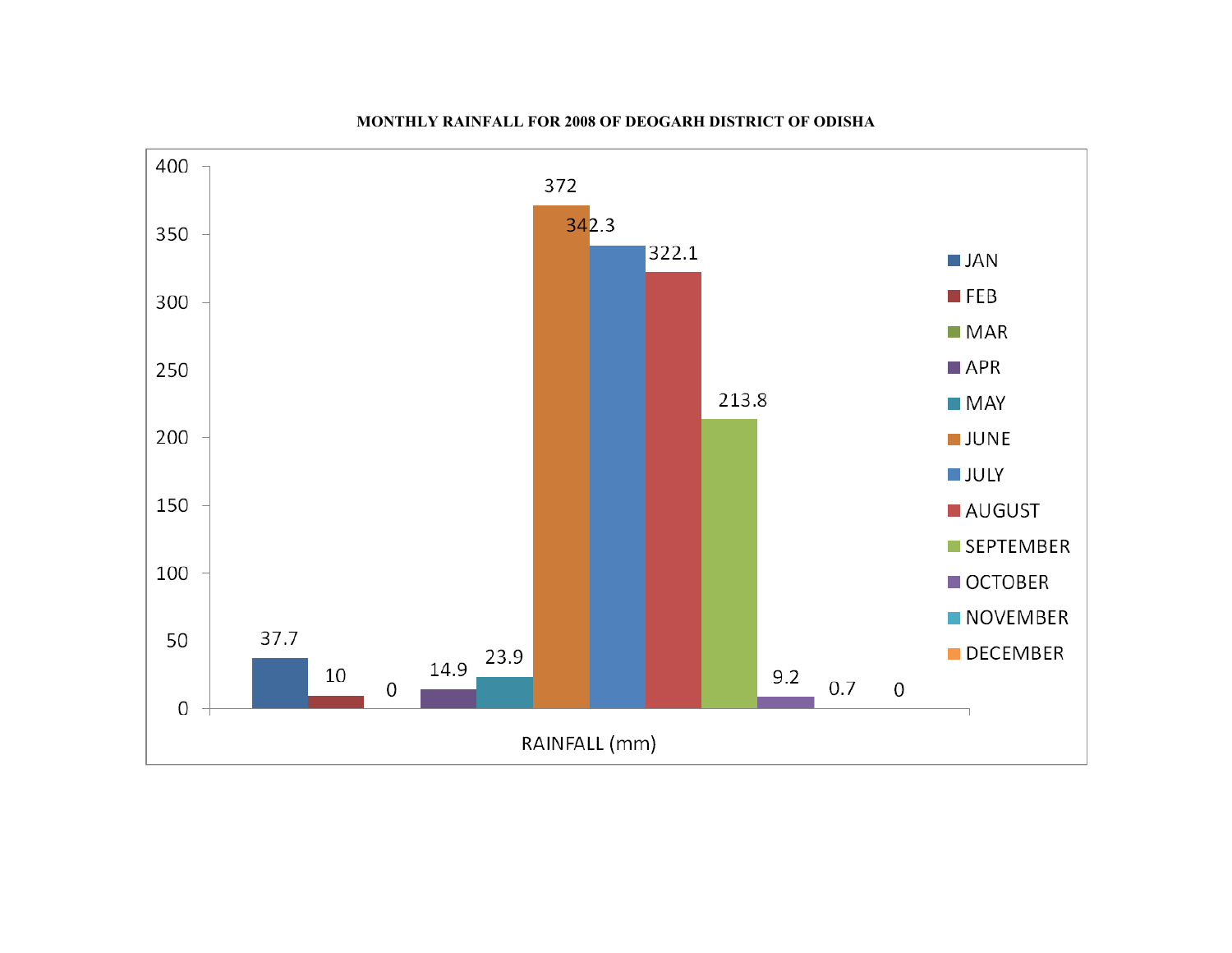**MONTHLY RAINFALL FOR 2008 OF DEOGARH DISTRICT OF ODISHA**

| Month | RAINFALL (mm) |
|---|---|
| JAN | 37.7 |
| FEB | 10 |
| MAR | 0 |
| APR | 14.9 |
| MAY | 23.9 |
| JUNE | 372 |
| JULY | 342.3 |
| AUGUST | 322.1 |
| SEPTEMBER | 213.8 |
| OCTOBER | 9.2 |
| NOVEMBER | 0.7 |
| DECEMBER | 0 |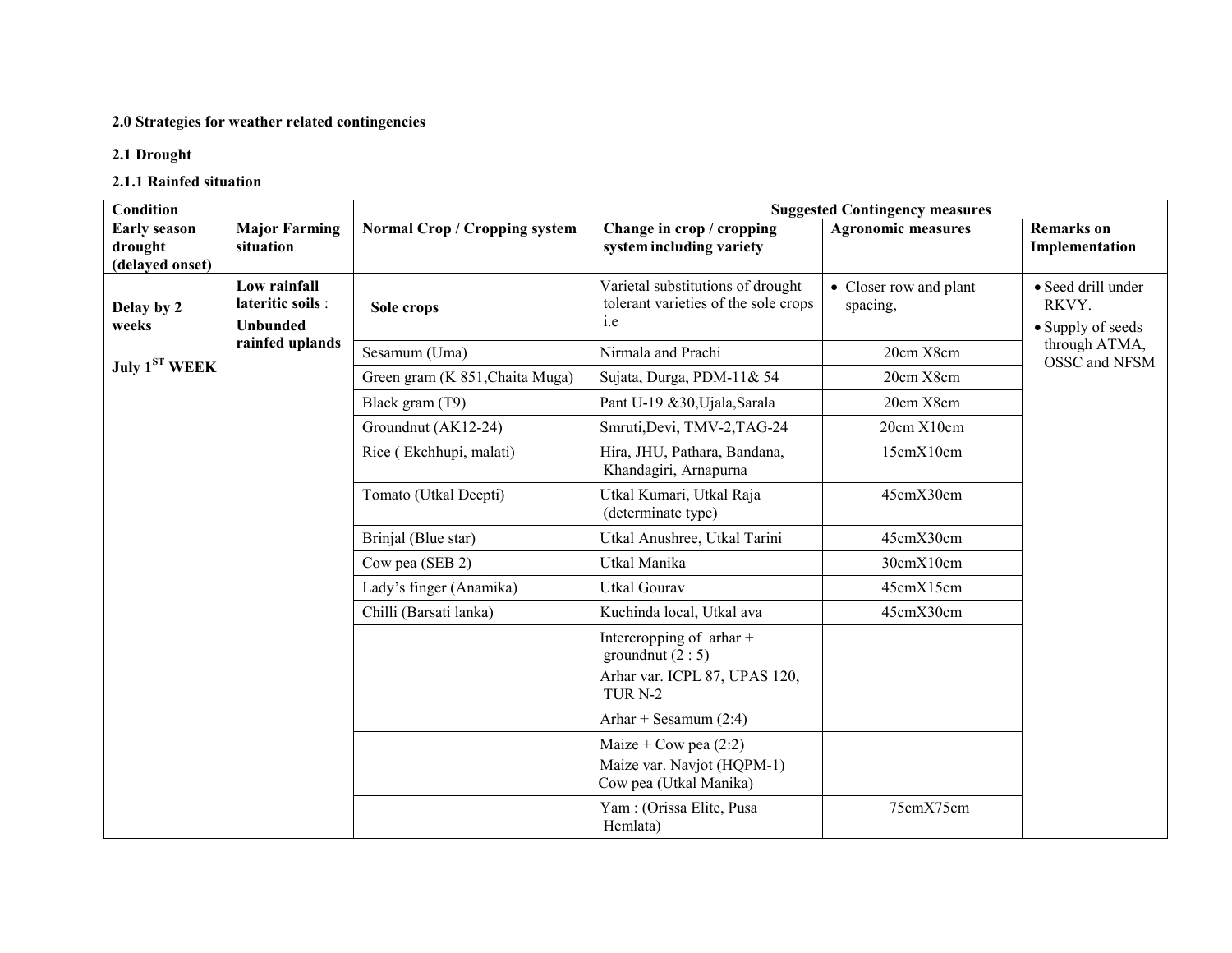**2.0 Strategies for weather related contingencies**

**2.1 Drought**

**2.1.1 Rainfed situation**

| Condition | | | Suggested Contingency measures | | |
|---|---|---|---|---|---|
| **Early season drought (delayed onset)** | **Major Farming situation** | **Normal Crop / Cropping system** | **Change in crop / cropping system including variety** | **Agronomic measures** | **Remarks on Implementation** |
| **Delay by 2 weeks**<br><br>**July 1[ST] WEEK** | **Low rainfall lateritic soils** : **Unbunded rainfed uplands** | **Sole crops** | Varietal substitutions of drought tolerant varieties of the sole crops i.e | • Closer row and plant spacing, | • Seed drill under RKVY.<br>• Supply of seeds through ATMA, OSSC and NFSM |
| | | Sesamum (Uma) | Nirmala and Prachi | 20cm X8cm | |
| | | Green gram (K 851,Chaita Muga) | Sujata, Durga, PDM-11& 54 | 20cm X8cm | |
| | | Black gram (T9) | Pant U-19 &30,Ujala,Sarala | 20cm X8cm | |
| | | Groundnut (AK12-24) | Smruti,Devi, TMV-2,TAG-24 | 20cm X10cm | |
| | | Rice ( Ekchhupi, malati) | Hira, JHU, Pathara, Bandana, Khandagiri, Arnapurna | 15cmX10cm | |
| | | Tomato (Utkal Deepti) | Utkal Kumari, Utkal Raja (determinate type) | 45cmX30cm | |
| | | Brinjal (Blue star) | Utkal Anushree, Utkal Tarini | 45cmX30cm | |
| | | Cow pea (SEB 2) | Utkal Manika | 30cmX10cm | |
| | | Lady's finger (Anamika) | Utkal Gourav | 45cmX15cm | |
| | | Chilli (Barsati lanka) | Kuchinda local, Utkal ava | 45cmX30cm | |
| | | | Intercropping of arhar + groundnut (2 : 5)<br>Arhar var. ICPL 87, UPAS 120, TUR N-2 | | |
| | | | Arhar + Sesamum (2:4) | | |
| | | | Maize + Cow pea (2:2)<br>Maize var. Navjot (HQPM-1)<br>Cow pea (Utkal Manika) | | |
| | | | Yam : (Orissa Elite, Pusa Hemlata) | 75cmX75cm | |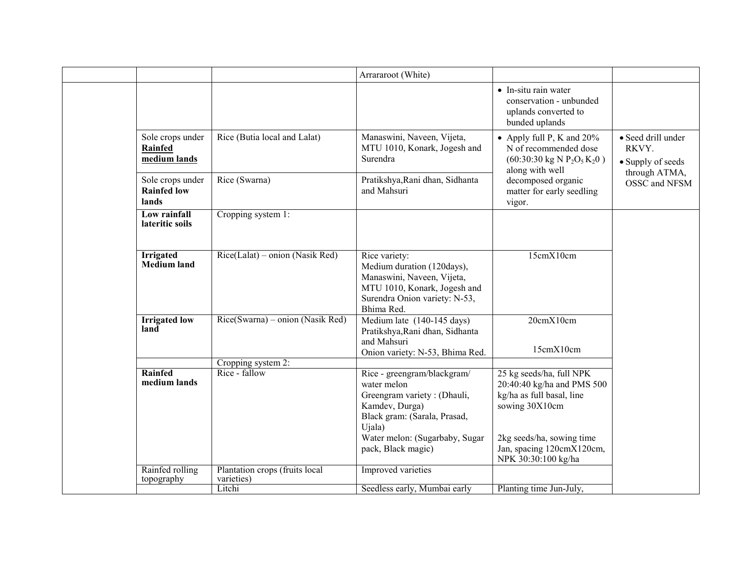| | | | | | |
|---|---|---|---|---|---|
| | | | Arrararoot (White) | | |
| | | | | • In-situ rain water conservation - unbunded uplands converted to bunded uplands | |
| | Sole crops under **Rainfed medium lands** | Rice (Butia local and Lalat) | Manaswini, Naveen, Vijeta, MTU 1010, Konark, Jogesh and Surendra | • Apply full P, K and 20% N of recommended dose (60:30:30 kg N $P_2O_5$ $K_2O$ ) along with well decomposed organic matter for early seedling vigor. | • Seed drill under RKVY. • Supply of seeds through ATMA, OSSC and NFSM |
| | Sole crops under **Rainfed low lands** | Rice (Swarna) | Pratikshya,Rani dhan, Sidhanta and Mahsuri | | |
| | **Low rainfall lateritic soils** | Cropping system 1: | | | |
| | **Irrigated Medium land** | Rice(Lalat) – onion (Nasik Red) | Rice variety: Medium duration (120days), Manaswini, Naveen, Vijeta, MTU 1010, Konark, Jogesh and Surendra Onion variety: N-53, Bhima Red. | 15cmX10cm | |
| | **Irrigated low land** | Rice(Swarna) – onion (Nasik Red) | Medium late (140-145 days) Pratikshya,Rani dhan, Sidhanta and Mahsuri Onion variety: N-53, Bhima Red. | 20cmX10cm 15cmX10cm | |
| | | Cropping system 2: | | | |
| | **Rainfed medium lands** | Rice - fallow | Rice - greengram/blackgram/ water melon Greengram variety : (Dhauli, Kamdev, Durga) Black gram: (Sarala, Prasad, Ujala) Water melon: (Sugarbaby, Sugar pack, Black magic) | 25 kg seeds/ha, full NPK 20:40:40 kg/ha and PMS 500 kg/ha as full basal, line sowing 30X10cm 2kg seeds/ha, sowing time Jan, spacing 120cmX120cm, NPK 30:30:100 kg/ha | |
| | Rainfed rolling topography | Plantation crops (fruits local varieties) | Improved varieties | | |
| | | Litchi | Seedless early, Mumbai early | Planting time Jun-July, | |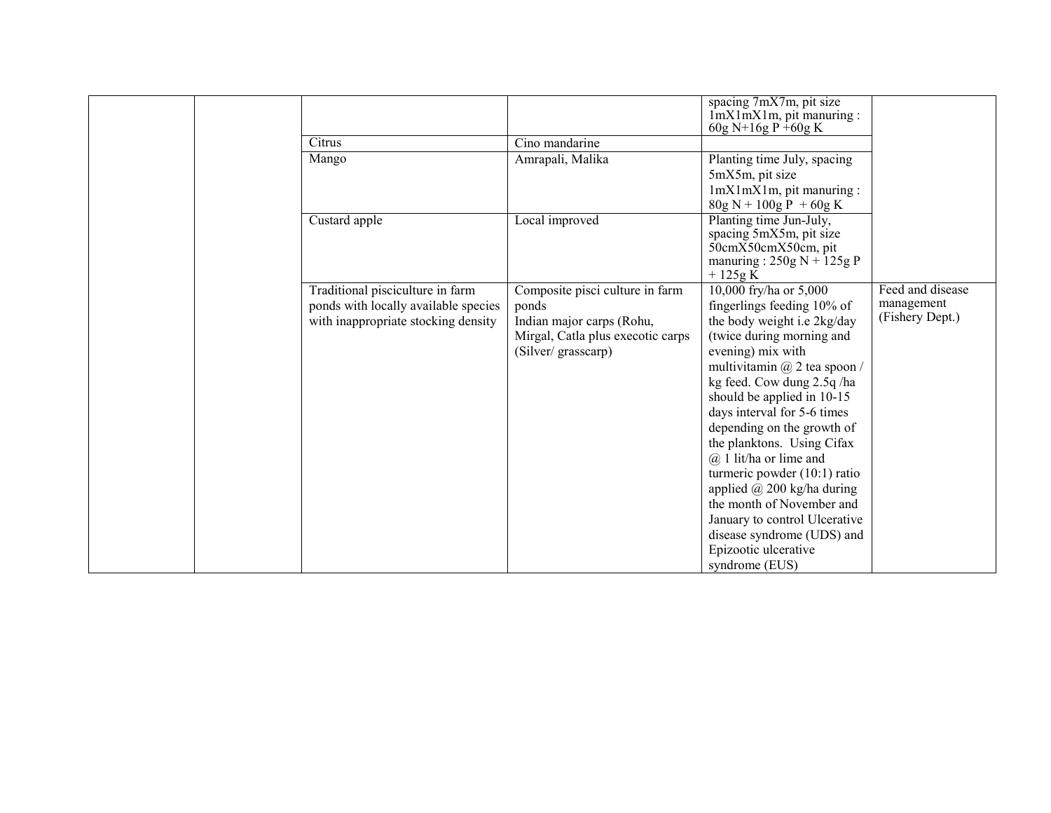| | | | | | |
|---|---|---|---|---|---|
| | | | | spacing 7mX7m, pit size 1mX1mX1m, pit manuring : 60g N+16g P +60g K | |
| | | Citrus | Cino mandarine | | |
| | | Mango | Amrapali, Malika | Planting time July, spacing 5mX5m, pit size 1mX1mX1m, pit manuring : 80g N + 100g P + 60g K | |
| | | Custard apple | Local improved | Planting time Jun-July, spacing 5mX5m, pit size 50cmX50cmX50cm, pit manuring : 250g N + 125g P + 125g K | |
| | | Traditional pisciculture in farm ponds with locally available species with inappropriate stocking density | Composite pisci culture in farm ponds<br>Indian major carps (Rohu, Mirgal, Catla plus execotic carps (Silver/ grasscarp) | 10,000 fry/ha or 5,000 fingerlings feeding 10% of the body weight i.e 2kg/day (twice during morning and evening) mix with multivitamin @ 2 tea spoon / kg feed. Cow dung 2.5q /ha should be applied in 10-15 days interval for 5-6 times depending on the growth of the planktons. Using Cifax @ 1 lit/ha or lime and turmeric powder (10:1) ratio applied @ 200 kg/ha during the month of November and January to control Ulcerative disease syndrome (UDS) and Epizootic ulcerative syndrome (EUS) | Feed and disease management (Fishery Dept.) |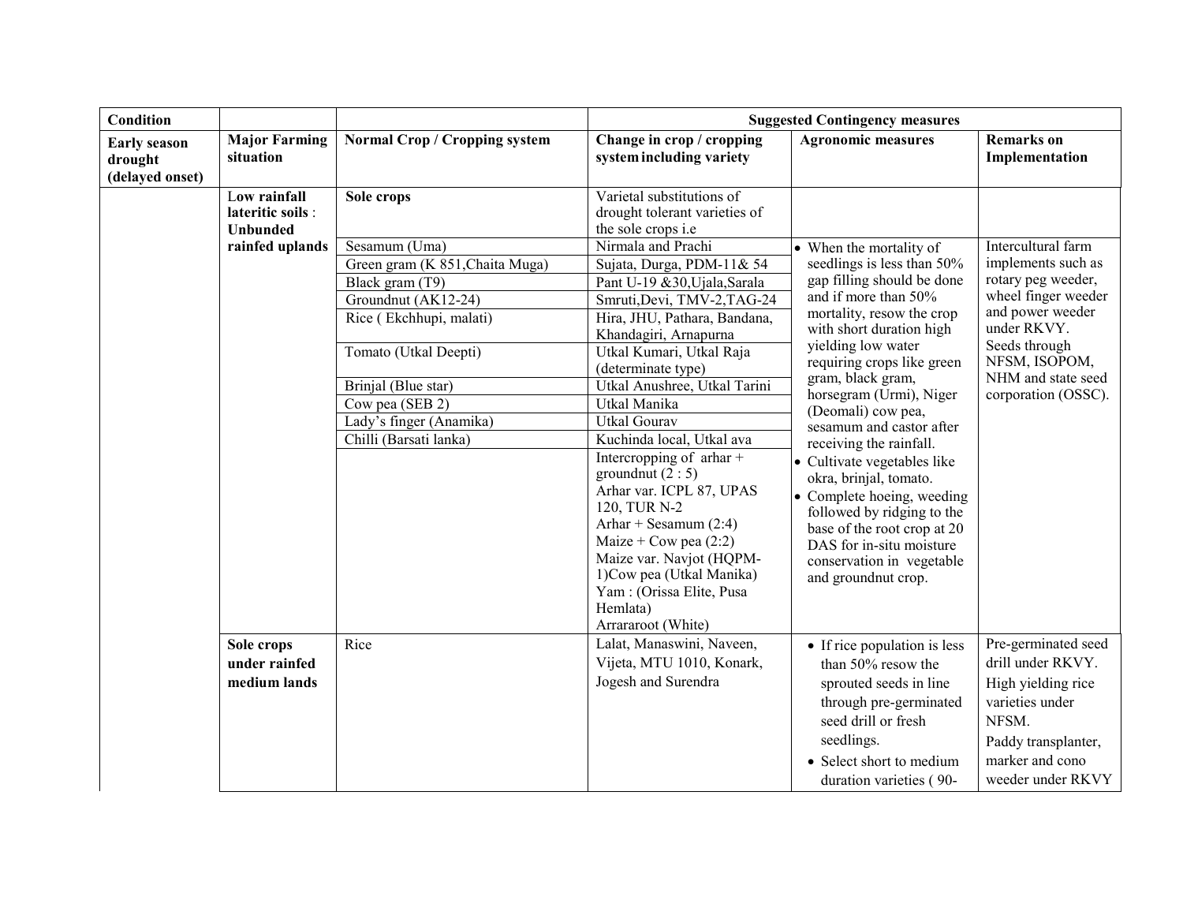| Condition | | | Suggested Contingency measures | | |
|---|---|---|---|---|---|
| **Early season drought (delayed onset)** | **Major Farming situation** | **Normal Crop / Cropping system** | **Change in crop / cropping system including variety** | **Agronomic measures** | **Remarks on Implementation** |
| | **Low rainfall lateritic soils : Unbunded rainfed uplands** | **Sole crops** | Varietal substitutions of drought tolerant varieties of the sole crops i.e | | |
| | | Sesamum (Uma) | Nirmala and Prachi | • When the mortality of seedlings is less than 50% gap filling should be done and if more than 50% mortality, resow the crop with short duration high yielding low water requiring crops like green gram, black gram, horsegram (Urmi), Niger (Deomali) cow pea, sesamum and castor after receiving the rainfall.<br>• Cultivate vegetables like okra, brinjal, tomato.<br>• Complete hoeing, weeding followed by ridging to the base of the root crop at 20 DAS for in-situ moisture conservation in vegetable and groundnut crop. | Intercultural farm implements such as rotary peg weeder, wheel finger weeder and power weeder under RKVY.<br>Seeds through NFSM, ISOPOM, NHM and state seed corporation (OSSC). |
| | | Green gram (K 851,Chaita Muga) | Sujata, Durga, PDM-11& 54 | | |
| | | Black gram (T9) | Pant U-19 &30,Ujala,Sarala | | |
| | | Groundnut (AK12-24) | Smruti,Devi, TMV-2,TAG-24 | | |
| | | Rice ( Ekchhupi, malati) | Hira, JHU, Pathara, Bandana, Khandagiri, Arnapurna | | |
| | | Tomato (Utkal Deepti) | Utkal Kumari, Utkal Raja (determinate type) | | |
| | | Brinjal (Blue star) | Utkal Anushree, Utkal Tarini | | |
| | | Cow pea (SEB 2) | Utkal Manika | | |
| | | Lady's finger (Anamika) | Utkal Gourav | | |
| | | Chilli (Barsati lanka) | Kuchinda local, Utkal ava | | |
| | | | Intercropping of arhar + groundnut (2 : 5)<br>Arhar var. ICPL 87, UPAS 120, TUR N-2<br>Arhar + Sesamum (2:4)<br>Maize + Cow pea (2:2)<br>Maize var. Navjot (HQPM-1)Cow pea (Utkal Manika)<br>Yam : (Orissa Elite, Pusa Hemlata)<br>Arrararoot (White) | | |
| | **Sole crops under rainfed medium lands** | Rice | Lalat, Manaswini, Naveen, Vijeta, MTU 1010, Konark, Jogesh and Surendra | • If rice population is less than 50% resow the sprouted seeds in line through pre-germinated seed drill or fresh seedlings.<br>• Select short to medium duration varieties ( 90- | Pre-germinated seed drill under RKVY.<br>High yielding rice varieties under NFSM.<br>Paddy transplanter, marker and cono weeder under RKVY |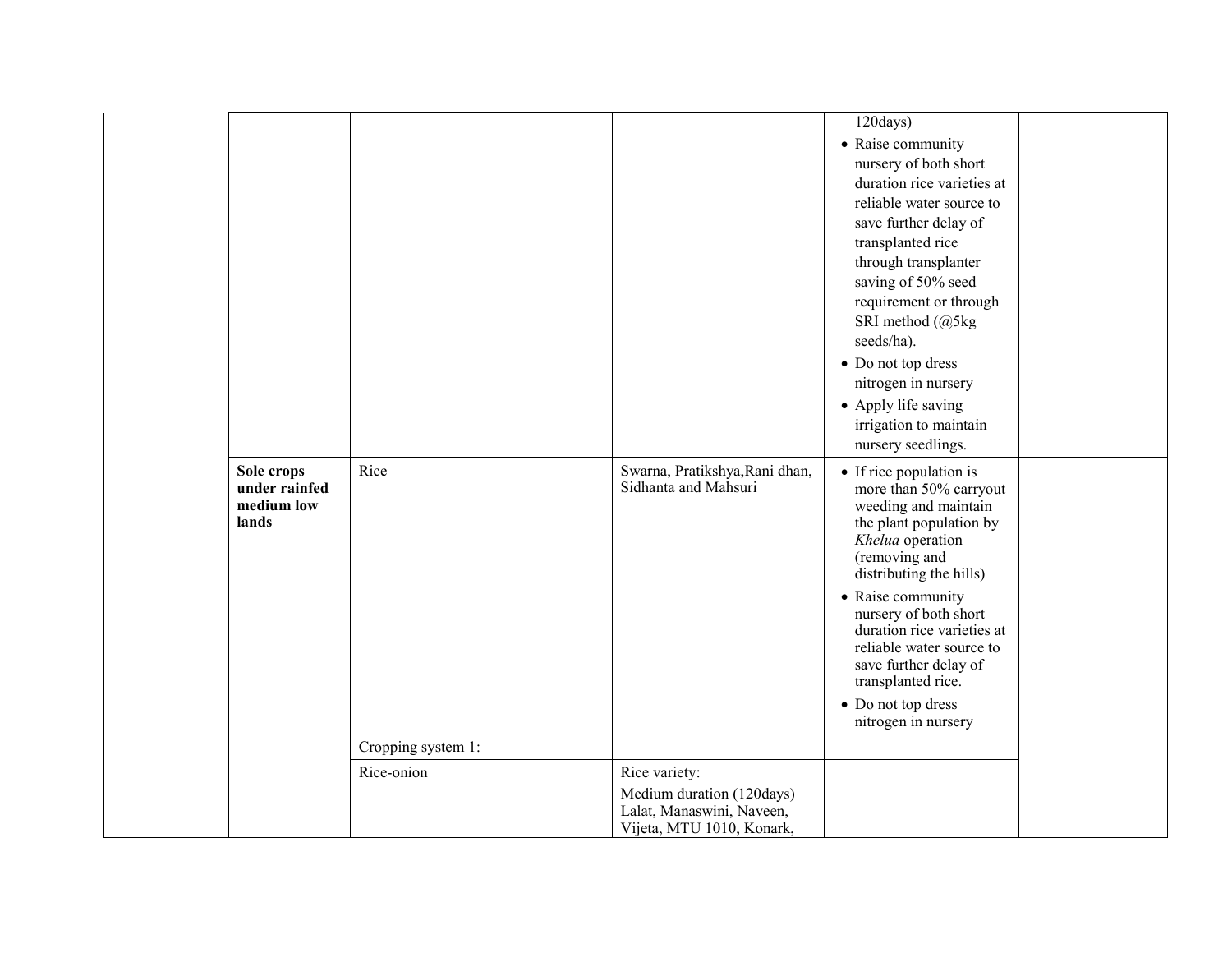| | | | | | |
|---|---|---|---|---|---|
| | | | | 120days)<br>• Raise community nursery of both short duration rice varieties at reliable water source to save further delay of transplanted rice through transplanter saving of 50% seed requirement or through SRI method (@5kg seeds/ha).<br>• Do not top dress nitrogen in nursery<br>• Apply life saving irrigation to maintain nursery seedlings. | |
| | **Sole crops under rainfed medium low lands** | Rice | Swarna, Pratikshya,Rani dhan, Sidhanta and Mahsuri | • If rice population is more than 50% carryout weeding and maintain the plant population by *Khelua* operation (removing and distributing the hills)<br>• Raise community nursery of both short duration rice varieties at reliable water source to save further delay of transplanted rice.<br>• Do not top dress nitrogen in nursery | |
| | | Cropping system 1: | | | |
| | | Rice-onion | Rice variety:<br>Medium duration (120days) Lalat, Manaswini, Naveen, Vijeta, MTU 1010, Konark, | | |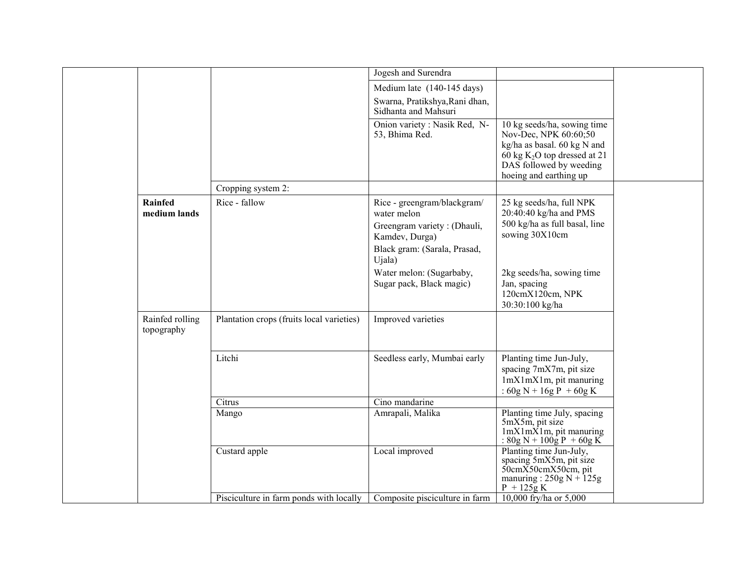| | | | | | |
|---|---|---|---|---|---|
| | | | Jogesh and Surendra | | |
| | | | Medium late (140-145 days)<br>Swarna, Pratikshya,Rani dhan, Sidhanta and Mahsuri | | |
| | | | Onion variety : Nasik Red, N-53, Bhima Red. | 10 kg seeds/ha, sowing time Nov-Dec, NPK 60:60;50 kg/ha as basal. 60 kg N and 60 kg $K_2O$ top dressed at 21 DAS followed by weeding hoeing and earthing up | |
| | | Cropping system 2: | | | |
| | **Rainfed medium lands** | Rice - fallow | Rice - greengram/blackgram/ water melon<br>Greengram variety : (Dhauli, Kamdev, Durga)<br>Black gram: (Sarala, Prasad, Ujala)<br>Water melon: (Sugarbaby, Sugar pack, Black magic) | 25 kg seeds/ha, full NPK 20:40:40 kg/ha and PMS 500 kg/ha as full basal, line sowing 30X10cm<br><br>2kg seeds/ha, sowing time Jan, spacing 120cmX120cm, NPK 30:30:100 kg/ha | |
| | Rainfed rolling topography | Plantation crops (fruits local varieties) | Improved varieties | | |
| | | Litchi | Seedless early, Mumbai early | Planting time Jun-July, spacing 7mX7m, pit size 1mX1mX1m, pit manuring : 60g N + 16g P + 60g K | |
| | | Citrus | Cino mandarine | | |
| | | Mango | Amrapali, Malika | Planting time July, spacing 5mX5m, pit size 1mX1mX1m, pit manuring : 80g N + 100g P + 60g K | |
| | | Custard apple | Local improved | Planting time Jun-July, spacing 5mX5m, pit size 50cmX50cmX50cm, pit manuring : 250g N + 125g P + 125g K | |
| | | Pisciculture in farm ponds with locally | Composite pisciculture in farm | 10,000 fry/ha or 5,000 | |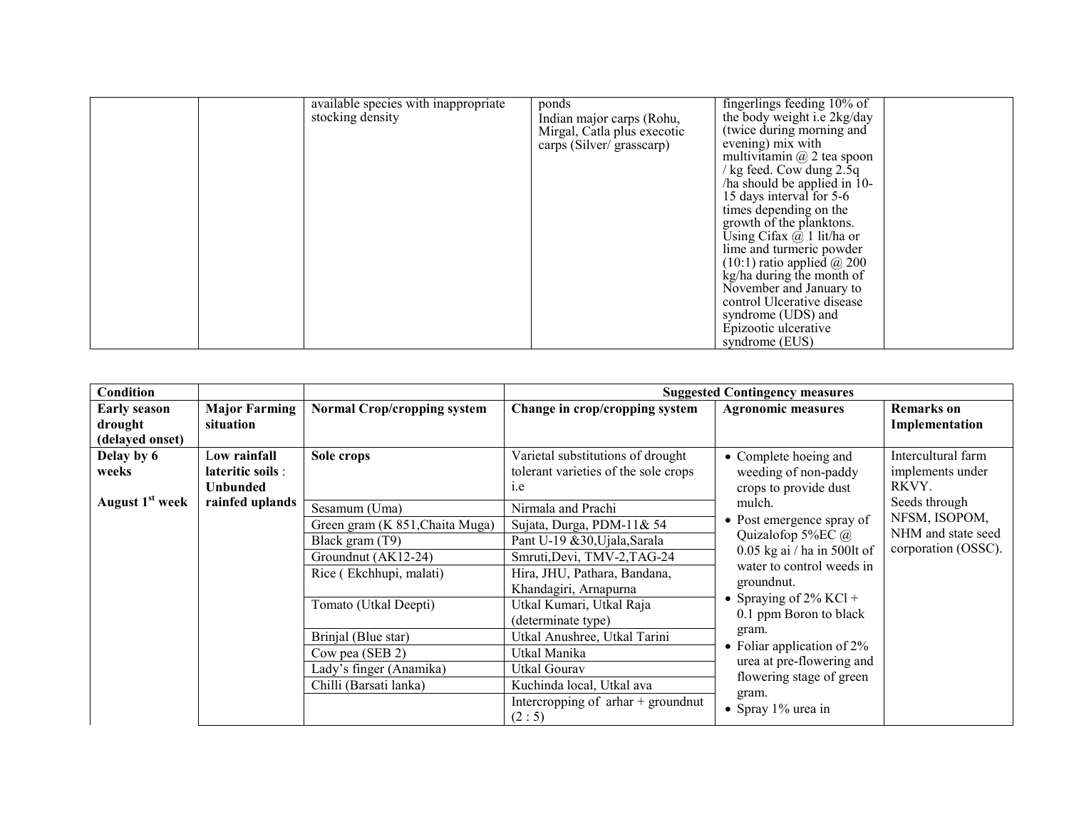|  |  | available species with inappropriate stocking density | ponds<br>Indian major carps (Rohu, Mirgal, Catla plus execotic carps (Silver/ grasscarp) | fingerlings feeding 10% of the body weight i.e 2kg/day (twice during morning and evening) mix with multivitamin @ 2 tea spoon / kg feed. Cow dung 2.5q /ha should be applied in 10-15 days interval for 5-6 times depending on the growth of the planktons. Using Cifax @ 1 lit/ha or lime and turmeric powder (10:1) ratio applied @ 200 kg/ha during the month of November and January to control Ulcerative disease syndrome (UDS) and Epizootic ulcerative syndrome (EUS) |  |

| **Condition** |  |  | **Suggested Contingency measures** |  |  |
|---|---|---|---|---|---|
| **Early season drought (delayed onset)** | **Major Farming situation** | **Normal Crop/cropping system** | **Change in crop/cropping system** | **Agronomic measures** | **Remarks on Implementation** |
| **Delay by 6 weeks**<br><br>**August 1st week** | **Low rainfall lateritic soils : Unbunded rainfed uplands** | **Sole crops** | Varietal substitutions of drought tolerant varieties of the sole crops i.e | • Complete hoeing and weeding of non-paddy crops to provide dust mulch.<br>• Post emergence spray of Quizalofop 5%EC @ 0.05 kg ai / ha in 500lt of water to control weeds in groundnut.<br>• Spraying of 2% KCl + 0.1 ppm Boron to black gram.<br>• Foliar application of 2% urea at pre-flowering and flowering stage of green gram.<br>• Spray 1% urea in | Intercultural farm implements under RKVY.<br>Seeds through NFSM, ISOPOM, NHM and state seed corporation (OSSC). |
|  |  | Sesamum (Uma) | Nirmala and Prachi |  |  |
|  |  | Green gram (K 851,Chaita Muga) | Sujata, Durga, PDM-11& 54 |  |  |
|  |  | Black gram (T9) | Pant U-19 &30,Ujala,Sarala |  |  |
|  |  | Groundnut (AK12-24) | Smruti,Devi, TMV-2,TAG-24 |  |  |
|  |  | Rice ( Ekchhupi, malati) | Hira, JHU, Pathara, Bandana, Khandagiri, Arnapurna |  |  |
|  |  | Tomato (Utkal Deepti) | Utkal Kumari, Utkal Raja (determinate type) |  |  |
|  |  | Brinjal (Blue star) | Utkal Anushree, Utkal Tarini |  |  |
|  |  | Cow pea (SEB 2) | Utkal Manika |  |  |
|  |  | Lady's finger (Anamika) | Utkal Gourav |  |  |
|  |  | Chilli (Barsati lanka) | Kuchinda local, Utkal ava |  |  |
|  |  |  | Intercropping of arhar + groundnut (2 : 5) |  |  |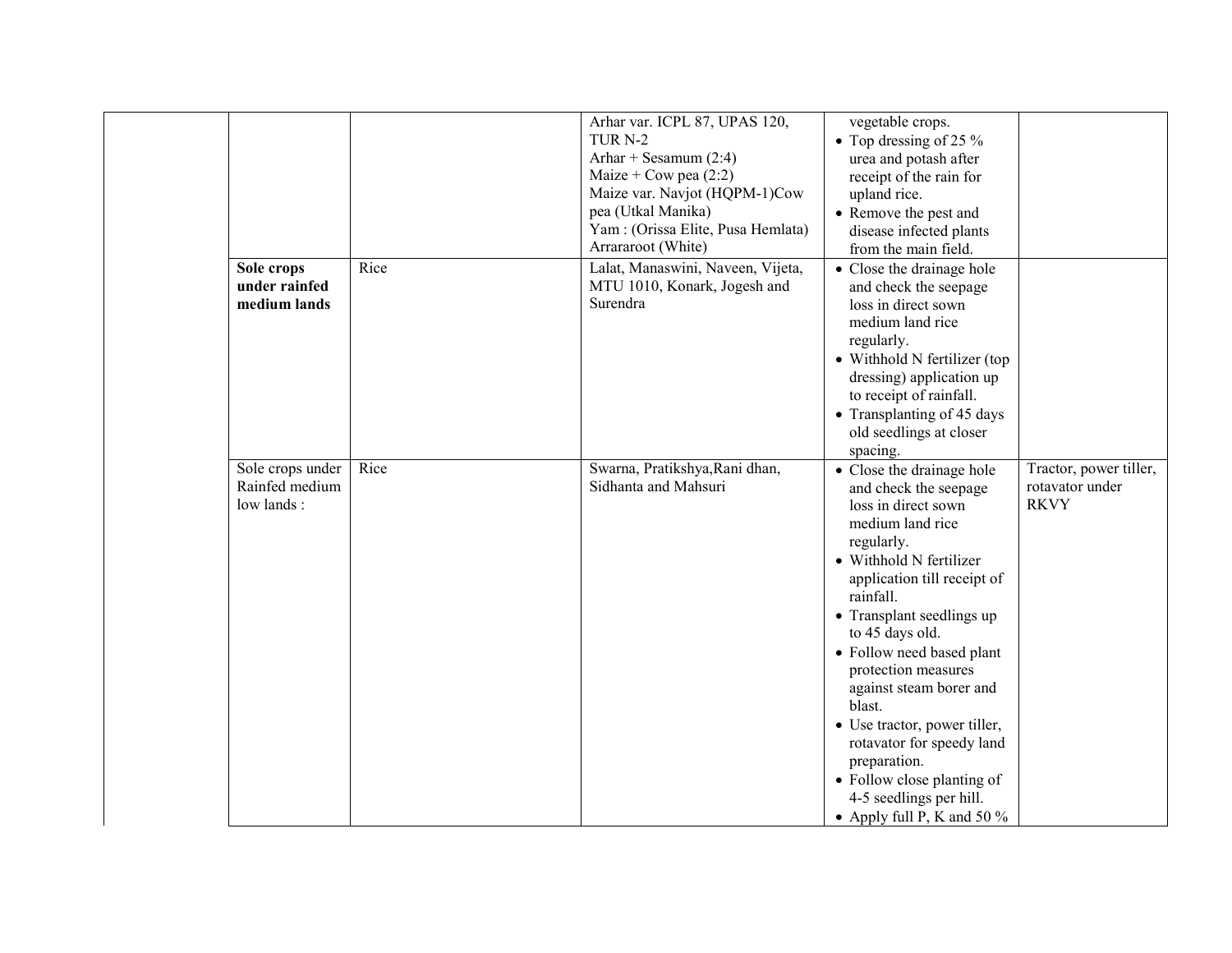| | | | | | |
|---|---|---|---|---|---|
| | | | Arhar var. ICPL 87, UPAS 120, TUR N-2<br>Arhar + Sesamum (2:4)<br>Maize + Cow pea (2:2)<br>Maize var. Navjot (HQPM-1)Cow pea (Utkal Manika)<br>Yam : (Orissa Elite, Pusa Hemlata)<br>Arrararoot (White) | vegetable crops.<br>• Top dressing of 25 % urea and potash after receipt of the rain for upland rice.<br>• Remove the pest and disease infected plants from the main field. | |
| | **Sole crops under rainfed medium lands** | Rice | Lalat, Manaswini, Naveen, Vijeta, MTU 1010, Konark, Jogesh and Surendra | • Close the drainage hole and check the seepage loss in direct sown medium land rice regularly.<br>• Withhold N fertilizer (top dressing) application up to receipt of rainfall.<br>• Transplanting of 45 days old seedlings at closer spacing. | |
| | Sole crops under Rainfed medium low lands : | Rice | Swarna, Pratikshya,Rani dhan, Sidhanta and Mahsuri | • Close the drainage hole and check the seepage loss in direct sown medium land rice regularly.<br>• Withhold N fertilizer application till receipt of rainfall.<br>• Transplant seedlings up to 45 days old.<br>• Follow need based plant protection measures against steam borer and blast.<br>• Use tractor, power tiller, rotavator for speedy land preparation.<br>• Follow close planting of 4-5 seedlings per hill.<br>• Apply full P, K and 50 % | Tractor, power tiller, rotavator under RKVY |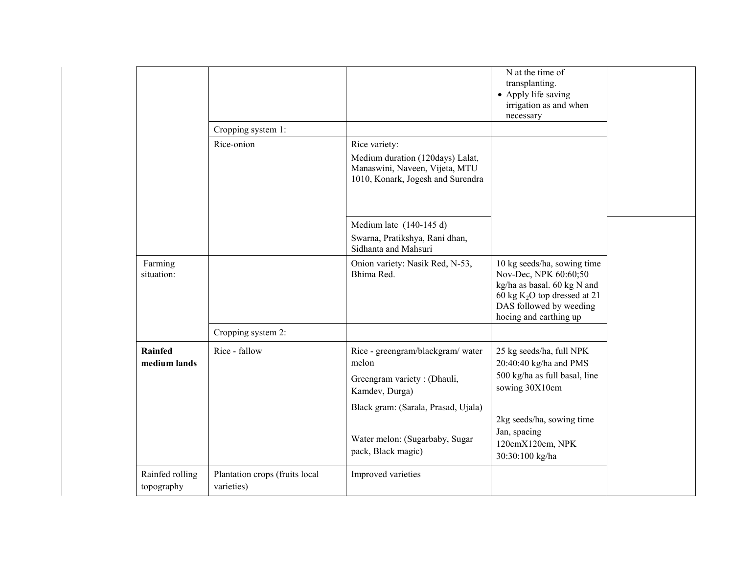| | | | | |
|---|---|---|---|---|
| | | | N at the time of transplanting.<br>• Apply life saving irrigation as and when necessary | |
| | Cropping system 1: | | | |
| | Rice-onion | Rice variety:<br>Medium duration (120days) Lalat, Manaswini, Naveen, Vijeta, MTU 1010, Konark, Jogesh and Surendra | | |
| | | Medium late (140-145 d)<br>Swarna, Pratikshya, Rani dhan, Sidhanta and Mahsuri | | |
| Farming situation: | | Onion variety: Nasik Red, N-53, Bhima Red. | 10 kg seeds/ha, sowing time Nov-Dec, NPK 60:60;50 kg/ha as basal. 60 kg N and 60 kg $K_2O$ top dressed at 21 DAS followed by weeding hoeing and earthing up | |
| | Cropping system 2: | | | |
| **Rainfed medium lands** | Rice - fallow | Rice - greengram/blackgram/ water melon<br>Greengram variety : (Dhauli, Kamdev, Durga)<br>Black gram: (Sarala, Prasad, Ujala)<br>Water melon: (Sugarbaby, Sugar pack, Black magic) | 25 kg seeds/ha, full NPK 20:40:40 kg/ha and PMS 500 kg/ha as full basal, line sowing 30X10cm<br>2kg seeds/ha, sowing time Jan, spacing 120cmX120cm, NPK 30:30:100 kg/ha | |
| Rainfed rolling topography | Plantation crops (fruits local varieties) | Improved varieties | | |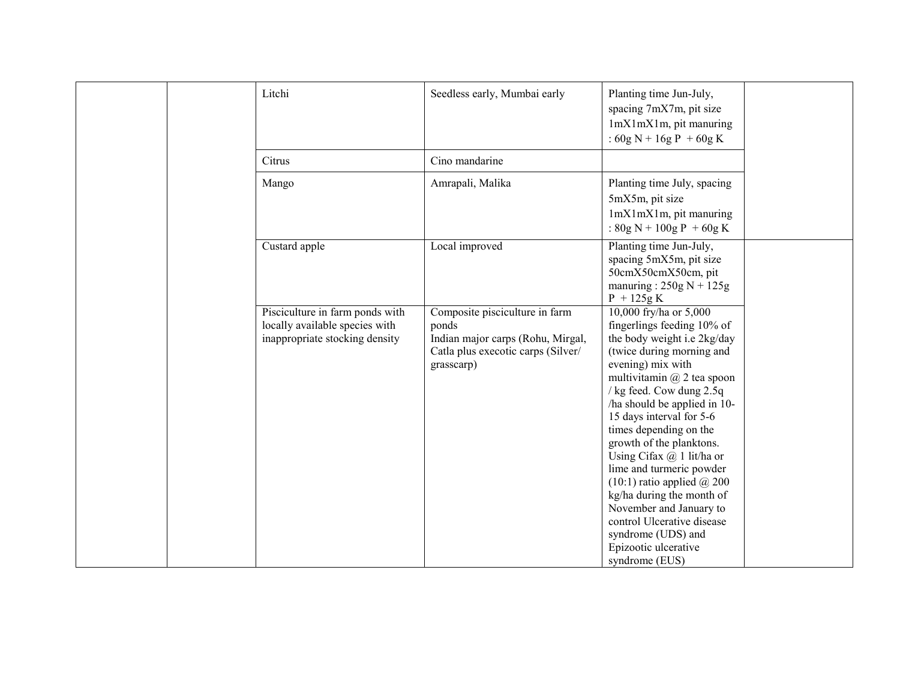|  |  |  |  |  |  |
|---|---|---|---|---|---|
|  |  | Litchi | Seedless early, Mumbai early | Planting time Jun-July, spacing 7mX7m, pit size 1mX1mX1m, pit manuring : 60g N + 16g P + 60g K |  |
|  |  | Citrus | Cino mandarine |  |  |
|  |  | Mango | Amrapali, Malika | Planting time July, spacing 5mX5m, pit size 1mX1mX1m, pit manuring : 80g N + 100g P + 60g K |  |
|  |  | Custard apple | Local improved | Planting time Jun-July, spacing 5mX5m, pit size 50cmX50cmX50cm, pit manuring : 250g N + 125g P + 125g K |  |
|  |  | Pisciculture in farm ponds with locally available species with inappropriate stocking density | Composite pisciculture in farm ponds Indian major carps (Rohu, Mirgal, Catla plus execotic carps (Silver/ grasscarp) | 10,000 fry/ha or 5,000 fingerlings feeding 10% of the body weight i.e 2kg/day (twice during morning and evening) mix with multivitamin @ 2 tea spoon / kg feed. Cow dung 2.5q /ha should be applied in 10-15 days interval for 5-6 times depending on the growth of the planktons. Using Cifax @ 1 lit/ha or lime and turmeric powder (10:1) ratio applied @ 200 kg/ha during the month of November and January to control Ulcerative disease syndrome (UDS) and Epizootic ulcerative syndrome (EUS) |  |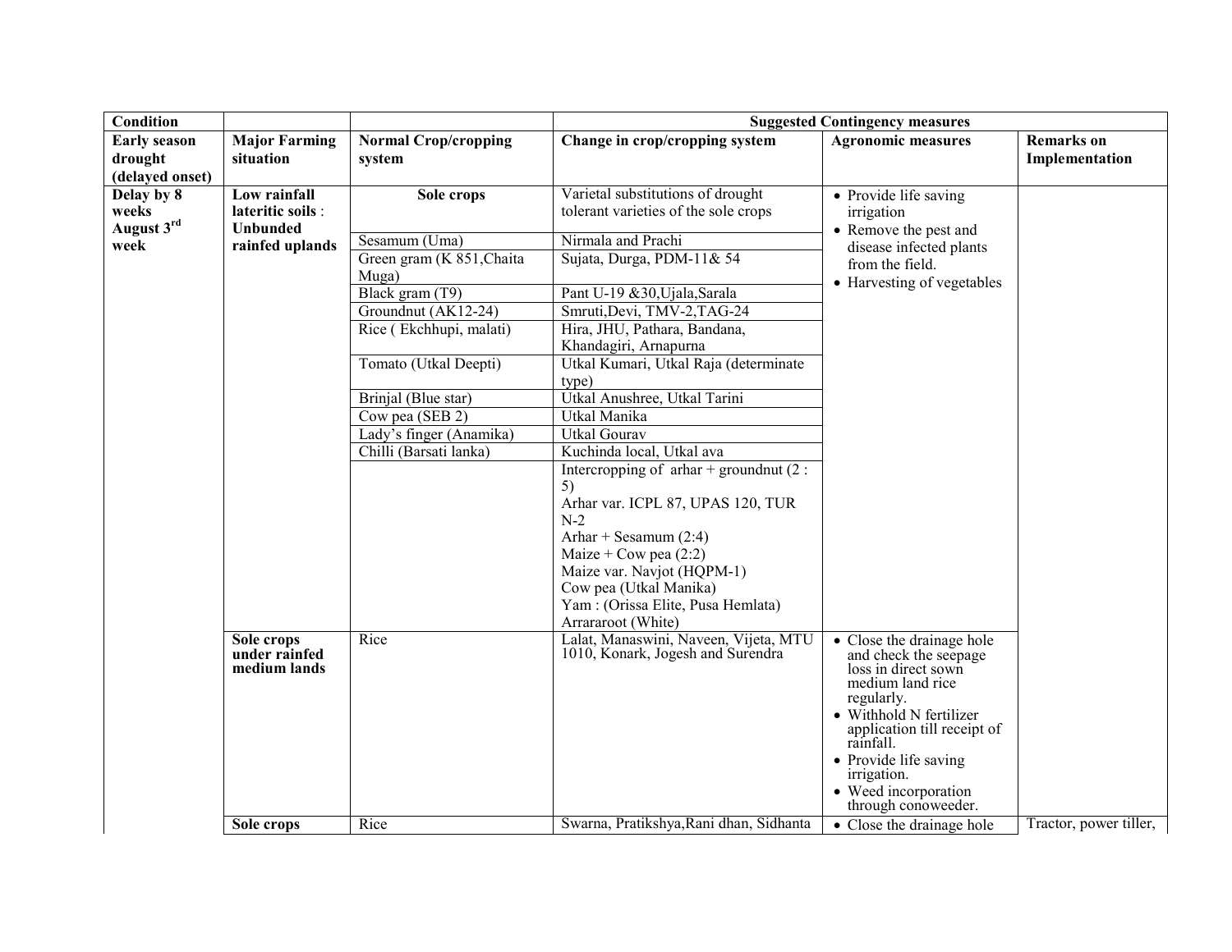| Condition | | | Suggested Contingency measures | | |
|---|---|---|---|---|---|
| **Early season drought (delayed onset)** | **Major Farming situation** | **Normal Crop/cropping system** | **Change in crop/cropping system** | **Agronomic measures** | **Remarks on Implementation** |
| **Delay by 8 weeks August 3rd week** | **Low rainfall lateritic soils : Unbunded rainfed uplands** | **Sole crops** | Varietal substitutions of drought tolerant varieties of the sole crops | • Provide life saving irrigation<br>• Remove the pest and disease infected plants from the field.<br>• Harvesting of vegetables | |
| | | Sesamum (Uma) | Nirmala and Prachi | | |
| | | Green gram (K 851,Chaita Muga) | Sujata, Durga, PDM-11& 54 | | |
| | | Black gram (T9) | Pant U-19 &30,Ujala,Sarala | | |
| | | Groundnut (AK12-24) | Smruti,Devi, TMV-2,TAG-24 | | |
| | | Rice ( Ekchhupi, malati) | Hira, JHU, Pathara, Bandana, Khandagiri, Arnapurna | | |
| | | Tomato (Utkal Deepti) | Utkal Kumari, Utkal Raja (determinate type) | | |
| | | Brinjal (Blue star) | Utkal Anushree, Utkal Tarini | | |
| | | Cow pea (SEB 2) | Utkal Manika | | |
| | | Lady's finger (Anamika) | Utkal Gourav | | |
| | | Chilli (Barsati lanka) | Kuchinda local, Utkal ava | | |
| | | | Intercropping of arhar + groundnut (2 : 5)<br>Arhar var. ICPL 87, UPAS 120, TUR N-2<br>Arhar + Sesamum (2:4)<br>Maize + Cow pea (2:2)<br>Maize var. Navjot (HQPM-1)<br>Cow pea (Utkal Manika)<br>Yam : (Orissa Elite, Pusa Hemlata)<br>Arraraoot (White) | | |
| | **Sole crops under rainfed medium lands** | Rice | Lalat, Manaswini, Naveen, Vijeta, MTU 1010, Konark, Jogesh and Surendra | • Close the drainage hole and check the seepage loss in direct sown medium land rice regularly.<br>• Withhold N fertilizer application till receipt of rainfall.<br>• Provide life saving irrigation.<br>• Weed incorporation through conoweeder. | |
| | **Sole crops** | Rice | Swarna, Pratikshya,Rani dhan, Sidhanta | • Close the drainage hole | Tractor, power tiller, |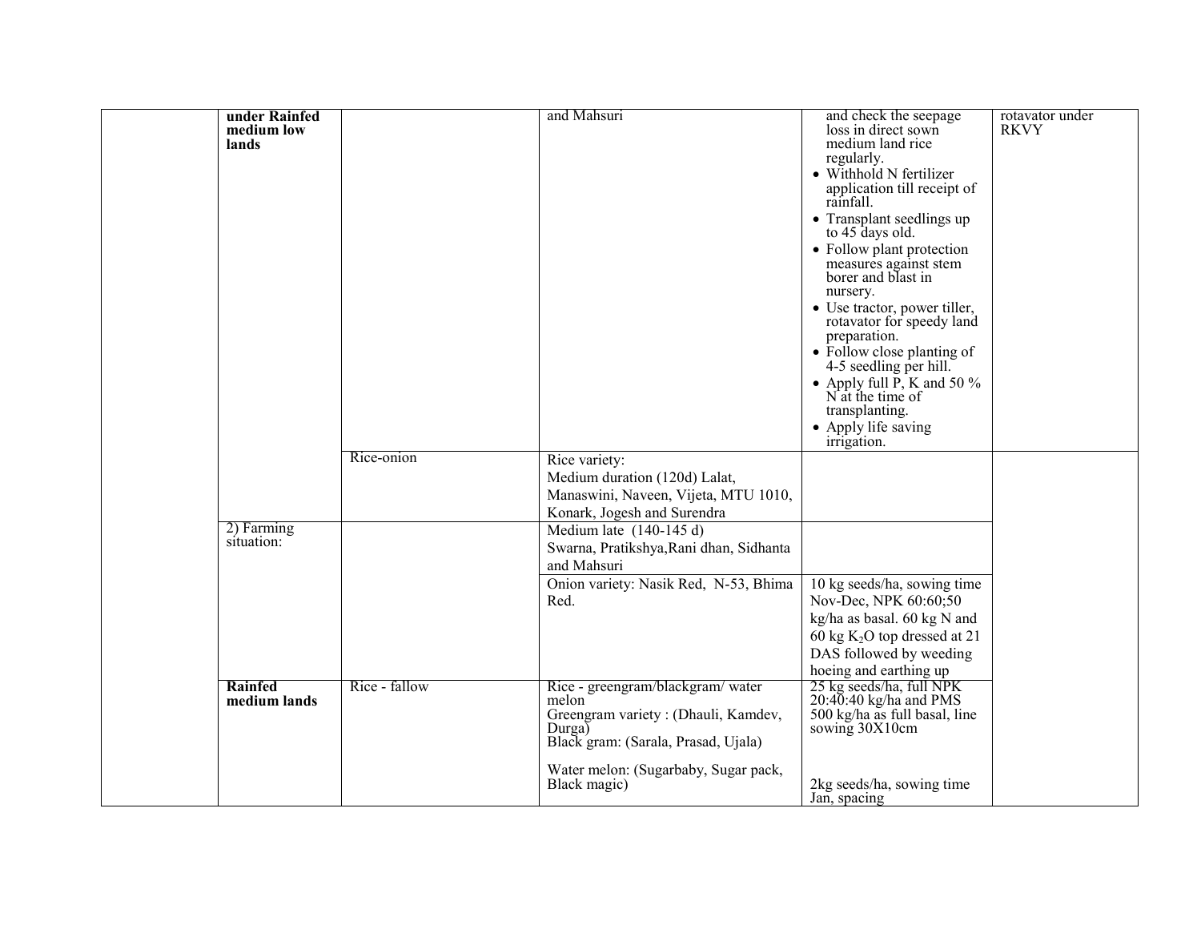| | | | | | |
|---|---|---|---|---|---|
| | **under Rainfed medium low lands** | | and Mahsuri | and check the seepage loss in direct sown medium land rice regularly.<br>• Withhold N fertilizer application till receipt of rainfall.<br>• Transplant seedlings up to 45 days old.<br>• Follow plant protection measures against stem borer and blast in nursery.<br>• Use tractor, power tiller, rotavator for speedy land preparation.<br>• Follow close planting of 4-5 seedling per hill.<br>• Apply full P, K and 50 % N at the time of transplanting.<br>• Apply life saving irrigation. | rotavator under RKVY |
| | | Rice-onion | Rice variety:<br>Medium duration (120d) Lalat, Manaswini, Naveen, Vijeta, MTU 1010, Konark, Jogesh and Surendra | | |
| | 2) Farming situation: | | Medium late (140-145 d)<br>Swarna, Pratikshya,Rani dhan, Sidhanta and Mahsuri | | |
| | | | Onion variety: Nasik Red, N-53, Bhima Red. | 10 kg seeds/ha, sowing time Nov-Dec, NPK 60:60;50 kg/ha as basal. 60 kg N and 60 kg $K_2O$ top dressed at 21 DAS followed by weeding hoeing and earthing up | |
| | **Rainfed medium lands** | Rice - fallow | Rice - greengram/blackgram/ water melon<br>Greengram variety : (Dhauli, Kamdev, Durga)<br>Black gram: (Sarala, Prasad, Ujala)<br><br>Water melon: (Sugarbaby, Sugar pack, Black magic) | 25 kg seeds/ha, full NPK 20:40:40 kg/ha and PMS 500 kg/ha as full basal, line sowing 30X10cm<br><br>2kg seeds/ha, sowing time Jan, spacing | |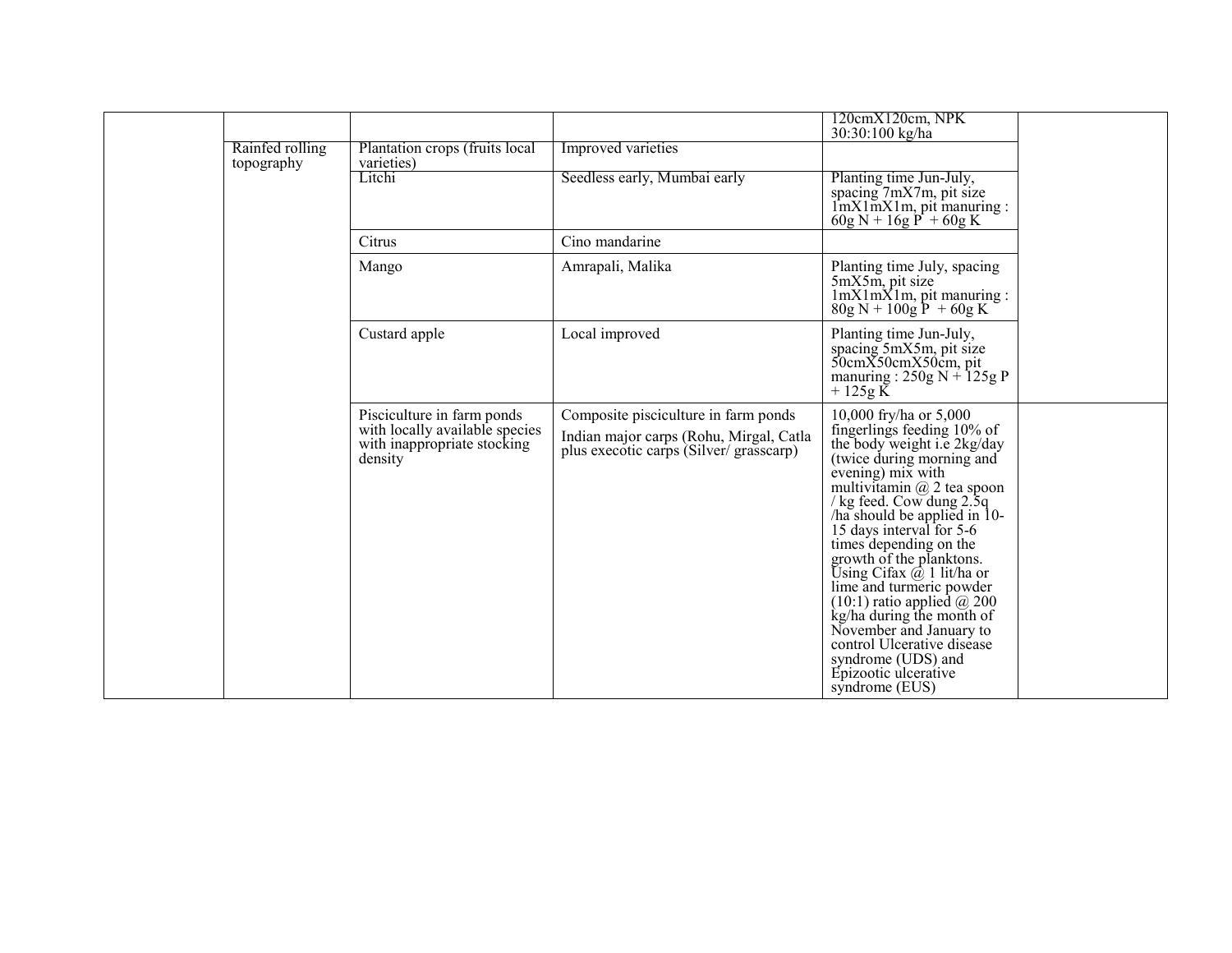| | | | | | |
|---|---|---|---|---|---|
| | | | | 120cmX120cm, NPK 30:30:100 kg/ha | |
| | Rainfed rolling topography | Plantation crops (fruits local varieties) | Improved varieties | | |
| | | Litchi | Seedless early, Mumbai early | Planting time Jun-July, spacing 7mX7m, pit size 1mX1mX1m, pit manuring : 60g N + 16g P + 60g K | |
| | | Citrus | Cino mandarine | | |
| | | Mango | Amrapali, Malika | Planting time July, spacing 5mX5m, pit size 1mX1mX1m, pit manuring : 80g N + 100g P + 60g K | |
| | | Custard apple | Local improved | Planting time Jun-July, spacing 5mX5m, pit size 50cmX50cmX50cm, pit manuring : 250g N + 125g P + 125g K | |
| | | Pisciculture in farm ponds with locally available species with inappropriate stocking density | Composite pisciculture in farm ponds<br>Indian major carps (Rohu, Mirgal, Catla plus execotic carps (Silver/ grasscarp) | 10,000 fry/ha or 5,000 fingerlings feeding 10% of the body weight i.e 2kg/day (twice during morning and evening) mix with multivitamin @ 2 tea spoon / kg feed. Cow dung 2.5q /ha should be applied in 10-15 days interval for 5-6 times depending on the growth of the planktons. Using Cifax @ 1 lit/ha or lime and turmeric powder (10:1) ratio applied @ 200 kg/ha during the month of November and January to control Ulcerative disease syndrome (UDS) and Epizootic ulcerative syndrome (EUS) | |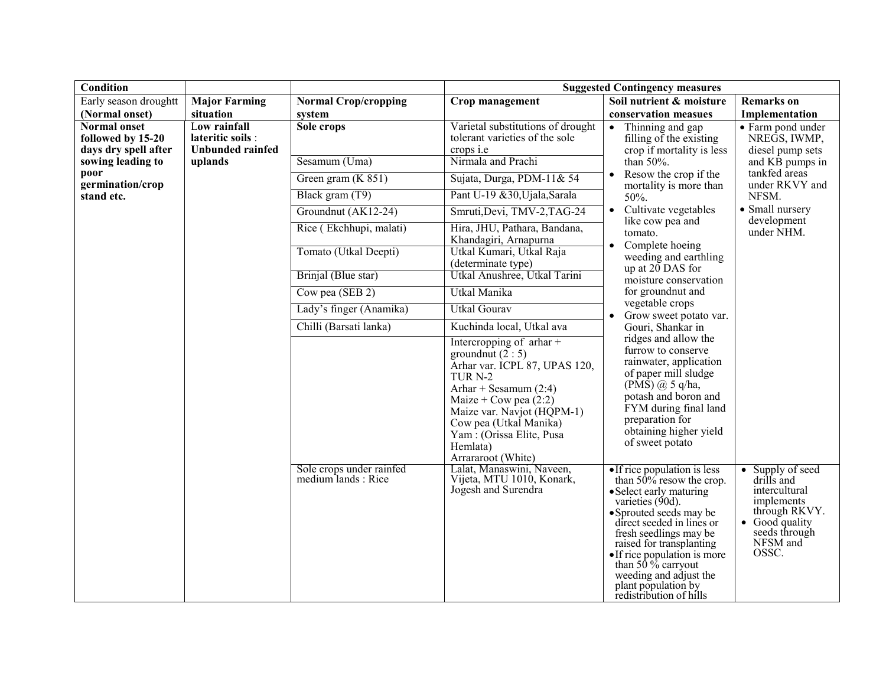| Condition | | | Suggested Contingency measures | | |
|---|---|---|---|---|---|
| Early season droughtt **(Normal onset)** | **Major Farming situation** | **Normal Crop/cropping system** | **Crop management** | **Soil nutrient & moisture conservation measues** | **Remarks on Implementation** |
| **Normal onset followed by 15-20 days dry spell after sowing leading to poor germination/crop stand etc.** | Low rainfall lateritic soils : **Unbunded rainfed uplands** | **Sole crops** | Varietal substitutions of drought tolerant varieties of the sole crops i.e | • Thinning and gap filling of the existing crop if mortality is less than 50%.<br>• Resow the crop if the mortality is more than 50%.<br>• Cultivate vegetables like cow pea and tomato.<br>• Complete hoeing weeding and earthling up at 20 DAS for moisture conservation for groundnut and vegetable crops<br>• Grow sweet potato var. Gouri, Shankar in ridges and allow the furrow to conserve rainwater, application of paper mill sludge (PMS) @ 5 q/ha, potash and boron and FYM during final land preparation for obtaining higher yield of sweet potato | • Farm pond under NREGS, IWMP, diesel pump sets and KB pumps in tankfed areas under RKVY and NFSM.<br>• Small nursery development under NHM. |
| | | Sesamum (Uma) | Nirmala and Prachi | | |
| | | Green gram (K 851) | Sujata, Durga, PDM-11& 54 | | |
| | | Black gram (T9) | Pant U-19 &30,Ujala,Sarala | | |
| | | Groundnut (AK12-24) | Smruti,Devi, TMV-2,TAG-24 | | |
| | | Rice ( Ekchhupi, malati) | Hira, JHU, Pathara, Bandana, Khandagiri, Arnapurna | | |
| | | Tomato (Utkal Deepti) | Utkal Kumari, Utkal Raja (determinate type) | | |
| | | Brinjal (Blue star) | Utkal Anushree, Utkal Tarini | | |
| | | Cow pea (SEB 2) | Utkal Manika | | |
| | | Lady's finger (Anamika) | Utkal Gourav | | |
| | | Chilli (Barsati lanka) | Kuchinda local, Utkal ava | | |
| | | | Intercropping of arhar + groundnut (2 : 5)<br>Arhar var. ICPL 87, UPAS 120, TUR N-2<br>Arhar + Sesamum (2:4)<br>Maize + Cow pea (2:2)<br>Maize var. Navjot (HQPM-1)<br>Cow pea (Utkal Manika)<br>Yam : (Orissa Elite, Pusa Hemlata)<br>Arraraoot (White) | | |
| | | Sole crops under rainfed medium lands : Rice | Lalat, Manaswini, Naveen, Vijeta, MTU 1010, Konark, Jogesh and Surendra | • If rice population is less than 50% resow the crop.<br>• Select early maturing varieties (90d).<br>• Sprouted seeds may be direct seeded in lines or fresh seedlings may be raised for transplanting<br>• If rice population is more than 50 % carryout weeding and adjust the plant population by redistribution of hills | • Supply of seed drills and intercultural implements through RKVY.<br>• Good quality seeds through NFSM and OSSC. |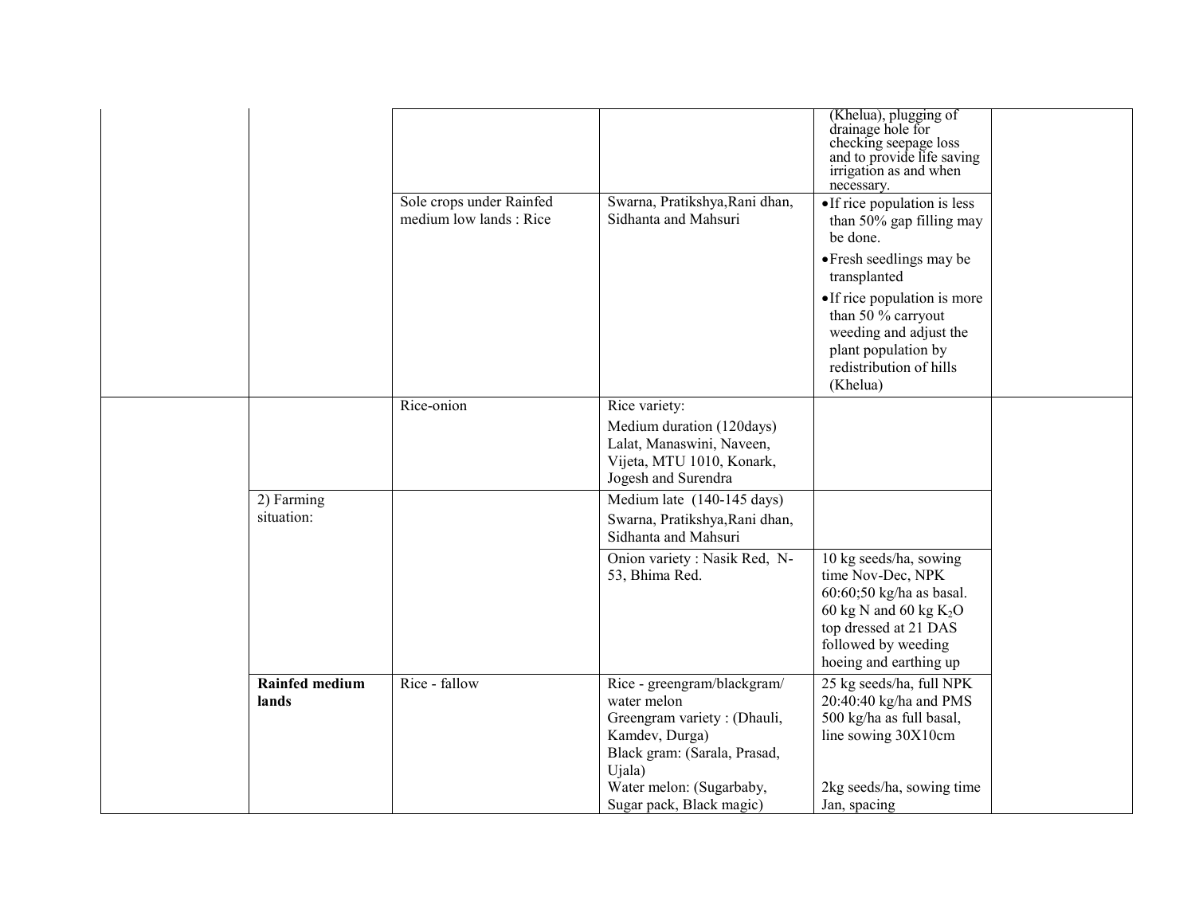| | | | | | |
|---|---|---|---|---|---|
| | | | | (Khelua), plugging of drainage hole for checking seepage loss and to provide life saving irrigation as and when necessary. | |
| | | Sole crops under Rainfed medium low lands : Rice | Swarna, Pratikshya,Rani dhan, Sidhanta and Mahsuri | • If rice population is less than 50% gap filling may be done.<br>• Fresh seedlings may be transplanted<br>• If rice population is more than 50 % carryout weeding and adjust the plant population by redistribution of hills (Khelua) | |
| | | Rice-onion | Rice variety:<br>Medium duration (120days) Lalat, Manaswini, Naveen, Vijeta, MTU 1010, Konark, Jogesh and Surendra | | |
| | 2) Farming situation: | | Medium late (140-145 days)<br>Swarna, Pratikshya,Rani dhan, Sidhanta and Mahsuri | | |
| | | | Onion variety : Nasik Red, N-53, Bhima Red. | 10 kg seeds/ha, sowing time Nov-Dec, NPK 60:60;50 kg/ha as basal. 60 kg N and 60 kg $K_2O$ top dressed at 21 DAS followed by weeding hoeing and earthing up | |
| | **Rainfed medium lands** | Rice - fallow | Rice - greengram/blackgram/ water melon<br>Greengram variety : (Dhauli, Kamdev, Durga)<br>Black gram: (Sarala, Prasad, Ujala)<br>Water melon: (Sugarbaby, Sugar pack, Black magic) | 25 kg seeds/ha, full NPK 20:40:40 kg/ha and PMS 500 kg/ha as full basal, line sowing 30X10cm<br><br>2kg seeds/ha, sowing time Jan, spacing | |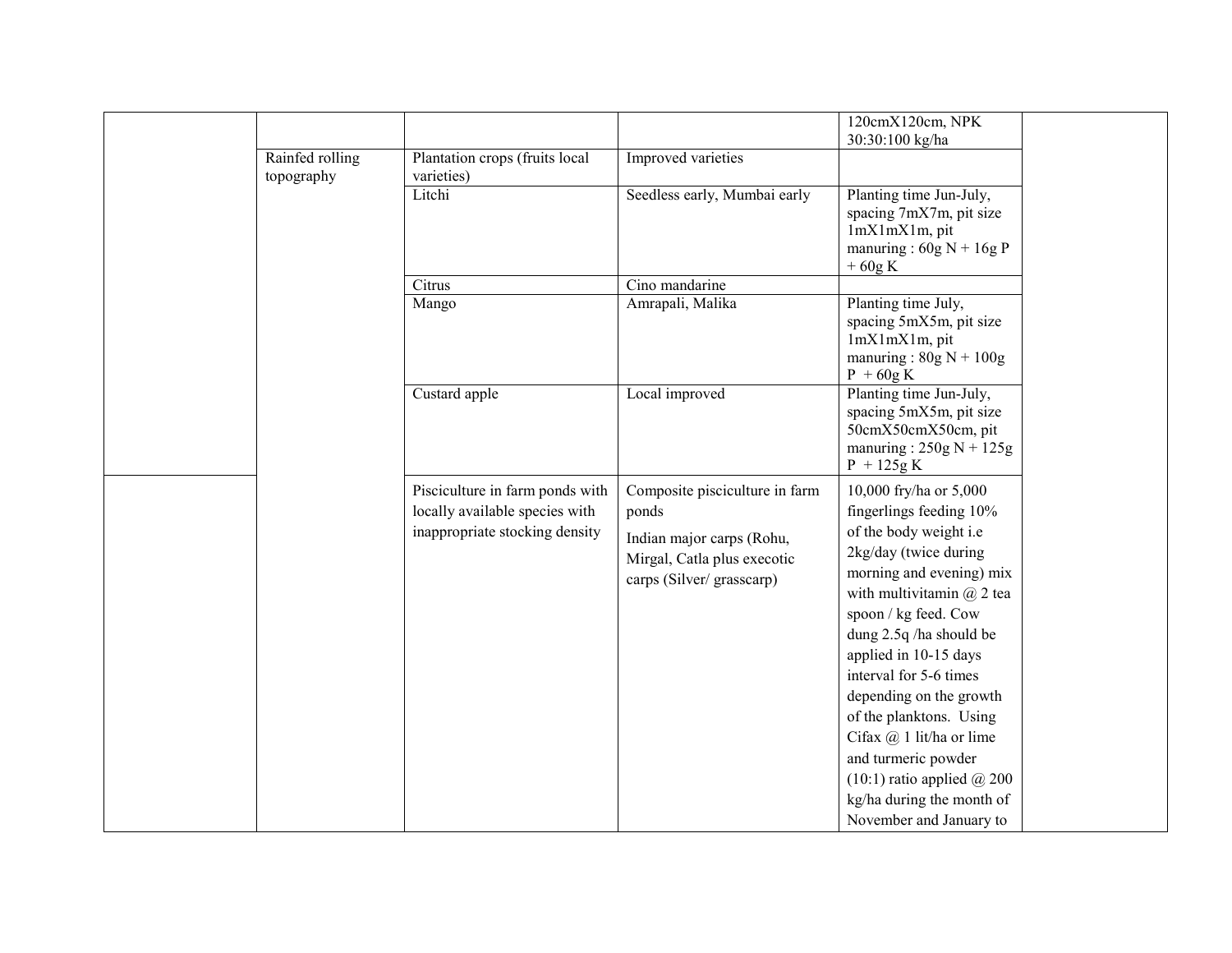| | | | | | |
|---|---|---|---|---|---|
| | | | | 120cmX120cm, NPK 30:30:100 kg/ha | |
| | Rainfed rolling topography | Plantation crops (fruits local varieties) | Improved varieties | | |
| | | Litchi | Seedless early, Mumbai early | Planting time Jun-July, spacing 7mX7m, pit size 1mX1mX1m, pit manuring : 60g N + 16g P + 60g K | |
| | | Citrus | Cino mandarine | | |
| | | Mango | Amrapali, Malika | Planting time July, spacing 5mX5m, pit size 1mX1mX1m, pit manuring : 80g N + 100g P + 60g K | |
| | | Custard apple | Local improved | Planting time Jun-July, spacing 5mX5m, pit size 50cmX50cmX50cm, pit manuring : 250g N + 125g P + 125g K | |
| | | Pisciculture in farm ponds with locally available species with inappropriate stocking density | Composite pisciculture in farm ponds<br><br>Indian major carps (Rohu, Mirgal, Catla plus execotic carps (Silver/ grasscarp) | 10,000 fry/ha or 5,000 fingerlings feeding 10% of the body weight i.e 2kg/day (twice during morning and evening) mix with multivitamin @ 2 tea spoon / kg feed. Cow dung 2.5q /ha should be applied in 10-15 days interval for 5-6 times depending on the growth of the planktons. Using Cifax @ 1 lit/ha or lime and turmeric powder (10:1) ratio applied @ 200 kg/ha during the month of November and January to | |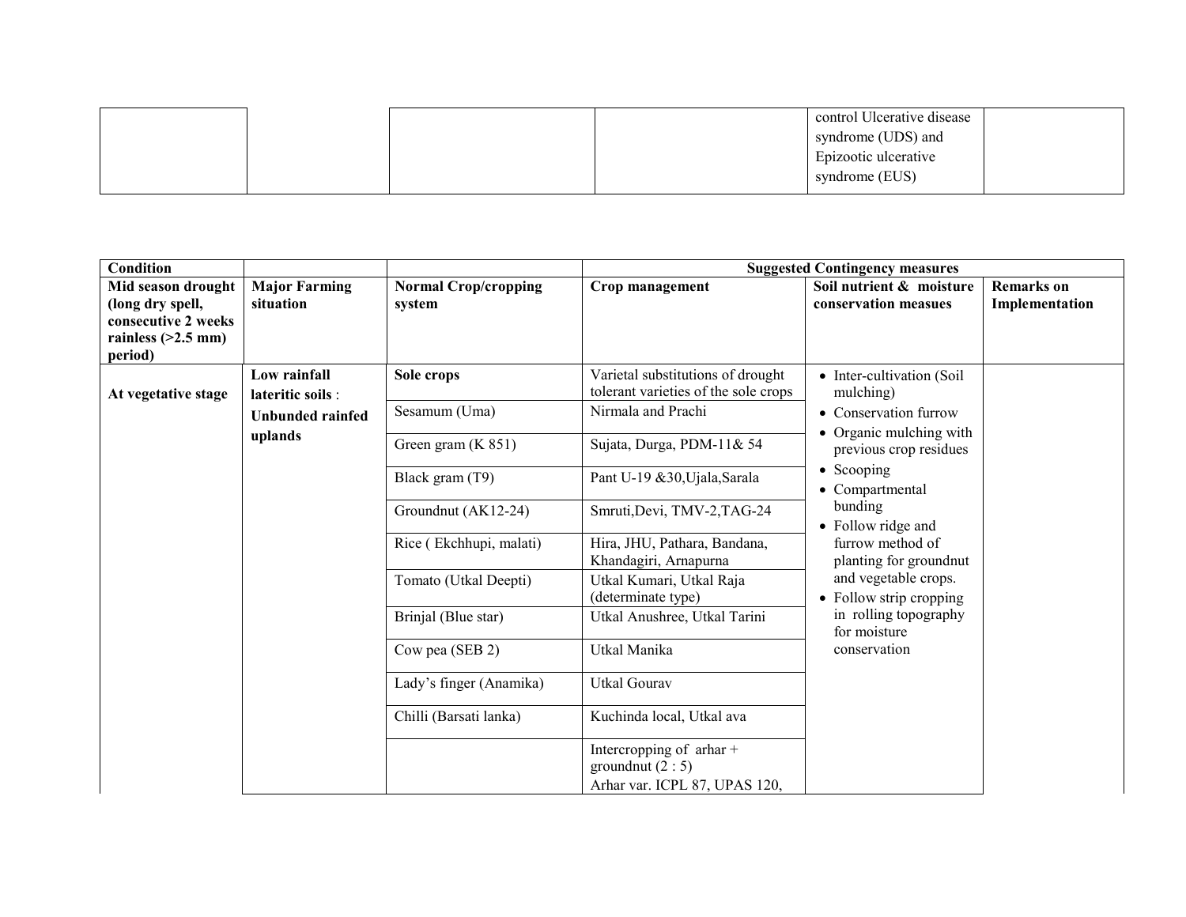| | | | | | |
|---|---|---|---|---|---|
| | | | | control Ulcerative disease syndrome (UDS) and Epizootic ulcerative syndrome (EUS) | |

| Condition | | | Suggested Contingency measures | | |
|---|---|---|---|---|---|
| **Mid season drought (long dry spell, consecutive 2 weeks rainless (>2.5 mm) period)** | **Major Farming situation** | **Normal Crop/cropping system** | **Crop management** | **Soil nutrient & moisture conservation measues** | **Remarks on Implementation** |
| **At vegetative stage** | **Low rainfall lateritic soils** : **Unbunded rainfed uplands** | **Sole crops** | Varietal substitutions of drought tolerant varieties of the sole crops | • Inter-cultivation (Soil mulching)<br>• Conservation furrow<br>• Organic mulching with previous crop residues<br>• Scooping<br>• Compartmental bunding<br>• Follow ridge and furrow method of planting for groundnut and vegetable crops.<br>• Follow strip cropping in rolling topography for moisture conservation | |
| | | Sesamum (Uma) | Nirmala and Prachi | | |
| | | Green gram (K 851) | Sujata, Durga, PDM-11& 54 | | |
| | | Black gram (T9) | Pant U-19 &30,Ujala,Sarala | | |
| | | Groundnut (AK12-24) | Smruti,Devi, TMV-2,TAG-24 | | |
| | | Rice ( Ekchhupi, malati) | Hira, JHU, Pathara, Bandana, Khandagiri, Arnapurna | | |
| | | Tomato (Utkal Deepti) | Utkal Kumari, Utkal Raja (determinate type) | | |
| | | Brinjal (Blue star) | Utkal Anushree, Utkal Tarini | | |
| | | Cow pea (SEB 2) | Utkal Manika | | |
| | | Lady's finger (Anamika) | Utkal Gourav | | |
| | | Chilli (Barsati lanka) | Kuchinda local, Utkal ava | | |
| | | | Intercropping of arhar + groundnut (2 : 5)<br>Arhar var. ICPL 87, UPAS 120, | | |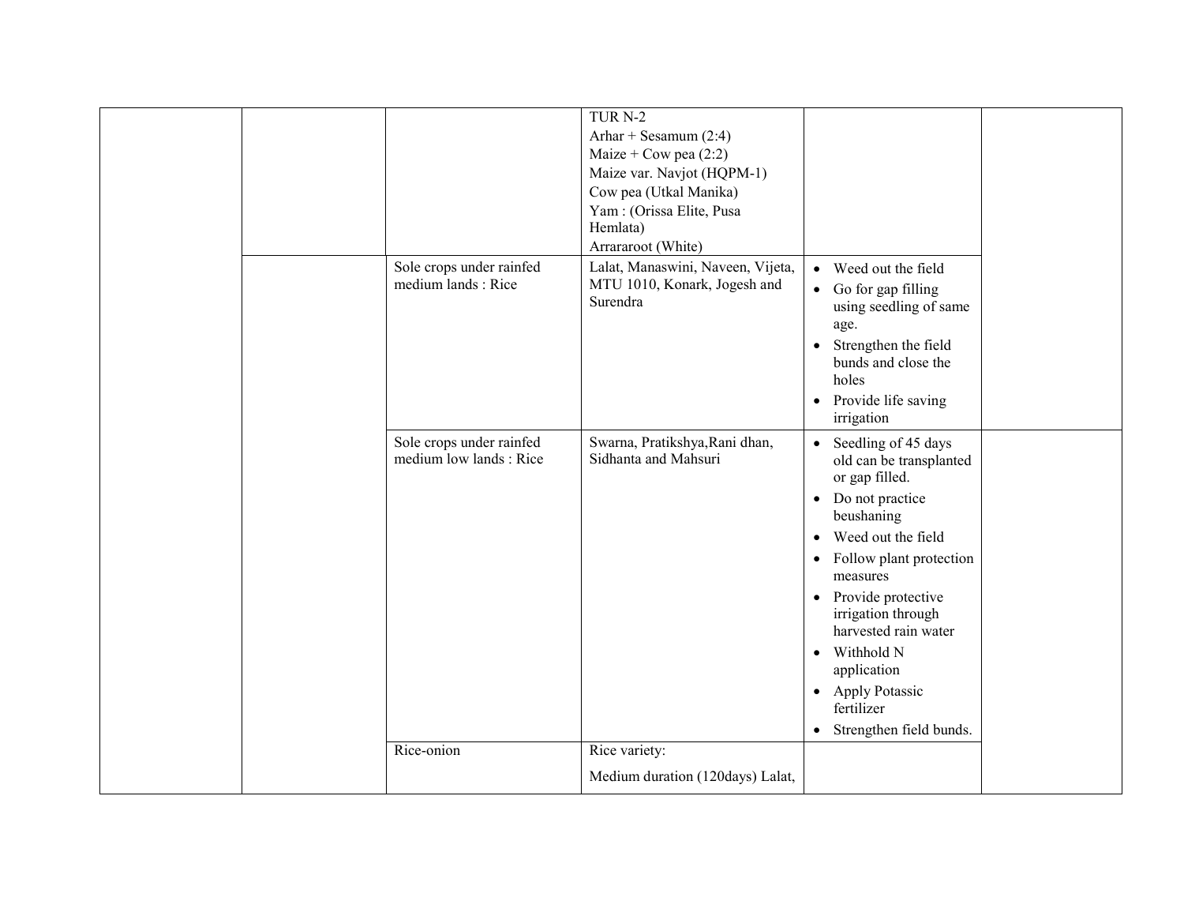| | | | | | |
|---|---|---|---|---|---|
| | | | TUR N-2<br>Arhar + Sesamum (2:4)<br>Maize + Cow pea (2:2)<br>Maize var. Navjot (HQPM-1)<br>Cow pea (Utkal Manika)<br>Yam : (Orissa Elite, Pusa Hemlata)<br>Arrararoot (White) | | |
| | | Sole crops under rainfed medium lands : Rice | Lalat, Manaswini, Naveen, Vijeta, MTU 1010, Konark, Jogesh and Surendra | • Weed out the field<br>• Go for gap filling using seedling of same age.<br>• Strengthen the field bunds and close the holes<br>• Provide life saving irrigation | |
| | | Sole crops under rainfed medium low lands : Rice | Swarna, Pratikshya,Rani dhan, Sidhanta and Mahsuri | • Seedling of 45 days old can be transplanted or gap filled.<br>• Do not practice beushaning<br>• Weed out the field<br>• Follow plant protection measures<br>• Provide protective irrigation through harvested rain water<br>• Withhold N application<br>• Apply Potassic fertilizer<br>• Strengthen field bunds. | |
| | | Rice-onion | Rice variety:<br>Medium duration (120days) Lalat, | | |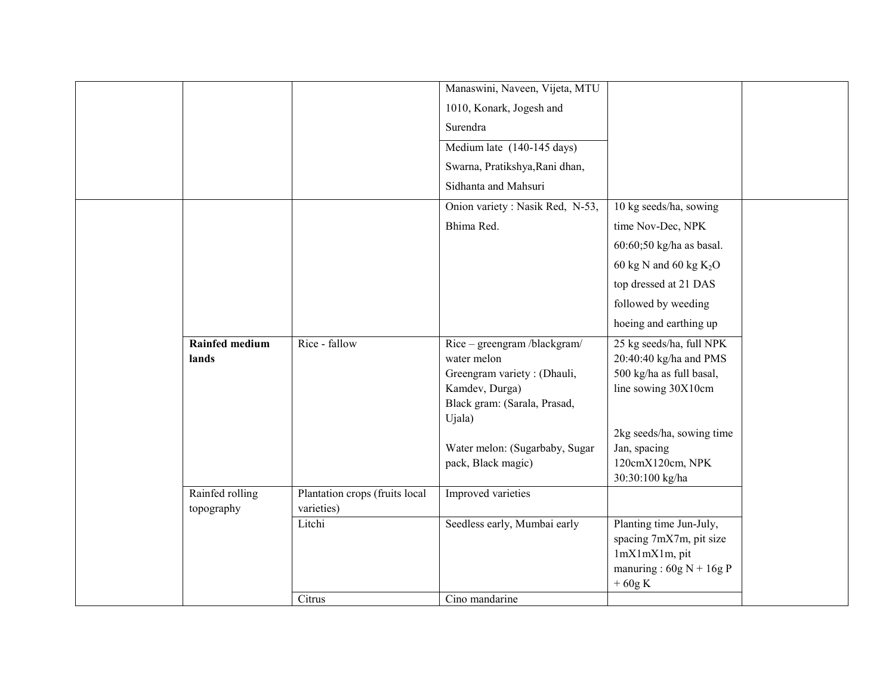| | | | | | |
|---|---|---|---|---|---|
| | | | Manaswini, Naveen, Vijeta, MTU 1010, Konark, Jogesh and Surendra | | |
| | | | Medium late (140-145 days) Swarna, Pratikshya,Rani dhan, Sidhanta and Mahsuri | | |
| | | | Onion variety : Nasik Red, N-53, Bhima Red. | 10 kg seeds/ha, sowing time Nov-Dec, NPK 60:60;50 kg/ha as basal. 60 kg N and 60 kg $K_2O$ top dressed at 21 DAS followed by weeding hoeing and earthing up | |
| | **Rainfed medium lands** | Rice - fallow | Rice – greengram /blackgram/ water melon<br>Greengram variety : (Dhauli, Kamdev, Durga)<br>Black gram: (Sarala, Prasad, Ujala)<br><br>Water melon: (Sugarbaby, Sugar pack, Black magic) | 25 kg seeds/ha, full NPK 20:40:40 kg/ha and PMS 500 kg/ha as full basal, line sowing 30X10cm<br><br>2kg seeds/ha, sowing time Jan, spacing 120cmX120cm, NPK 30:30:100 kg/ha | |
| | Rainfed rolling topography | Plantation crops (fruits local varieties) | Improved varieties | | |
| | | Litchi | Seedless early, Mumbai early | Planting time Jun-July, spacing 7mX7m, pit size 1mX1mX1m, pit manuring : 60g N + 16g P + 60g K | |
| | | Citrus | Cino mandarine | | |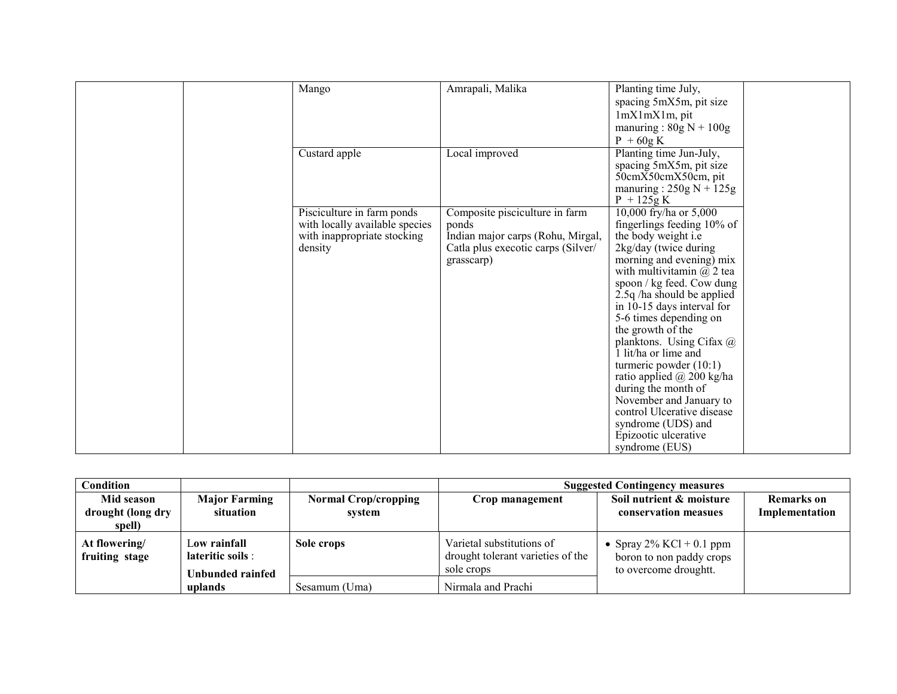| | | | | | |
|---|---|---|---|---|---|
| | | Mango | Amrapali, Malika | Planting time July, spacing 5mX5m, pit size 1mX1mX1m, pit manuring : 80g N + 100g P + 60g K | |
| | | Custard apple | Local improved | Planting time Jun-July, spacing 5mX5m, pit size 50cmX50cmX50cm, pit manuring : 250g N + 125g P + 125g K | |
| | | Pisciculture in farm ponds with locally available species with inappropriate stocking density | Composite pisciculture in farm ponds<br>Indian major carps (Rohu, Mirgal, Catla plus execotic carps (Silver/ grasscarp) | 10,000 fry/ha or 5,000 fingerlings feeding 10% of the body weight i.e 2kg/day (twice during morning and evening) mix with multivitamin @ 2 tea spoon / kg feed. Cow dung 2.5q /ha should be applied in 10-15 days interval for 5-6 times depending on the growth of the planktons. Using Cifax @ 1 lit/ha or lime and turmeric powder (10:1) ratio applied @ 200 kg/ha during the month of November and January to control Ulcerative disease syndrome (UDS) and Epizootic ulcerative syndrome (EUS) | |

| **Condition** | | | **Suggested Contingency measures** | | |
|---|---|---|---|---|---|
| **Mid season drought (long dry spell)** | **Major Farming situation** | **Normal Crop/cropping system** | **Crop management** | **Soil nutrient & moisture conservation measues** | **Remarks on Implementation** |
| **At flowering/ fruiting stage** | **Low rainfall lateritic soils** :<br>**Unbunded rainfed uplands** | **Sole crops** | Varietal substitutions of drought tolerant varieties of the sole crops | • Spray 2% KCl + 0.1 ppm boron to non paddy crops to overcome droughtt. | |
| | | Sesamum (Uma) | Nirmala and Prachi | | |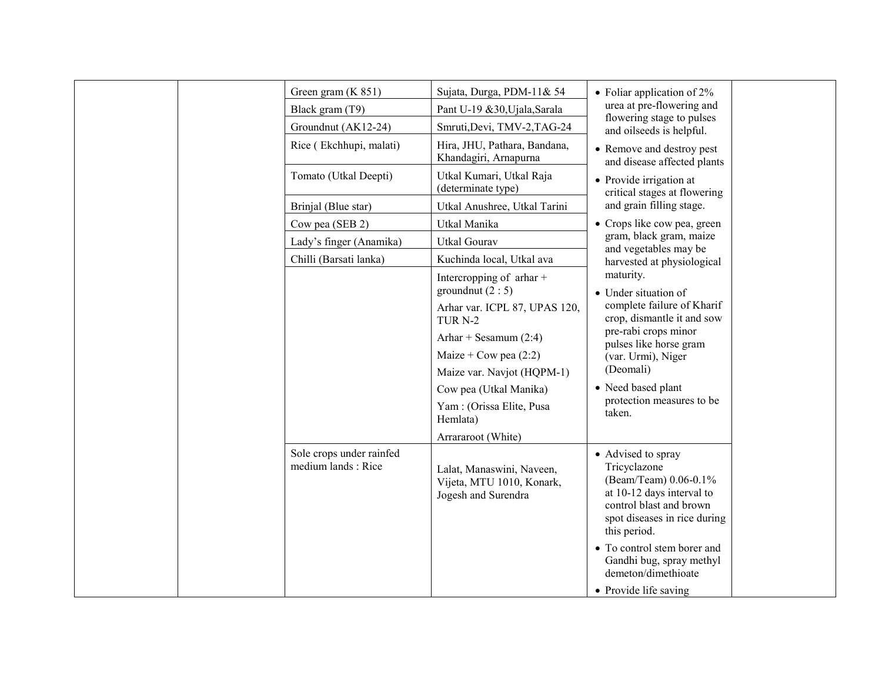| | | | | | |
|---|---|---|---|---|---|
| | | Green gram (K 851) | Sujata, Durga, PDM-11& 54 | • Foliar application of 2% urea at pre-flowering and flowering stage to pulses and oilseeds is helpful.<br>• Remove and destroy pest and disease affected plants<br>• Provide irrigation at critical stages at flowering and grain filling stage.<br>• Crops like cow pea, green gram, black gram, maize and vegetables may be harvested at physiological maturity.<br>• Under situation of complete failure of Kharif crop, dismantle it and sow pre-rabi crops minor pulses like horse gram (var. Urmi), Niger (Deomali)<br>• Need based plant protection measures to be taken. | |
| | | Black gram (T9) | Pant U-19 &30,Ujala,Sarala | | |
| | | Groundnut (AK12-24) | Smruti,Devi, TMV-2,TAG-24 | | |
| | | Rice ( Ekchhupi, malati) | Hira, JHU, Pathara, Bandana, Khandagiri, Arnapurna | | |
| | | Tomato (Utkal Deepti) | Utkal Kumari, Utkal Raja (determinate type) | | |
| | | Brinjal (Blue star) | Utkal Anushree, Utkal Tarini | | |
| | | Cow pea (SEB 2) | Utkal Manika | | |
| | | Lady's finger (Anamika) | Utkal Gourav | | |
| | | Chilli (Barsati lanka) | Kuchinda local, Utkal ava | | |
| | | | Intercropping of arhar + groundnut (2 : 5)<br>Arhar var. ICPL 87, UPAS 120, TUR N-2<br>Arhar + Sesamum (2:4)<br>Maize + Cow pea (2:2)<br>Maize var. Navjot (HQPM-1)<br>Cow pea (Utkal Manika)<br>Yam : (Orissa Elite, Pusa Hemlata)<br>Arraraproot (White) | | |
| | | Sole crops under rainfed medium lands : Rice | Lalat, Manaswini, Naveen, Vijeta, MTU 1010, Konark, Jogesh and Surendra | • Advised to spray Tricyclazone (Beam/Team) 0.06-0.1% at 10-12 days interval to control blast and brown spot diseases in rice during this period.<br>• To control stem borer and Gandhi bug, spray methyl demeton/dimethioate<br>• Provide life saving | |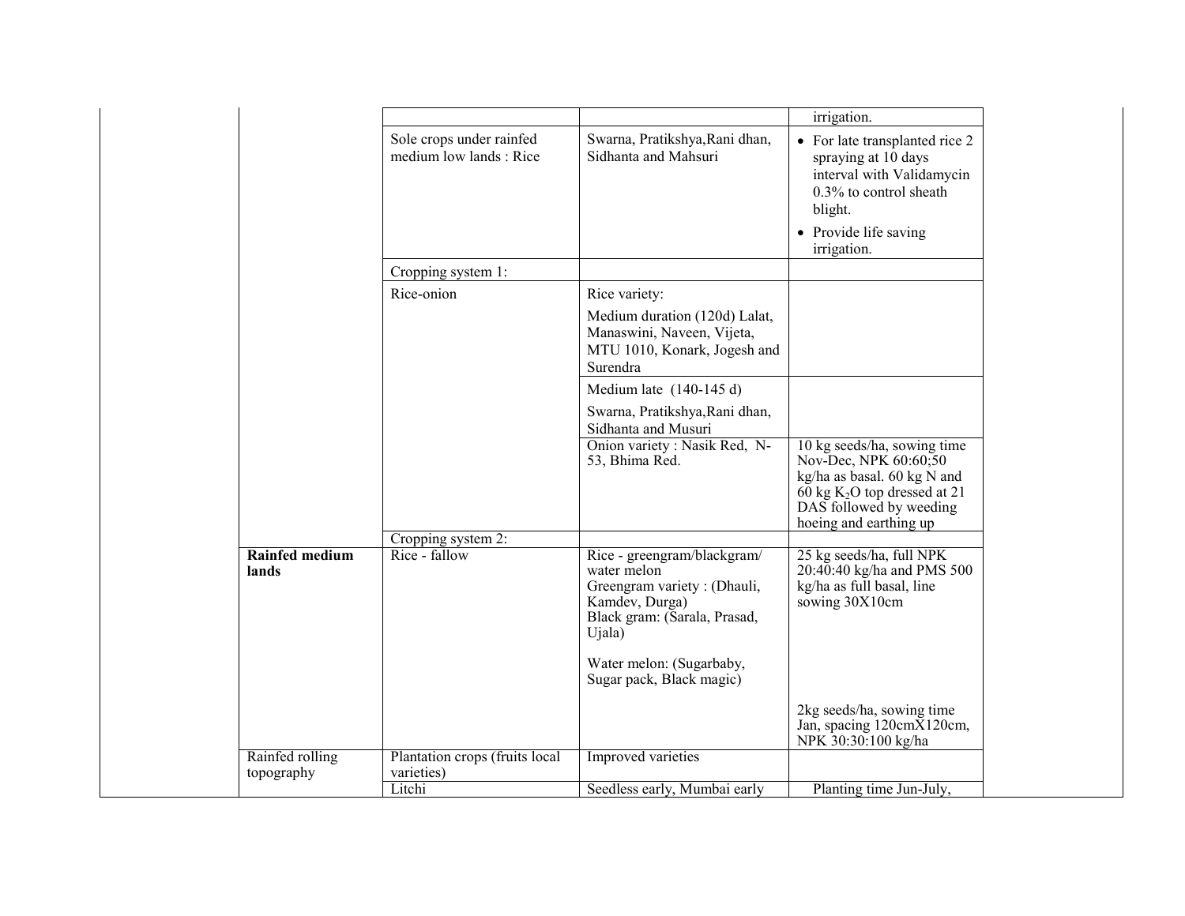| | | | | |
|---|---|---|---|---|
| | | | irrigation. | |
| | Sole crops under rainfed medium low lands : Rice | Swarna, Pratikshya,Rani dhan, Sidhanta and Mahsuri | • For late transplanted rice 2 spraying at 10 days interval with Validamycin 0.3% to control sheath blight. • Provide life saving irrigation. | |
| | Cropping system 1: | | | |
| | Rice-onion | Rice variety: Medium duration (120d) Lalat, Manaswini, Naveen, Vijeta, MTU 1010, Konark, Jogesh and Surendra | | |
| | | Medium late (140-145 d) Swarna, Pratikshya,Rani dhan, Sidhanta and Musuri | | |
| | | Onion variety : Nasik Red, N-53, Bhima Red. | 10 kg seeds/ha, sowing time Nov-Dec, NPK 60:60;50 kg/ha as basal. 60 kg N and 60 kg $K_2O$ top dressed at 21 DAS followed by weeding hoeing and earthing up | |
| | Cropping system 2: | | | |
| **Rainfed medium lands** | Rice - fallow | Rice - greengram/blackgram/ water melon Greengram variety : (Dhauli, Kamdev, Durga) Black gram: (Sarala, Prasad, Ujala) Water melon: (Sugarbaby, Sugar pack, Black magic) | 25 kg seeds/ha, full NPK 20:40:40 kg/ha and PMS 500 kg/ha as full basal, line sowing 30X10cm 2kg seeds/ha, sowing time Jan, spacing 120cmX120cm, NPK 30:30:100 kg/ha | |
| Rainfed rolling topography | Plantation crops (fruits local varieties) | Improved varieties | | |
| | Litchi | Seedless early, Mumbai early | Planting time Jun-July, | |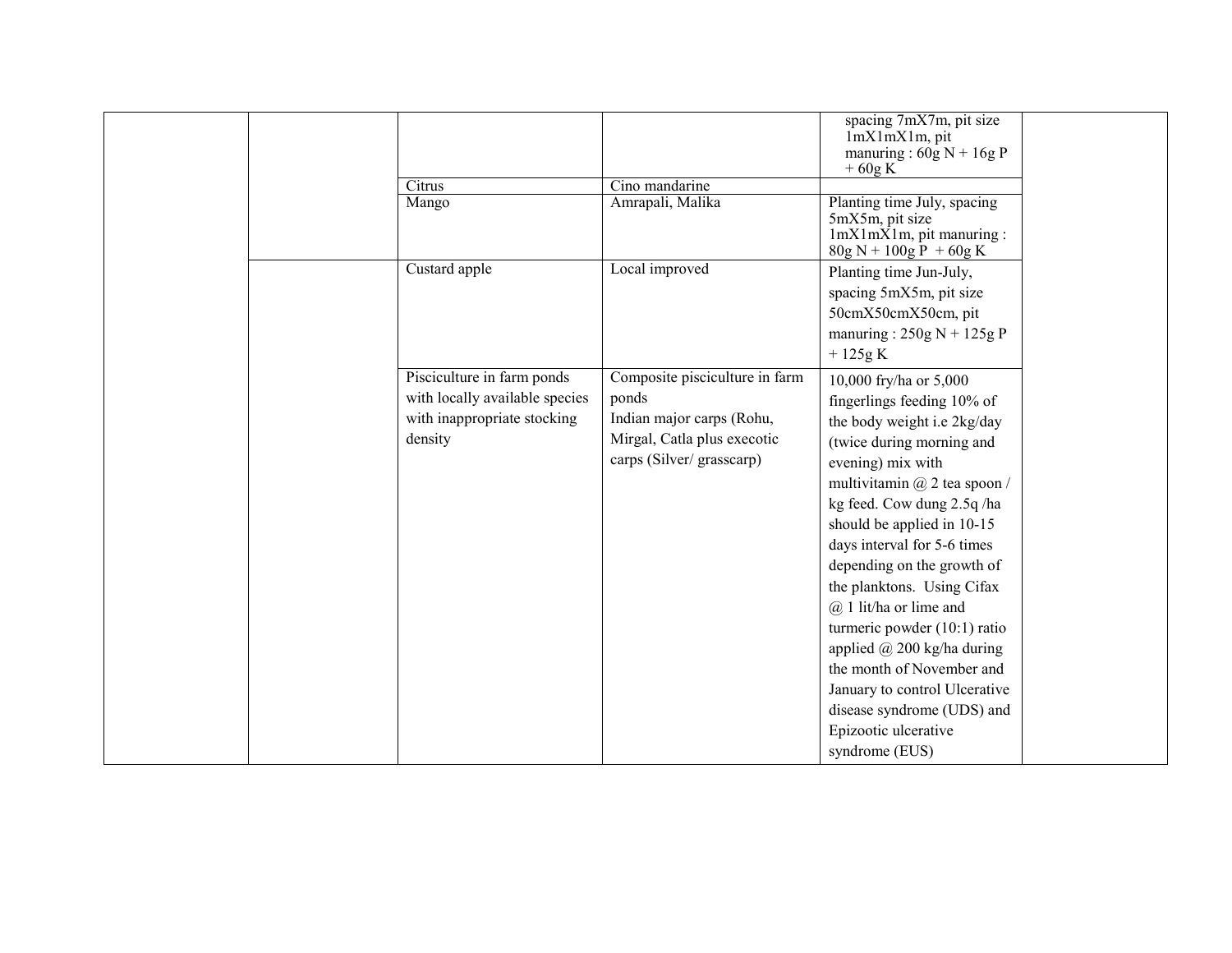| | | | | | |
|---|---|---|---|---|---|
| | | | | spacing 7mX7m, pit size 1mX1mX1m, pit manuring : 60g N + 16g P + 60g K | |
| | | Citrus | Cino mandarine | | |
| | | Mango | Amrapali, Malika | Planting time July, spacing 5mX5m, pit size 1mX1mX1m, pit manuring : 80g N + 100g P + 60g K | |
| | | Custard apple | Local improved | Planting time Jun-July, spacing 5mX5m, pit size 50cmX50cmX50cm, pit manuring : 250g N + 125g P + 125g K | |
| | | Pisciculture in farm ponds with locally available species with inappropriate stocking density | Composite pisciculture in farm ponds<br>Indian major carps (Rohu, Mirgal, Catla plus execotic carps (Silver/ grasscarp) | 10,000 fry/ha or 5,000 fingerlings feeding 10% of the body weight i.e 2kg/day (twice during morning and evening) mix with multivitamin @ 2 tea spoon / kg feed. Cow dung 2.5q /ha should be applied in 10-15 days interval for 5-6 times depending on the growth of the planktons. Using Cifax @ 1 lit/ha or lime and turmeric powder (10:1) ratio applied @ 200 kg/ha during the month of November and January to control Ulcerative disease syndrome (UDS) and Epizootic ulcerative syndrome (EUS) | |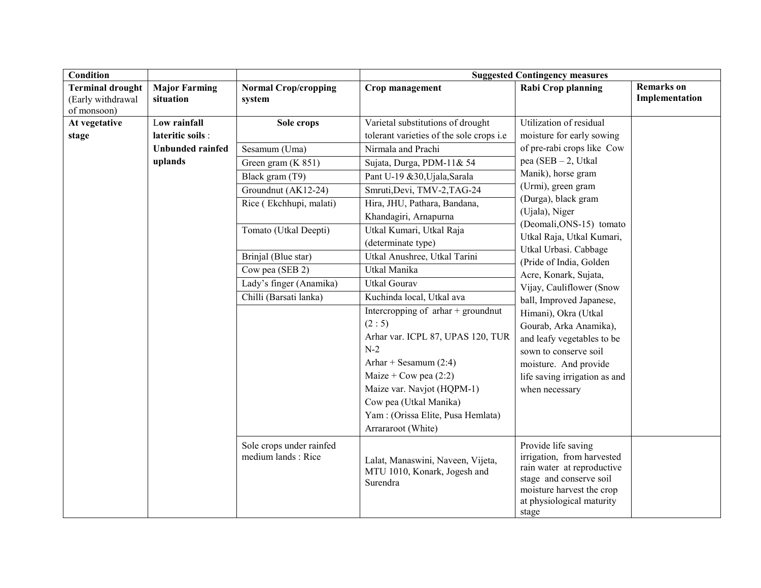| Condition | | | Suggested Contingency measures | | |
|---|---|---|---|---|---|
| **Terminal drought** (Early withdrawal of monsoon) | **Major Farming situation** | **Normal Crop/cropping system** | **Crop management** | **Rabi Crop planning** | **Remarks on Implementation** |
| **At vegetative stage** | **Low rainfall lateritic soils** : **Unbunded rainfed uplands** | **Sole crops** | Varietal substitutions of drought tolerant varieties of the sole crops i.e | Utilization of residual moisture for early sowing of pre-rabi crops like Cow pea (SEB – 2, Utkal Manik), horse gram (Urmi), green gram (Durga), black gram (Ujala), Niger (Deomali,ONS-15) tomato Utkal Raja, Utkal Kumari, Utkal Urbasi. Cabbage (Pride of India, Golden Acre, Konark, Sujata, Vijay, Cauliflower (Snow ball, Improved Japanese, Himani), Okra (Utkal Gourab, Arka Anamika), and leafy vegetables to be sown to conserve soil moisture. And provide life saving irrigation as and when necessary | |
| | | Sesamum (Uma) | Nirmala and Prachi | | |
| | | Green gram (K 851) | Sujata, Durga, PDM-11& 54 | | |
| | | Black gram (T9) | Pant U-19 &30,Ujala,Sarala | | |
| | | Groundnut (AK12-24) | Smruti,Devi, TMV-2,TAG-24 | | |
| | | Rice ( Ekchhupi, malati) | Hira, JHU, Pathara, Bandana, Khandagiri, Arnapurna | | |
| | | Tomato (Utkal Deepti) | Utkal Kumari, Utkal Raja (determinate type) | | |
| | | Brinjal (Blue star) | Utkal Anushree, Utkal Tarini | | |
| | | Cow pea (SEB 2) | Utkal Manika | | |
| | | Lady's finger (Anamika) | Utkal Gourav | | |
| | | Chilli (Barsati lanka) | Kuchinda local, Utkal ava | | |
| | | | Intercropping of arhar + groundnut (2 : 5)<br>Arhar var. ICPL 87, UPAS 120, TUR N-2<br>Arhar + Sesamum (2:4)<br>Maize + Cow pea (2:2)<br>Maize var. Navjot (HQPM-1)<br>Cow pea (Utkal Manika)<br>Yam : (Orissa Elite, Pusa Hemlata)<br>Arraraoot (White) | | |
| | | Sole crops under rainfed medium lands : Rice | Lalat, Manaswini, Naveen, Vijeta, MTU 1010, Konark, Jogesh and Surendra | Provide life saving irrigation, from harvested rain water at reproductive stage and conserve soil moisture harvest the crop at physiological maturity stage | |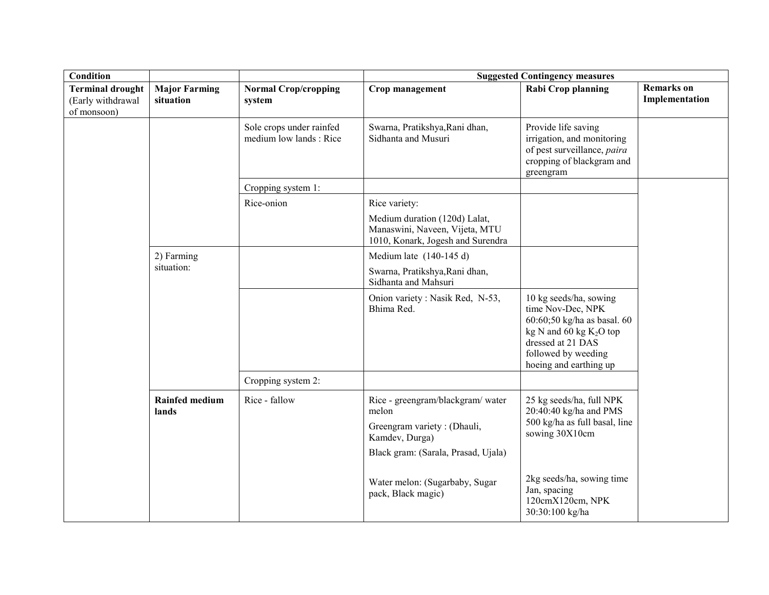| **Condition** | | | **Suggested Contingency measures** | | |
|---|---|---|---|---|---|
| **Terminal drought** (Early withdrawal of monsoon) | **Major Farming situation** | **Normal Crop/cropping system** | **Crop management** | **Rabi Crop planning** | **Remarks on Implementation** |
| | | Sole crops under rainfed medium low lands : Rice | Swarna, Pratikshya,Rani dhan, Sidhanta and Musuri | Provide life saving irrigation, and monitoring of pest surveillance, *paira* cropping of blackgram and greengram | |
| | | Cropping system 1: | | | |
| | | Rice-onion | Rice variety: Medium duration (120d) Lalat, Manaswini, Naveen, Vijeta, MTU 1010, Konark, Jogesh and Surendra | | |
| | 2) Farming situation: | | Medium late (140-145 d) Swarna, Pratikshya,Rani dhan, Sidhanta and Mahsuri | | |
| | | | Onion variety : Nasik Red, N-53, Bhima Red. | 10 kg seeds/ha, sowing time Nov-Dec, NPK 60:60;50 kg/ha as basal. 60 kg N and 60 kg $K_2O$ top dressed at 21 DAS followed by weeding hoeing and earthing up | |
| | | Cropping system 2: | | | |
| | **Rainfed medium lands** | Rice - fallow | Rice - greengram/blackgram/ water melon<br>Greengram variety : (Dhauli, Kamdev, Durga)<br>Black gram: (Sarala, Prasad, Ujala) | 25 kg seeds/ha, full NPK 20:40:40 kg/ha and PMS 500 kg/ha as full basal, line sowing 30X10cm | |
| | | | Water melon: (Sugarbaby, Sugar pack, Black magic) | 2kg seeds/ha, sowing time Jan, spacing 120cmX120cm, NPK 30:30:100 kg/ha | |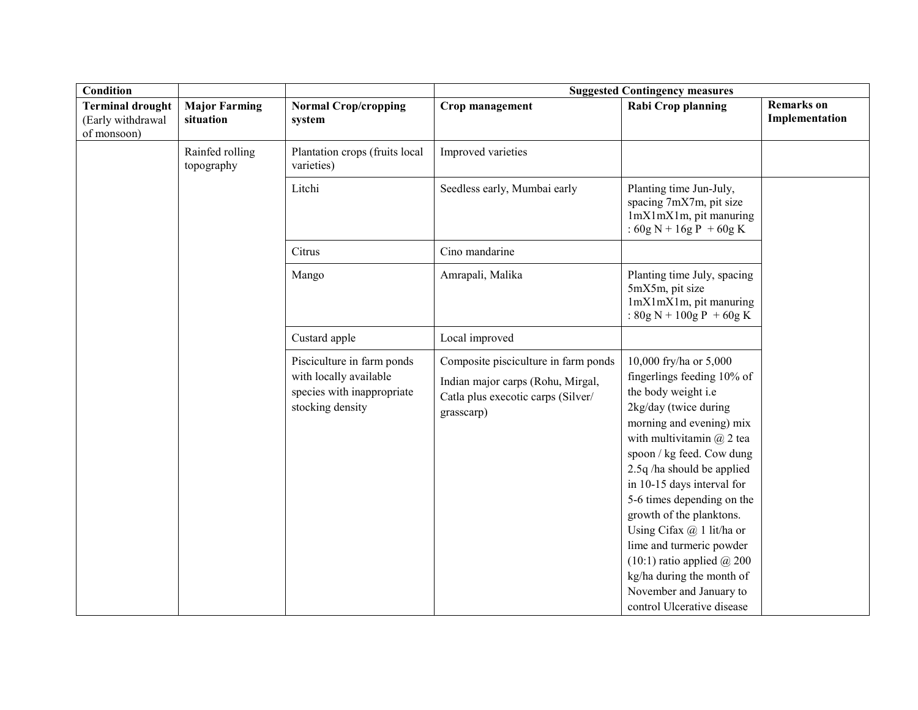| Condition | | | Suggested Contingency measures | | |
|---|---|---|---|---|---|
| **Terminal drought** (Early withdrawal of monsoon) | **Major Farming situation** | **Normal Crop/cropping system** | **Crop management** | **Rabi Crop planning** | **Remarks on Implementation** |
| | Rainfed rolling topography | Plantation crops (fruits local varieties) | Improved varieties | | |
| | | Litchi | Seedless early, Mumbai early | Planting time Jun-July, spacing 7mX7m, pit size 1mX1mX1m, pit manuring : 60g N + 16g P + 60g K | |
| | | Citrus | Cino mandarine | | |
| | | Mango | Amrapali, Malika | Planting time July, spacing 5mX5m, pit size 1mX1mX1m, pit manuring : 80g N + 100g P + 60g K | |
| | | Custard apple | Local improved | | |
| | | Pisciculture in farm ponds with locally available species with inappropriate stocking density | Composite pisciculture in farm ponds<br>Indian major carps (Rohu, Mirgal, Catla plus execotic carps (Silver/ grasscarp) | 10,000 fry/ha or 5,000 fingerlings feeding 10% of the body weight i.e 2kg/day (twice during morning and evening) mix with multivitamin @ 2 tea spoon / kg feed. Cow dung 2.5q /ha should be applied in 10-15 days interval for 5-6 times depending on the growth of the planktons. Using Cifax @ 1 lit/ha or lime and turmeric powder (10:1) ratio applied @ 200 kg/ha during the month of November and January to control Ulcerative disease | |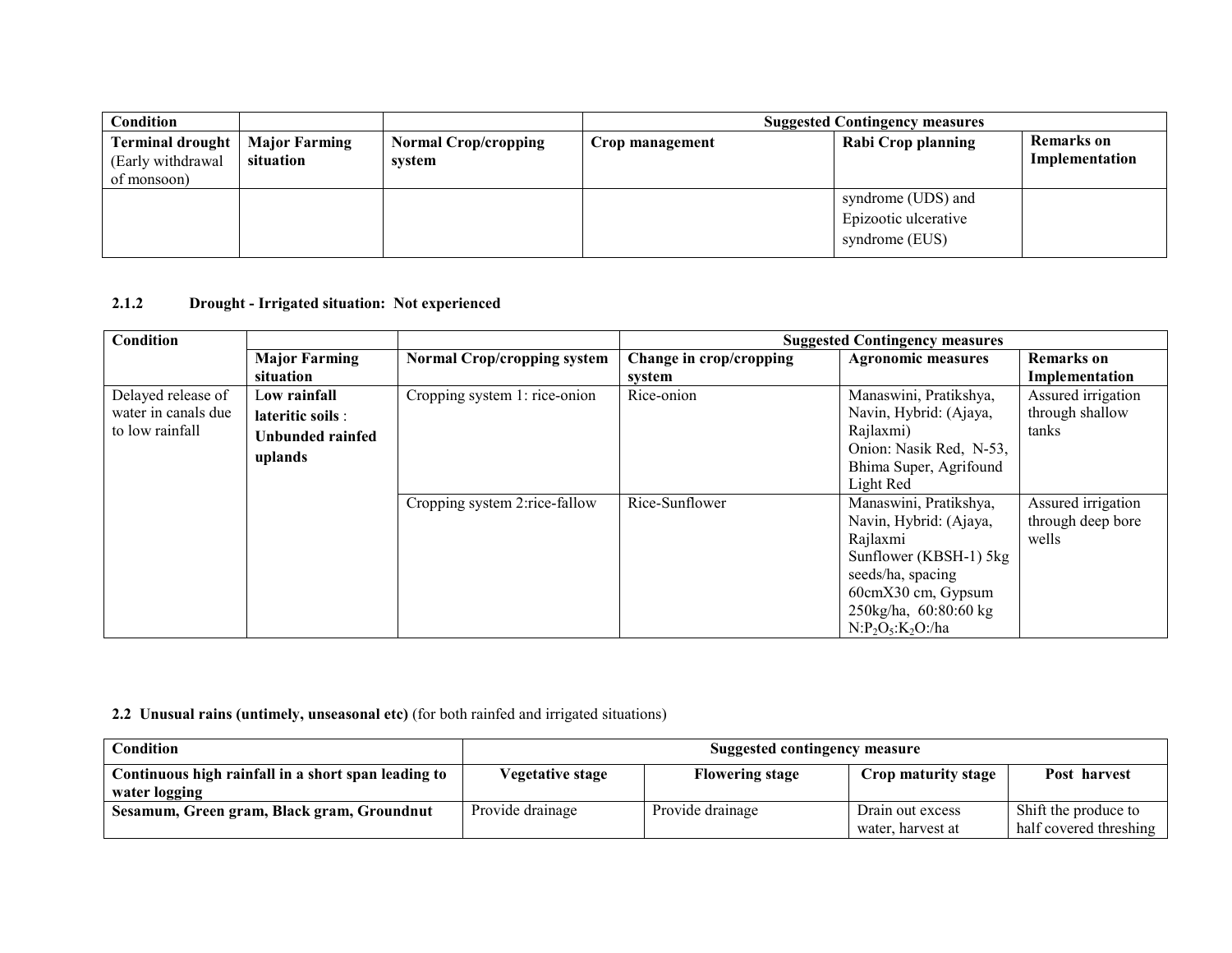| Condition | | | Suggested Contingency measures | | |
|---|---|---|---|---|---|
| **Terminal drought** (Early withdrawal of monsoon) | **Major Farming situation** | **Normal Crop/cropping system** | **Crop management** | **Rabi Crop planning** | **Remarks on Implementation** |
| | | | | syndrome (UDS) and Epizootic ulcerative syndrome (EUS) | |

**2.1.2 Drought - Irrigated situation: Not experienced**

| Condition | | | Suggested Contingency measures | | |
|---|---|---|---|---|---|
| | **Major Farming situation** | **Normal Crop/cropping system** | **Change in crop/cropping system** | **Agronomic measures** | **Remarks on Implementation** |
| Delayed release of water in canals due to low rainfall | **Low rainfall lateritic soils** : **Unbunded rainfed uplands** | Cropping system 1: rice-onion | Rice-onion | Manaswini, Pratikshya, Navin, Hybrid: (Ajaya, Rajlaxmi) Onion: Nasik Red, N-53, Bhima Super, Agrifound Light Red | Assured irrigation through shallow tanks |
| | | Cropping system 2:rice-fallow | Rice-Sunflower | Manaswini, Pratikshya, Navin, Hybrid: (Ajaya, Rajlaxmi Sunflower (KBSH-1) 5kg seeds/ha, spacing 60cmX30 cm, Gypsum 250kg/ha, 60:80:60 kg $N:P_2O_5:K_2O$:/ha | Assured irrigation through deep bore wells |

**2.2 Unusual rains (untimely, unseasonal etc)** (for both rainfed and irrigated situations)

| Condition | Suggested contingency measure | | | |
|---|---|---|---|---|
| **Continuous high rainfall in a short span leading to water logging** | **Vegetative stage** | **Flowering stage** | **Crop maturity stage** | **Post harvest** |
| **Sesamum, Green gram, Black gram, Groundnut** | Provide drainage | Provide drainage | Drain out excess water, harvest at | Shift the produce to half covered threshing |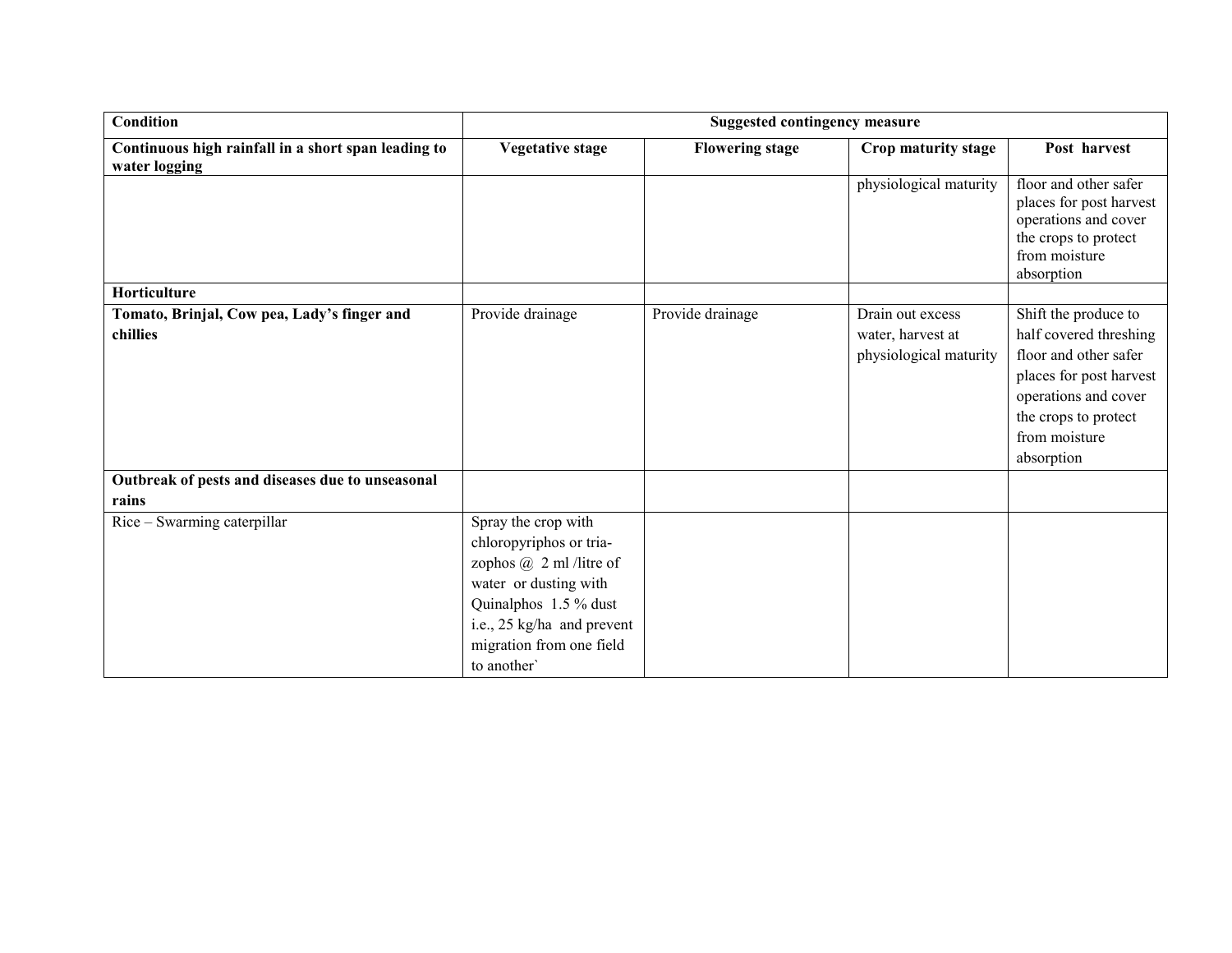| Condition | Suggested contingency measure | | | |
|---|---|---|---|---|
| **Continuous high rainfall in a short span leading to water logging** | **Vegetative stage** | **Flowering stage** | **Crop maturity stage** | **Post harvest** |
| | | | physiological maturity | floor and other safer places for post harvest operations and cover the crops to protect from moisture absorption |
| **Horticulture** | | | | |
| **Tomato, Brinjal, Cow pea, Lady's finger and chillies** | Provide drainage | Provide drainage | Drain out excess water, harvest at physiological maturity | Shift the produce to half covered threshing floor and other safer places for post harvest operations and cover the crops to protect from moisture absorption |
| **Outbreak of pests and diseases due to unseasonal rains** | | | | |
| Rice – Swarming caterpillar | Spray the crop with chloropyriphos or tria-zophos @ 2 ml /litre of water or dusting with Quinalphos 1.5 % dust i.e., 25 kg/ha and prevent migration from one field to another` | | | |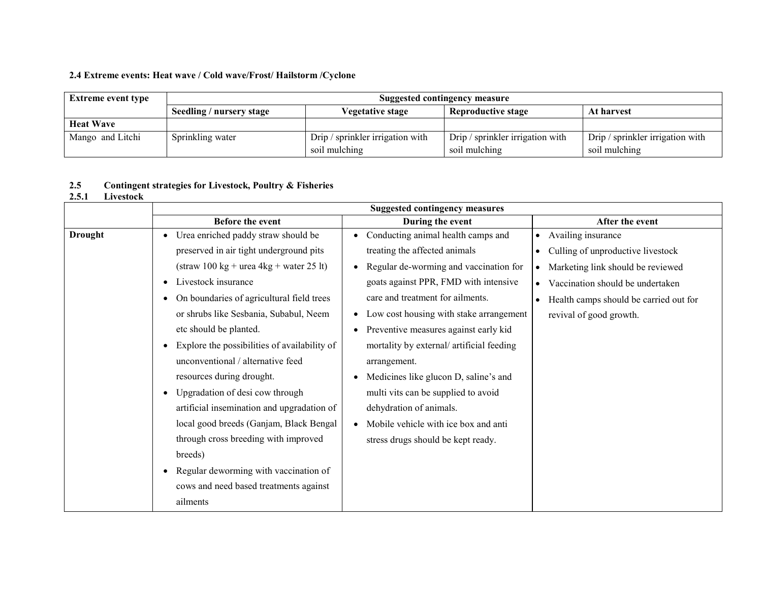**2.4 Extreme events: Heat wave / Cold wave/Frost/ Hailstorm /Cyclone**

| Extreme event type | Suggested contingency measure | | | |
|---|---|---|---|---|
| | Seedling / nursery stage | Vegetative stage | Reproductive stage | At harvest |
| **Heat Wave** | | | | |
| Mango and Litchi | Sprinkling water | Drip / sprinkler irrigation with soil mulching | Drip / sprinkler irrigation with soil mulching | Drip / sprinkler irrigation with soil mulching |

**2.5 Contingent strategies for Livestock, Poultry & Fisheries**

**2.5.1 Livestock**

| | Suggested contingency measures | | |
|---|---|---|---|
| | Before the event | During the event | After the event |
| **Drought** | • Urea enriched paddy straw should be preserved in air tight underground pits (straw 100 kg + urea 4kg + water 25 lt)<br>• Livestock insurance<br>• On boundaries of agricultural field trees or shrubs like Sesbania, Subabul, Neem etc should be planted.<br>• Explore the possibilities of availability of unconventional / alternative feed resources during drought.<br>• Upgradation of desi cow through artificial insemination and upgradation of local good breeds (Ganjam, Black Bengal through cross breeding with improved breeds)<br>• Regular deworming with vaccination of cows and need based treatments against ailments | • Conducting animal health camps and treating the affected animals<br>• Regular de-worming and vaccination for goats against PPR, FMD with intensive care and treatment for ailments.<br>• Low cost housing with stake arrangement<br>• Preventive measures against early kid mortality by external/ artificial feeding arrangement.<br>• Medicines like glucon D, saline's and multi vits can be supplied to avoid dehydration of animals.<br>• Mobile vehicle with ice box and anti stress drugs should be kept ready. | • Availing insurance<br>• Culling of unproductive livestock<br>• Marketing link should be reviewed<br>• Vaccination should be undertaken<br>• Health camps should be carried out for revival of good growth. |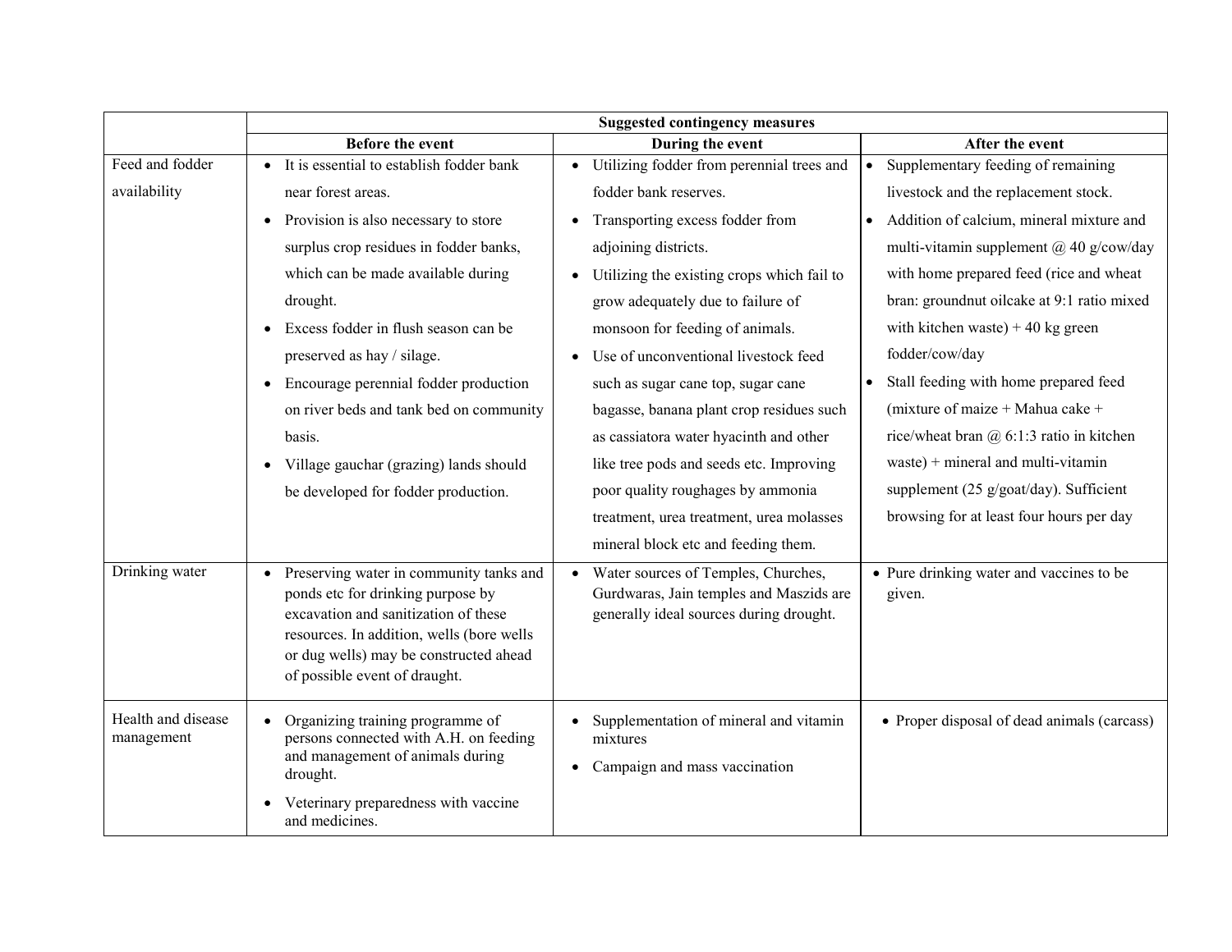| | Suggested contingency measures | | |
|---|---|---|---|
| | **Before the event** | **During the event** | **After the event** |
| Feed and fodder availability | • It is essential to establish fodder bank near forest areas.<br>• Provision is also necessary to store surplus crop residues in fodder banks, which can be made available during drought.<br>• Excess fodder in flush season can be preserved as hay / silage.<br>• Encourage perennial fodder production on river beds and tank bed on community basis.<br>• Village gauchar (grazing) lands should be developed for fodder production. | • Utilizing fodder from perennial trees and fodder bank reserves.<br>• Transporting excess fodder from adjoining districts.<br>• Utilizing the existing crops which fail to grow adequately due to failure of monsoon for feeding of animals.<br>• Use of unconventional livestock feed such as sugar cane top, sugar cane bagasse, banana plant crop residues such as cassiatora water hyacinth and other like tree pods and seeds etc. Improving poor quality roughages by ammonia treatment, urea treatment, urea molasses mineral block etc and feeding them. | • Supplementary feeding of remaining livestock and the replacement stock.<br>• Addition of calcium, mineral mixture and multi-vitamin supplement @ 40 g/cow/day with home prepared feed (rice and wheat bran: groundnut oilcake at 9:1 ratio mixed with kitchen waste) + 40 kg green fodder/cow/day<br>• Stall feeding with home prepared feed (mixture of maize + Mahua cake + rice/wheat bran @ 6:1:3 ratio in kitchen waste) + mineral and multi-vitamin supplement (25 g/goat/day). Sufficient browsing for at least four hours per day |
| Drinking water | • Preserving water in community tanks and ponds etc for drinking purpose by excavation and sanitization of these resources. In addition, wells (bore wells or dug wells) may be constructed ahead of possible event of draught. | • Water sources of Temples, Churches, Gurdwaras, Jain temples and Maszids are generally ideal sources during drought. | • Pure drinking water and vaccines to be given. |
| Health and disease management | • Organizing training programme of persons connected with A.H. on feeding and management of animals during drought.<br>• Veterinary preparedness with vaccine and medicines. | • Supplementation of mineral and vitamin mixtures<br>• Campaign and mass vaccination | • Proper disposal of dead animals (carcass) |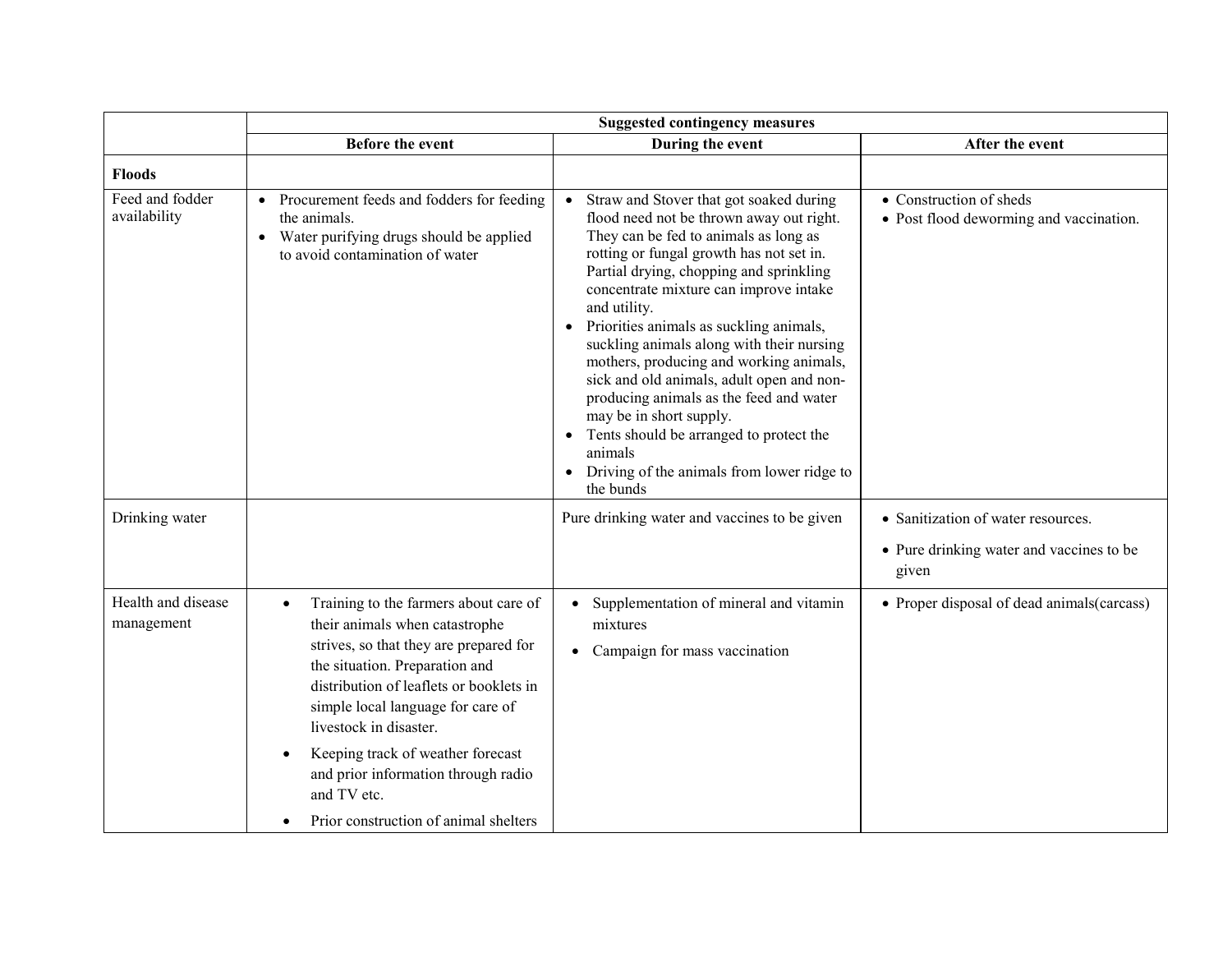| | Suggested contingency measures | | |
|---|---|---|---|
| | **Before the event** | **During the event** | **After the event** |
| **Floods** | | | |
| Feed and fodder availability | • Procurement feeds and fodders for feeding the animals.<br>• Water purifying drugs should be applied to avoid contamination of water | • Straw and Stover that got soaked during flood need not be thrown away out right. They can be fed to animals as long as rotting or fungal growth has not set in. Partial drying, chopping and sprinkling concentrate mixture can improve intake and utility.<br>• Priorities animals as suckling animals, suckling animals along with their nursing mothers, producing and working animals, sick and old animals, adult open and non-producing animals as the feed and water may be in short supply.<br>• Tents should be arranged to protect the animals<br>• Driving of the animals from lower ridge to the bunds | • Construction of sheds<br>• Post flood deworming and vaccination. |
| Drinking water | | Pure drinking water and vaccines to be given | • Sanitization of water resources.<br>• Pure drinking water and vaccines to be given |
| Health and disease management | • Training to the farmers about care of their animals when catastrophe strives, so that they are prepared for the situation. Preparation and distribution of leaflets or booklets in simple local language for care of livestock in disaster.<br>• Keeping track of weather forecast and prior information through radio and TV etc.<br>• Prior construction of animal shelters | • Supplementation of mineral and vitamin mixtures<br>• Campaign for mass vaccination | • Proper disposal of dead animals(carcass) |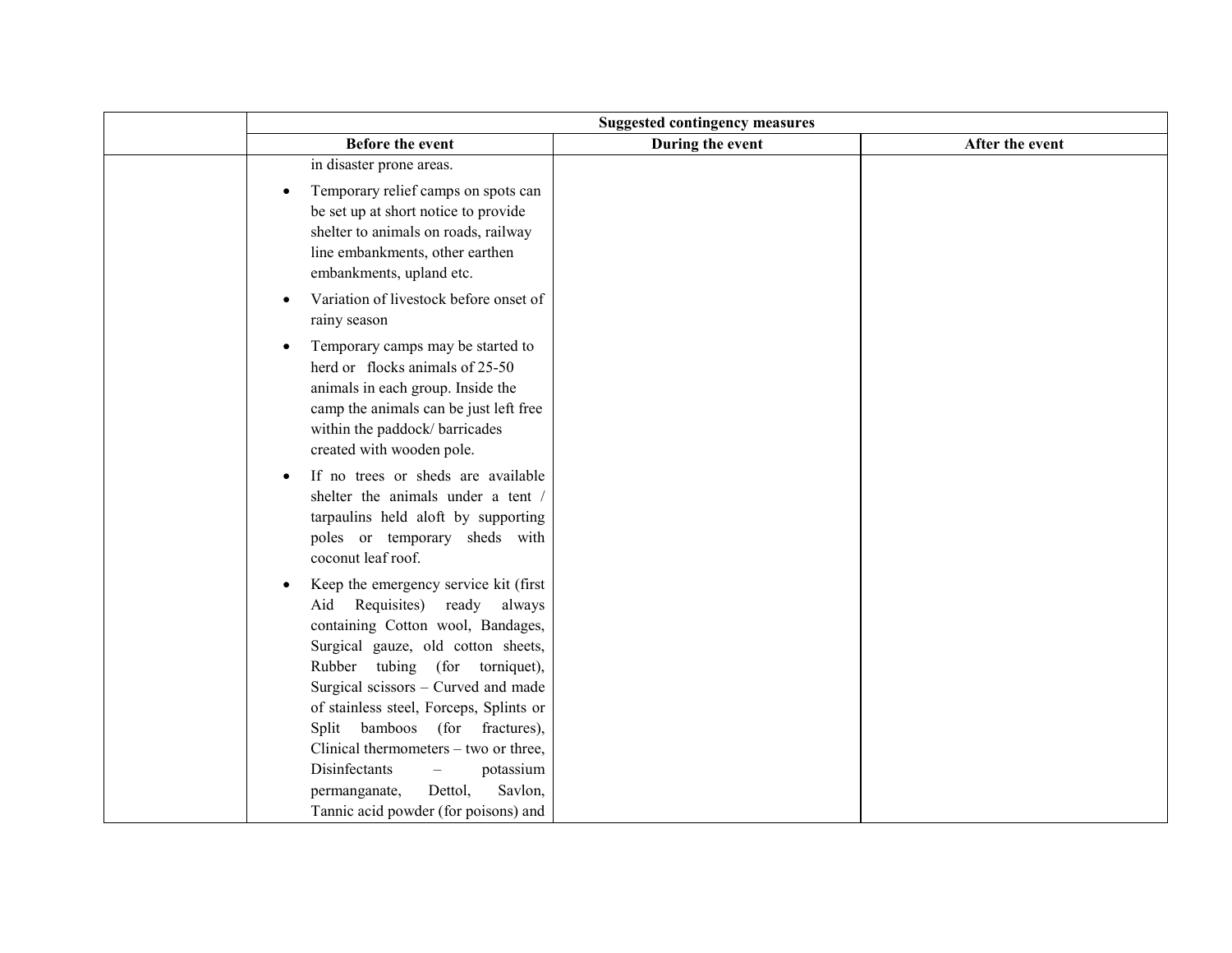| | Suggested contingency measures | | |
|---|---|---|---|
| | Before the event | During the event | After the event |
| | in disaster prone areas.<br>• Temporary relief camps on spots can be set up at short notice to provide shelter to animals on roads, railway line embankments, other earthen embankments, upland etc.<br>• Variation of livestock before onset of rainy season<br>• Temporary camps may be started to herd or flocks animals of 25-50 animals in each group. Inside the camp the animals can be just left free within the paddock/ barricades created with wooden pole.<br>• If no trees or sheds are available shelter the animals under a tent / tarpaulins held aloft by supporting poles or temporary sheds with coconut leaf roof.<br>• Keep the emergency service kit (first Aid Requisites) ready always containing Cotton wool, Bandages, Surgical gauze, old cotton sheets, Rubber tubing (for torniquet), Surgical scissors – Curved and made of stainless steel, Forceps, Splints or Split bamboos (for fractures), Clinical thermometers – two or three, Disinfectants – potassium permanganate, Dettol, Savlon, Tannic acid powder (for poisons) and | | |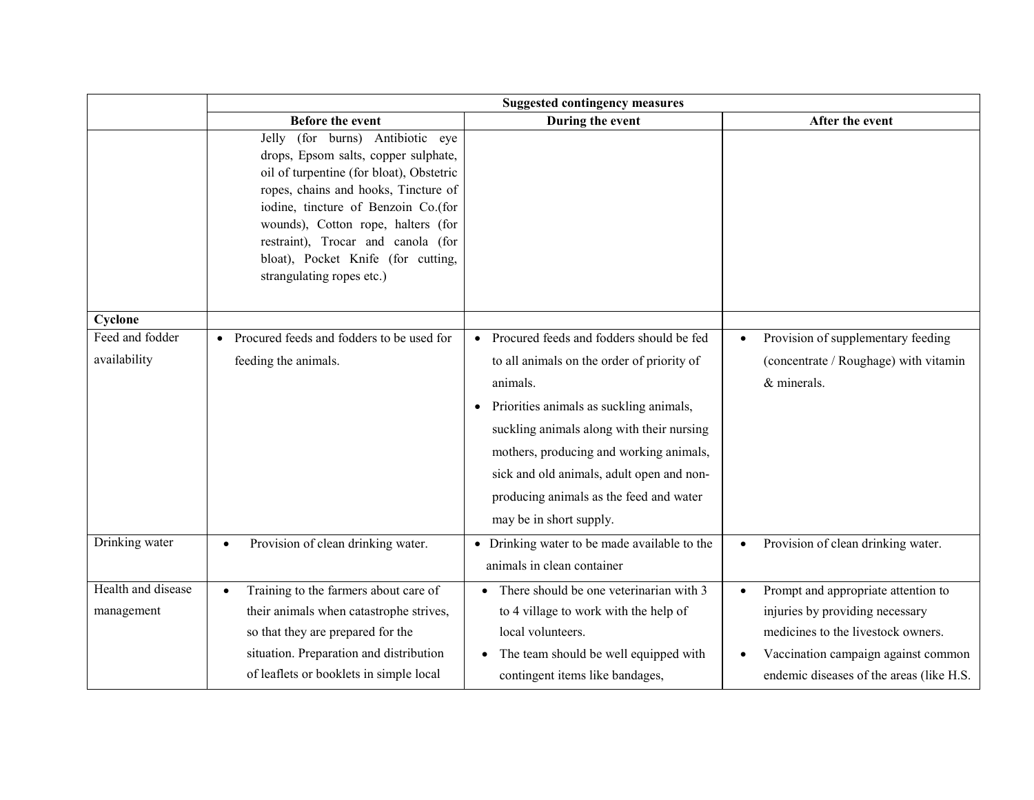| | Suggested contingency measures | | |
|---|---|---|---|
| | **Before the event** | **During the event** | **After the event** |
| | Jelly (for burns) Antibiotic eye drops, Epsom salts, copper sulphate, oil of turpentine (for bloat), Obstetric ropes, chains and hooks, Tincture of iodine, tincture of Benzoin Co.(for wounds), Cotton rope, halters (for restraint), Trocar and canola (for bloat), Pocket Knife (for cutting, strangulating ropes etc.) | | |
| **Cyclone** | | | |
| Feed and fodder availability | • Procured feeds and fodders to be used for feeding the animals. | • Procured feeds and fodders should be fed to all animals on the order of priority of animals. <br> • Priorities animals as suckling animals, suckling animals along with their nursing mothers, producing and working animals, sick and old animals, adult open and non-producing animals as the feed and water may be in short supply. | • Provision of supplementary feeding (concentrate / Roughage) with vitamin & minerals. |
| Drinking water | • Provision of clean drinking water. | • Drinking water to be made available to the animals in clean container | • Provision of clean drinking water. |
| Health and disease management | • Training to the farmers about care of their animals when catastrophe strives, so that they are prepared for the situation. Preparation and distribution of leaflets or booklets in simple local | • There should be one veterinarian with 3 to 4 village to work with the help of local volunteers. <br> • The team should be well equipped with contingent items like bandages, | • Prompt and appropriate attention to injuries by providing necessary medicines to the livestock owners. <br> • Vaccination campaign against common endemic diseases of the areas (like H.S. |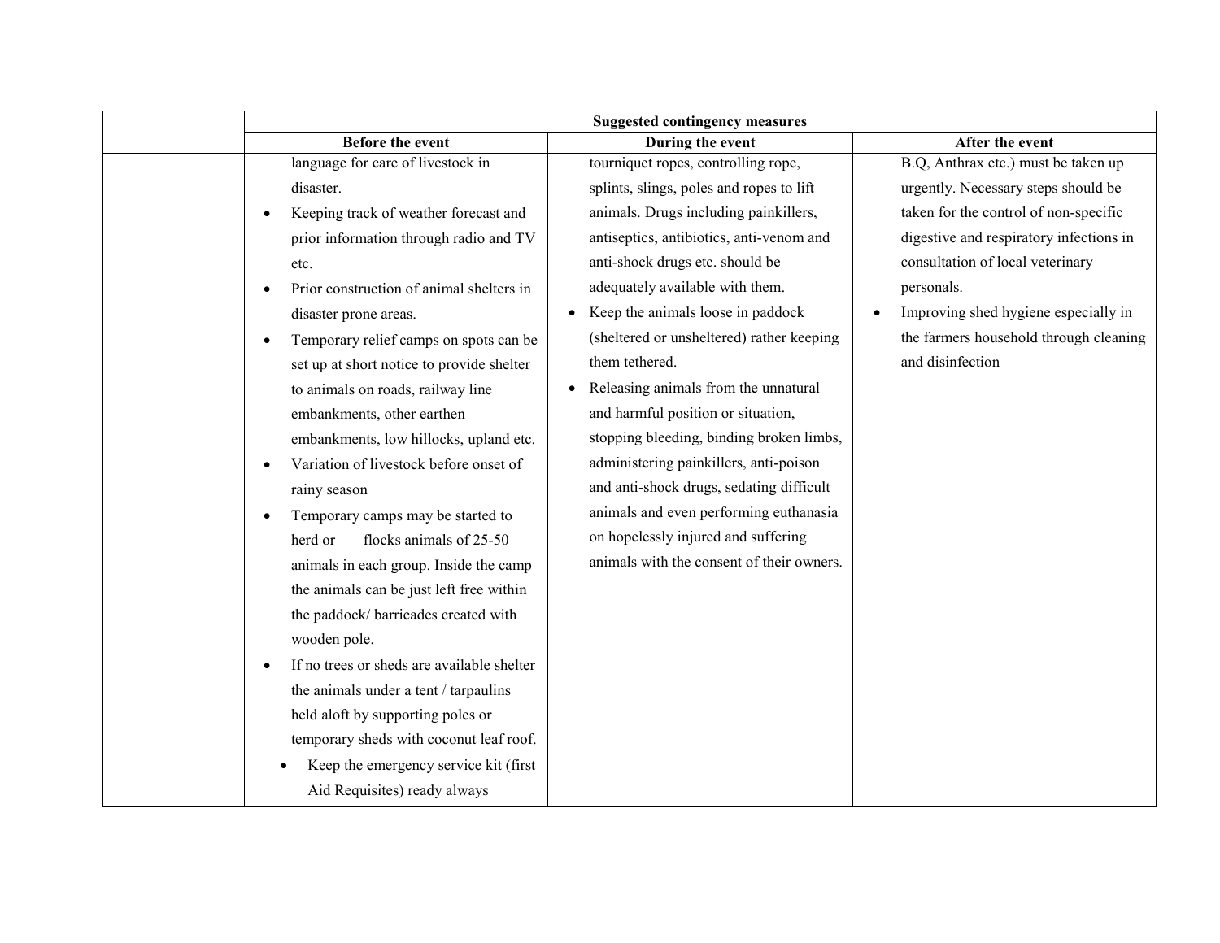| | Suggested contingency measures | | |
|---|---|---|---|
| | **Before the event** | **During the event** | **After the event** |
| | language for care of livestock in disaster.<br>• Keeping track of weather forecast and prior information through radio and TV etc.<br>• Prior construction of animal shelters in disaster prone areas.<br>• Temporary relief camps on spots can be set up at short notice to provide shelter to animals on roads, railway line embankments, other earthen embankments, low hillocks, upland etc.<br>• Variation of livestock before onset of rainy season<br>• Temporary camps may be started to herd or flocks animals of 25-50 animals in each group. Inside the camp the animals can be just left free within the paddock/ barricades created with wooden pole.<br>• If no trees or sheds are available shelter the animals under a tent / tarpaulins held aloft by supporting poles or temporary sheds with coconut leaf roof.<br>• Keep the emergency service kit (first Aid Requisites) ready always | tourniquet ropes, controlling rope, splints, slings, poles and ropes to lift animals. Drugs including painkillers, antiseptics, antibiotics, anti-venom and anti-shock drugs etc. should be adequately available with them.<br>• Keep the animals loose in paddock (sheltered or unsheltered) rather keeping them tethered.<br>• Releasing animals from the unnatural and harmful position or situation, stopping bleeding, binding broken limbs, administering painkillers, anti-poison and anti-shock drugs, sedating difficult animals and even performing euthanasia on hopelessly injured and suffering animals with the consent of their owners. | B.Q, Anthrax etc.) must be taken up urgently. Necessary steps should be taken for the control of non-specific digestive and respiratory infections in consultation of local veterinary personals.<br>• Improving shed hygiene especially in the farmers household through cleaning and disinfection |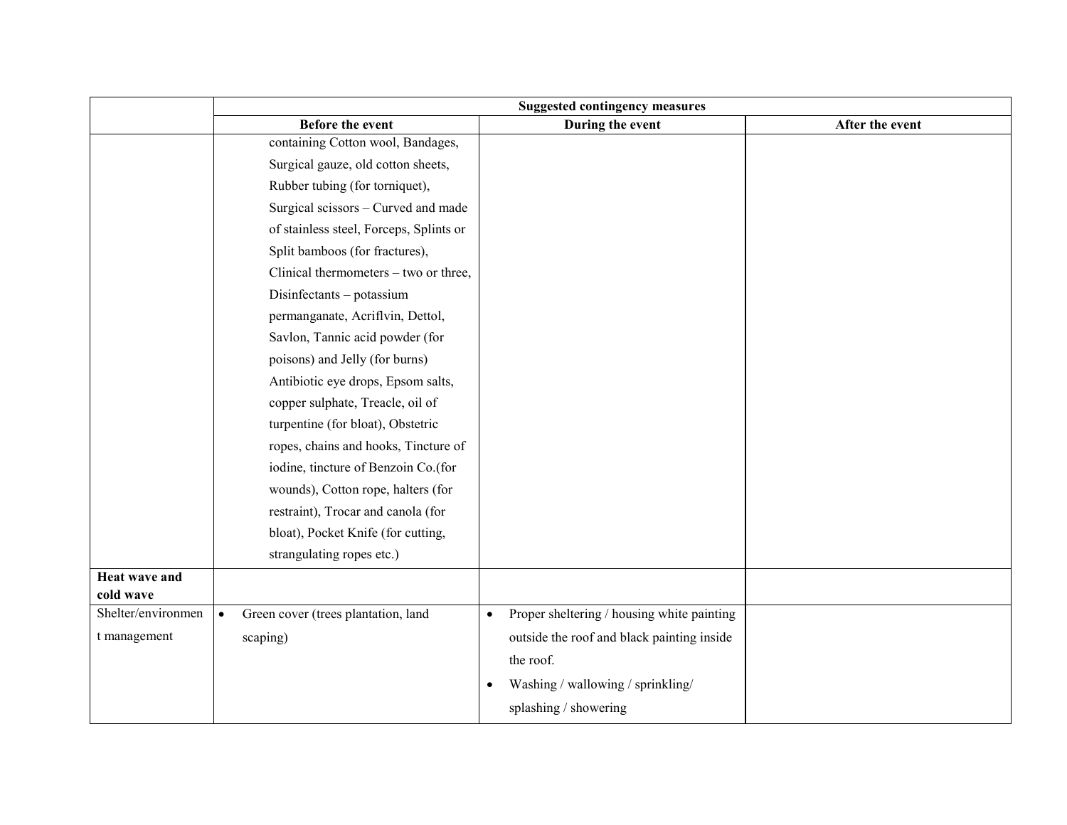| | Suggested contingency measures | | |
|---|---|---|---|
| | Before the event | During the event | After the event |
| | containing Cotton wool, Bandages, Surgical gauze, old cotton sheets, Rubber tubing (for torniquet), Surgical scissors – Curved and made of stainless steel, Forceps, Splints or Split bamboos (for fractures), Clinical thermometers – two or three, Disinfectants – potassium permanganate, Acriflvin, Dettol, Savlon, Tannic acid powder (for poisons) and Jelly (for burns) Antibiotic eye drops, Epsom salts, copper sulphate, Treacle, oil of turpentine (for bloat), Obstetric ropes, chains and hooks, Tincture of iodine, tincture of Benzoin Co.(for wounds), Cotton rope, halters (for restraint), Trocar and canola (for bloat), Pocket Knife (for cutting, strangulating ropes etc.) | | |
| **Heat wave and cold wave** | | | |
| Shelter/environment management | • Green cover (trees plantation, land scaping) | • Proper sheltering / housing white painting outside the roof and black painting inside the roof.<br>• Washing / wallowing / sprinkling/ splashing / showering | |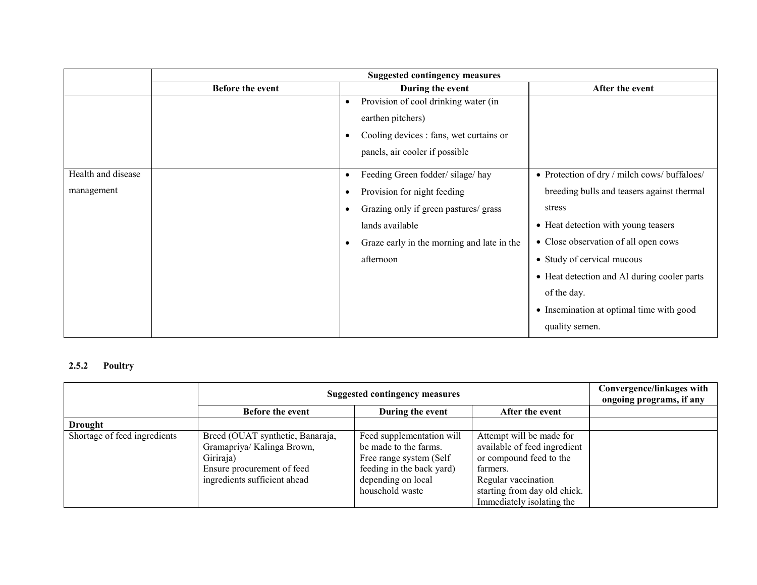| | Suggested contingency measures | | |
|---|---|---|---|
| | Before the event | During the event | After the event |
| | | • Provision of cool drinking water (in earthen pitchers)<br>• Cooling devices : fans, wet curtains or panels, air cooler if possible | |
| Health and disease management | | • Feeding Green fodder/ silage/ hay<br>• Provision for night feeding<br>• Grazing only if green pastures/ grass lands available<br>• Graze early in the morning and late in the afternoon | • Protection of dry / milch cows/ buffaloes/ breeding bulls and teasers against thermal stress<br>• Heat detection with young teasers<br>• Close observation of all open cows<br>• Study of cervical mucous<br>• Heat detection and AI during cooler parts of the day.<br>• Insemination at optimal time with good quality semen. |

### 2.5.2 Poultry

| | Suggested contingency measures | | | Convergence/linkages with ongoing programs, if any |
|---|---|---|---|---|
| | Before the event | During the event | After the event | |
| **Drought** | | | | |
| Shortage of feed ingredients | Breed (OUAT synthetic, Banaraja, Gramapriya/ Kalinga Brown, Giriraja)<br>Ensure procurement of feed ingredients sufficient ahead | Feed supplementation will be made to the farms.<br>Free range system (Self feeding in the back yard) depending on local household waste | Attempt will be made for available of feed ingredient or compound feed to the farmers.<br>Regular vaccination starting from day old chick.<br>Immediately isolating the | |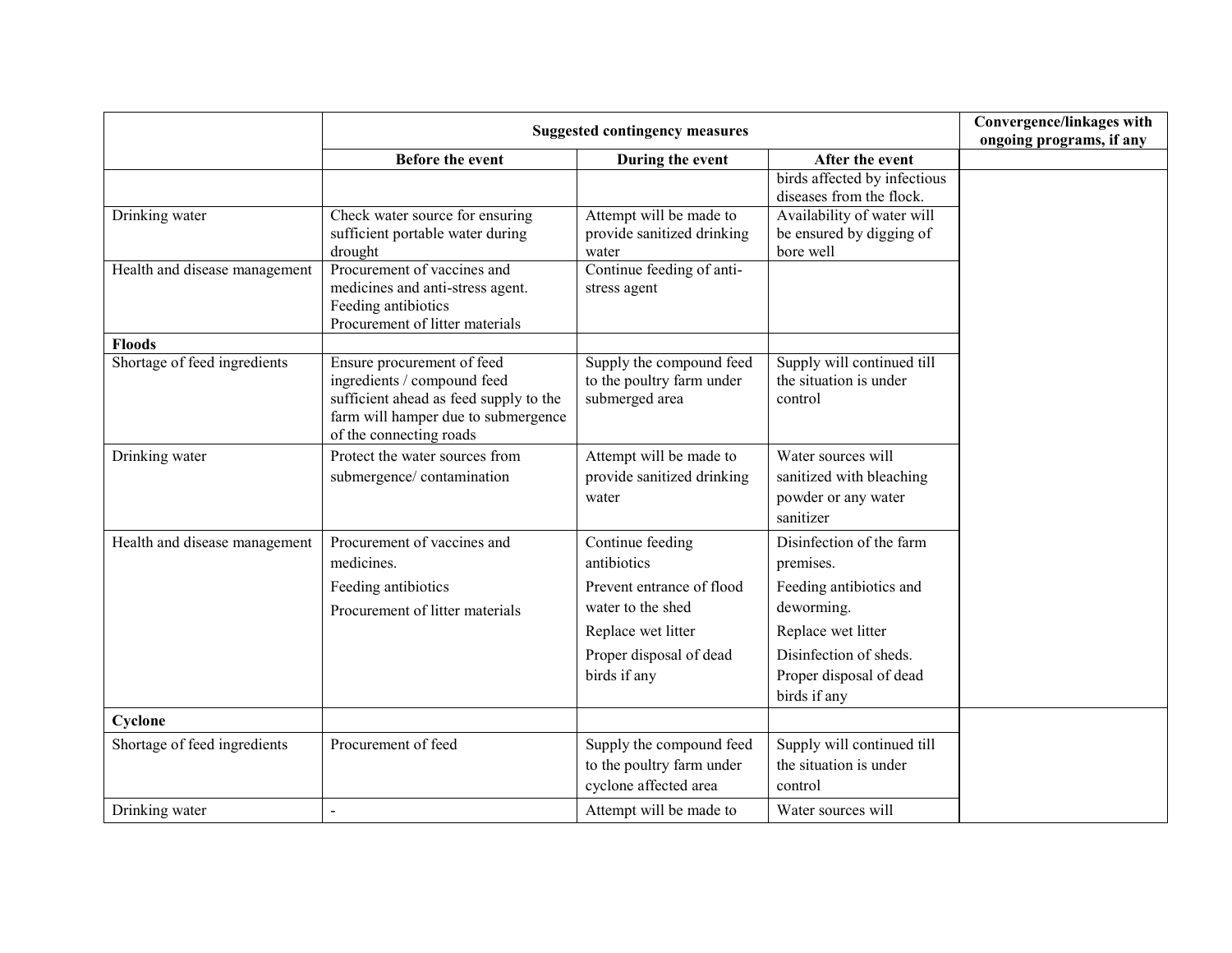| | Suggested contingency measures | | | Convergence/linkages with ongoing programs, if any |
|---|---|---|---|---|
| | Before the event | During the event | After the event | |
| | | | birds affected by infectious diseases from the flock. | |
| Drinking water | Check water source for ensuring sufficient portable water during drought | Attempt will be made to provide sanitized drinking water | Availability of water will be ensured by digging of bore well | |
| Health and disease management | Procurement of vaccines and medicines and anti-stress agent.<br>Feeding antibiotics<br>Procurement of litter materials | Continue feeding of anti-stress agent | | |
| **Floods** | | | | |
| Shortage of feed ingredients | Ensure procurement of feed ingredients / compound feed sufficient ahead as feed supply to the farm will hamper due to submergence of the connecting roads | Supply the compound feed to the poultry farm under submerged area | Supply will continued till the situation is under control | |
| Drinking water | Protect the water sources from submergence/ contamination | Attempt will be made to provide sanitized drinking water | Water sources will sanitized with bleaching powder or any water sanitizer | |
| Health and disease management | Procurement of vaccines and medicines.<br>Feeding antibiotics<br>Procurement of litter materials | Continue feeding antibiotics<br>Prevent entrance of flood water to the shed<br>Replace wet litter<br>Proper disposal of dead birds if any | Disinfection of the farm premises.<br>Feeding antibiotics and deworming.<br>Replace wet litter<br>Disinfection of sheds.<br>Proper disposal of dead birds if any | |
| **Cyclone** | | | | |
| Shortage of feed ingredients | Procurement of feed | Supply the compound feed to the poultry farm under cyclone affected area | Supply will continued till the situation is under control | |
| Drinking water | - | Attempt will be made to | Water sources will | |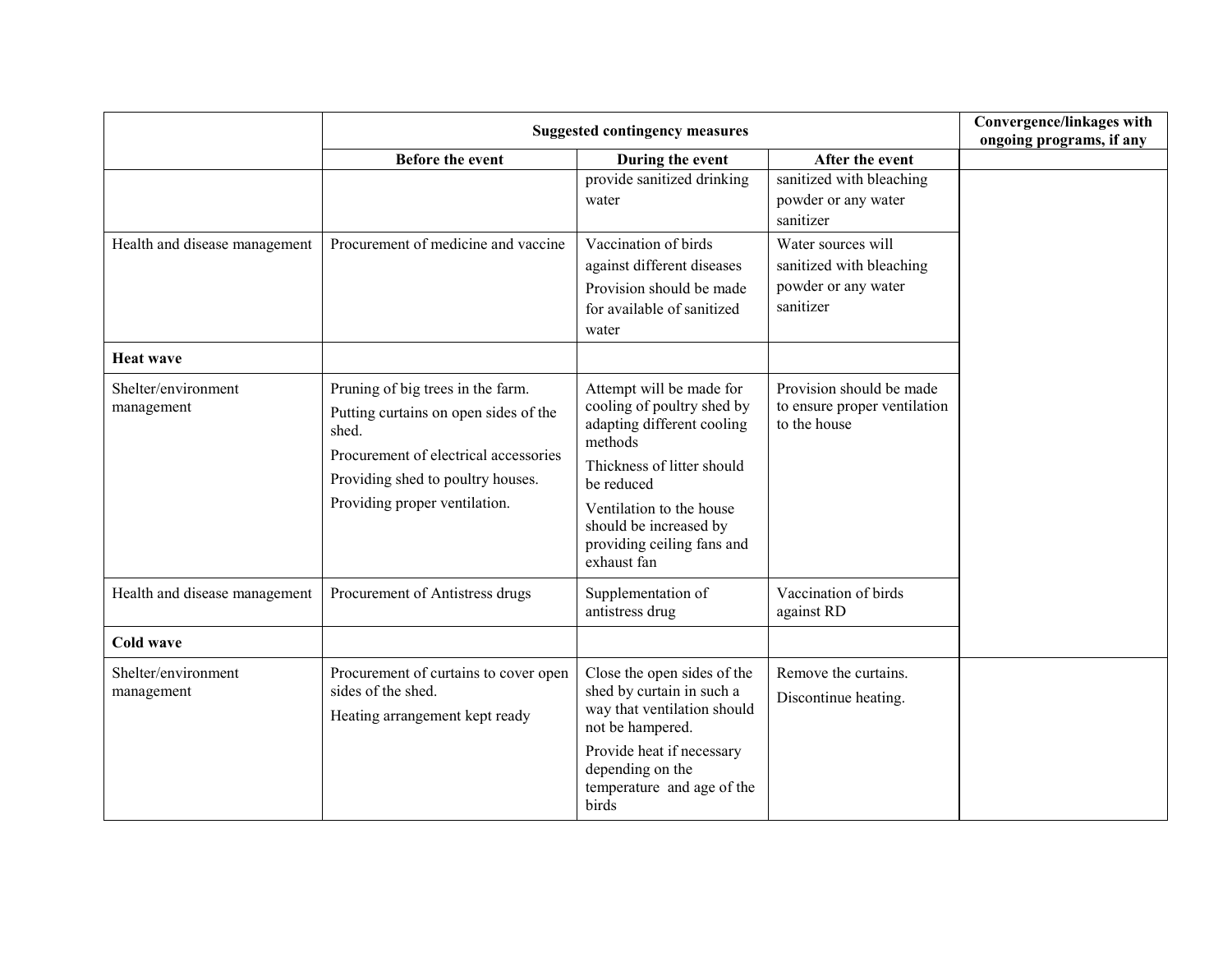| | Suggested contingency measures | | | Convergence/linkages with ongoing programs, if any |
|---|---|---|---|---|
| | Before the event | During the event | After the event | |
| | | provide sanitized drinking water | sanitized with bleaching powder or any water sanitizer | |
| Health and disease management | Procurement of medicine and vaccine | Vaccination of birds against different diseases<br>Provision should be made for available of sanitized water | Water sources will sanitized with bleaching powder or any water sanitizer | |
| **Heat wave** | | | | |
| Shelter/environment management | Pruning of big trees in the farm.<br>Putting curtains on open sides of the shed.<br>Procurement of electrical accessories<br>Providing shed to poultry houses.<br>Providing proper ventilation. | Attempt will be made for cooling of poultry shed by adapting different cooling methods<br>Thickness of litter should be reduced<br>Ventilation to the house should be increased by providing ceiling fans and exhaust fan | Provision should be made to ensure proper ventilation to the house | |
| Health and disease management | Procurement of Antistress drugs | Supplementation of antistress drug | Vaccination of birds against RD | |
| **Cold wave** | | | | |
| Shelter/environment management | Procurement of curtains to cover open sides of the shed.<br>Heating arrangement kept ready | Close the open sides of the shed by curtain in such a way that ventilation should not be hampered.<br>Provide heat if necessary depending on the temperature and age of the birds | Remove the curtains.<br>Discontinue heating. | |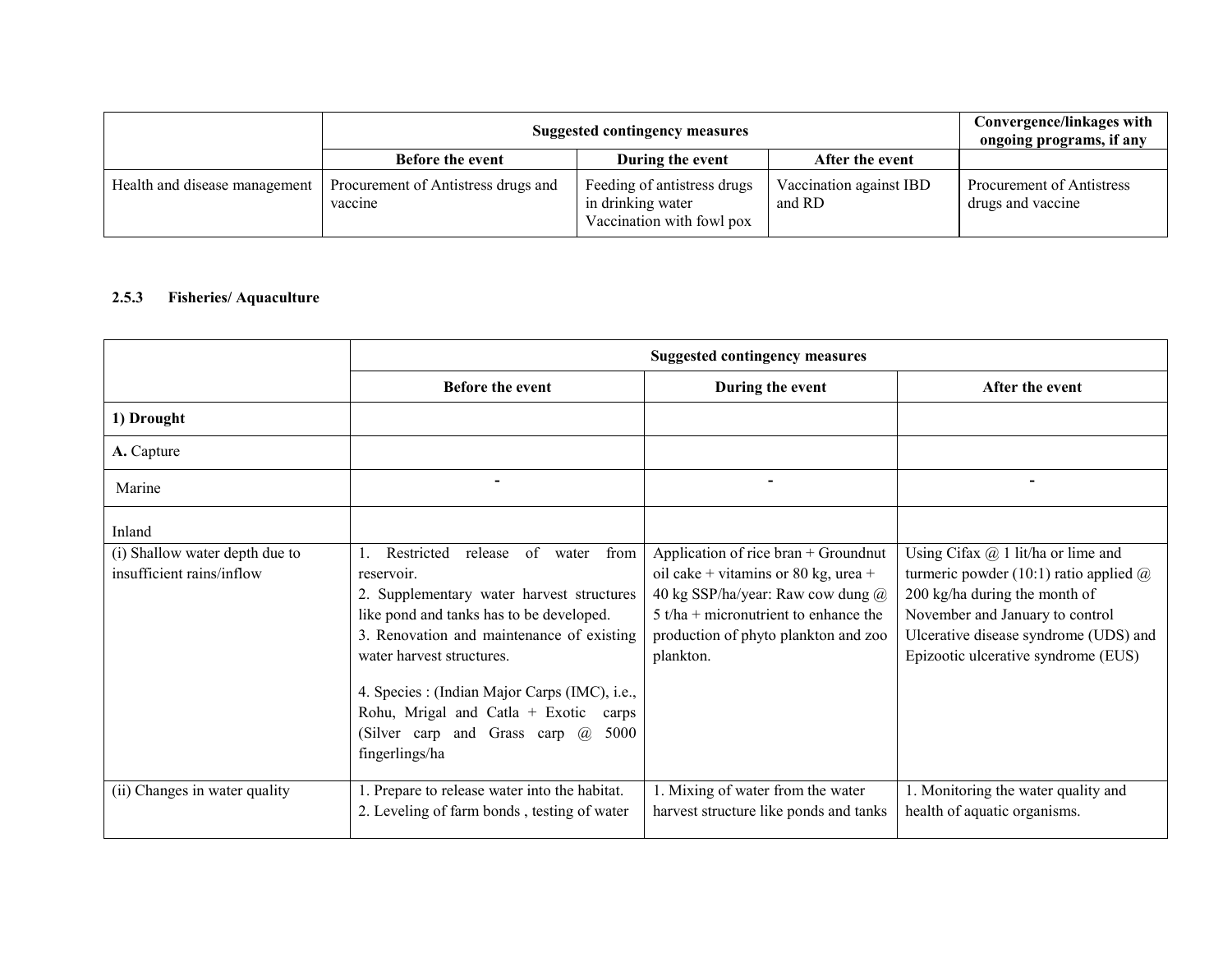| | Suggested contingency measures | | | Convergence/linkages with ongoing programs, if any |
|---|---|---|---|---|
| | Before the event | During the event | After the event | |
| Health and disease management | Procurement of Antistress drugs and vaccine | Feeding of antistress drugs in drinking water<br>Vaccination with fowl pox | Vaccination against IBD and RD | Procurement of Antistress drugs and vaccine |

### 2.5.3 Fisheries/ Aquaculture

| | Suggested contingency measures | | |
|---|---|---|---|
| | Before the event | During the event | After the event |
| **1) Drought** | | | |
| **A.** Capture | | | |
| Marine | - | - | - |
| Inland | | | |
| (i) Shallow water depth due to insufficient rains/inflow | 1. Restricted release of water from reservoir.<br>2. Supplementary water harvest structures like pond and tanks has to be developed.<br>3. Renovation and maintenance of existing water harvest structures.<br>4. Species : (Indian Major Carps (IMC), i.e., Rohu, Mrigal and Catla + Exotic carps (Silver carp and Grass carp @ 5000 fingerlings/ha | Application of rice bran + Groundnut oil cake + vitamins or 80 kg, urea + 40 kg SSP/ha/year: Raw cow dung @ 5 t/ha + micronutrient to enhance the production of phyto plankton and zoo plankton. | Using Cifax @ 1 lit/ha or lime and turmeric powder (10:1) ratio applied @ 200 kg/ha during the month of November and January to control Ulcerative disease syndrome (UDS) and Epizootic ulcerative syndrome (EUS) |
| (ii) Changes in water quality | 1. Prepare to release water into the habitat.<br>2. Leveling of farm bonds , testing of water | 1. Mixing of water from the water harvest structure like ponds and tanks | 1. Monitoring the water quality and health of aquatic organisms. |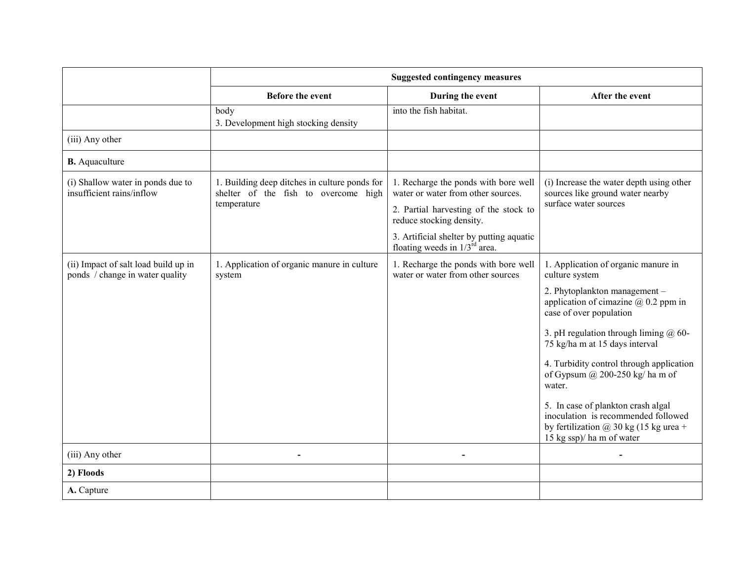| | Suggested contingency measures | | |
|---|---|---|---|
| | Before the event | During the event | After the event |
| | body<br>3. Development high stocking density | into the fish habitat. | |
| (iii) Any other | | | |
| **B.** Aquaculture | | | |
| (i) Shallow water in ponds due to insufficient rains/inflow | 1. Building deep ditches in culture ponds for shelter of the fish to overcome high temperature | 1. Recharge the ponds with bore well water or water from other sources.<br>2. Partial harvesting of the stock to reduce stocking density.<br>3. Artificial shelter by putting aquatic floating weeds in 1/3rd area. | (i) Increase the water depth using other sources like ground water nearby surface water sources |
| (ii) Impact of salt load build up in ponds / change in water quality | 1. Application of organic manure in culture system | 1. Recharge the ponds with bore well water or water from other sources | 1. Application of organic manure in culture system<br>2. Phytoplankton management – application of cimazine @ 0.2 ppm in case of over population<br>3. pH regulation through liming @ 60-75 kg/ha m at 15 days interval<br>4. Turbidity control through application of Gypsum @ 200-250 kg/ ha m of water.<br>5. In case of plankton crash algal inoculation is recommended followed by fertilization @ 30 kg (15 kg urea + 15 kg ssp)/ ha m of water |
| (iii) Any other | - | - | - |
| **2) Floods** | | | |
| **A.** Capture | | | |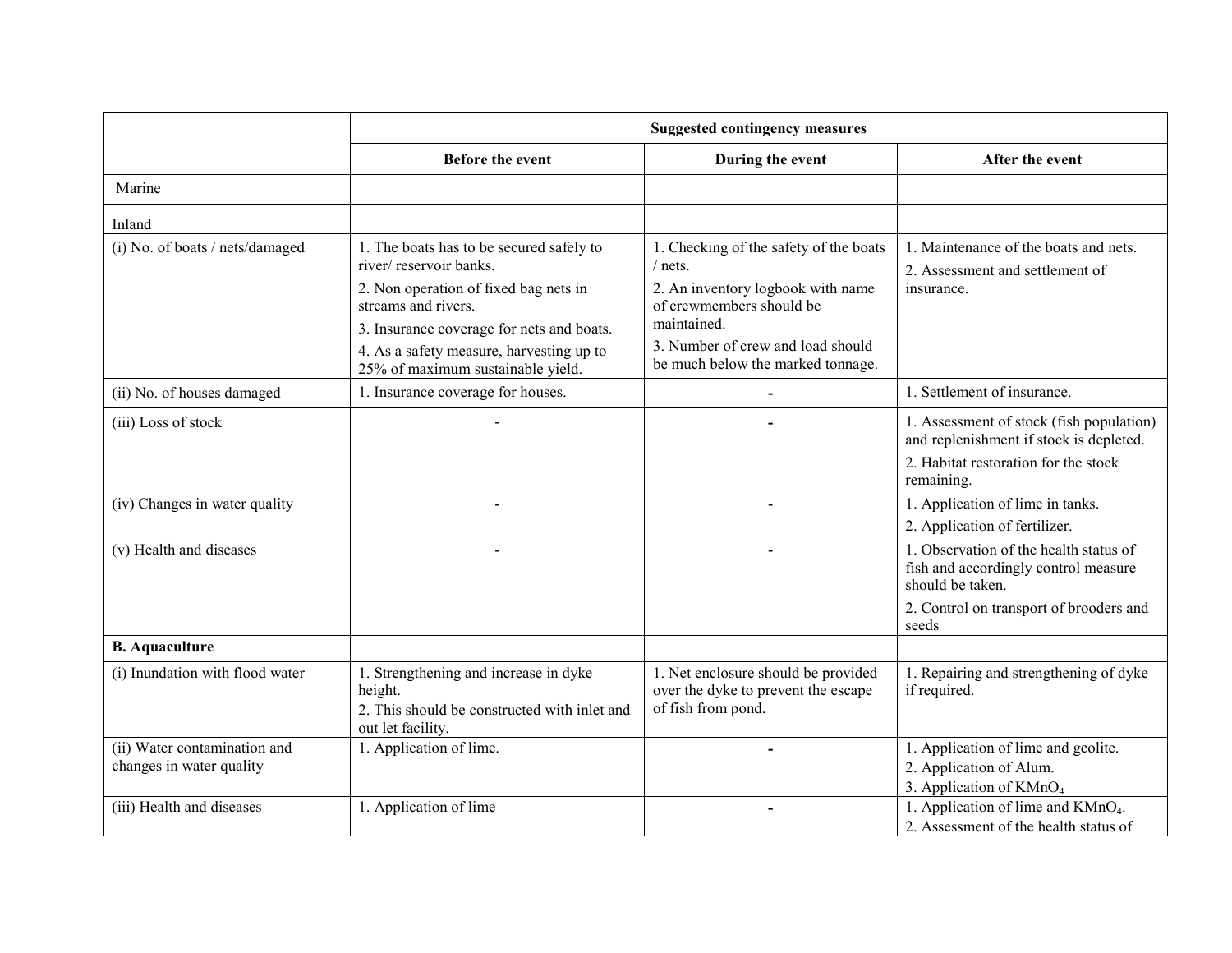| | Suggested contingency measures | | |
|---|---|---|---|
| | Before the event | During the event | After the event |
| Marine | | | |
| Inland | | | |
| (i) No. of boats / nets/damaged | 1. The boats has to be secured safely to river/ reservoir banks.<br>2. Non operation of fixed bag nets in streams and rivers.<br>3. Insurance coverage for nets and boats.<br>4. As a safety measure, harvesting up to 25% of maximum sustainable yield. | 1. Checking of the safety of the boats / nets.<br>2. An inventory logbook with name of crewmembers should be maintained.<br>3. Number of crew and load should be much below the marked tonnage. | 1. Maintenance of the boats and nets.<br>2. Assessment and settlement of insurance. |
| (ii) No. of houses damaged | 1. Insurance coverage for houses. | - | 1. Settlement of insurance. |
| (iii) Loss of stock | - | - | 1. Assessment of stock (fish population) and replenishment if stock is depleted.<br>2. Habitat restoration for the stock remaining. |
| (iv) Changes in water quality | - | - | 1. Application of lime in tanks.<br>2. Application of fertilizer. |
| (v) Health and diseases | - | - | 1. Observation of the health status of fish and accordingly control measure should be taken.<br>2. Control on transport of brooders and seeds |
| **B. Aquaculture** | | | |
| (i) Inundation with flood water | 1. Strengthening and increase in dyke height.<br>2. This should be constructed with inlet and out let facility. | 1. Net enclosure should be provided over the dyke to prevent the escape of fish from pond. | 1. Repairing and strengthening of dyke if required. |
| (ii) Water contamination and changes in water quality | 1. Application of lime. | - | 1. Application of lime and geolite.<br>2. Application of Alum.<br>3. Application of $KMnO_4$ |
| (iii) Health and diseases | 1. Application of lime | - | 1. Application of lime and $KMnO_4$.<br>2. Assessment of the health status of |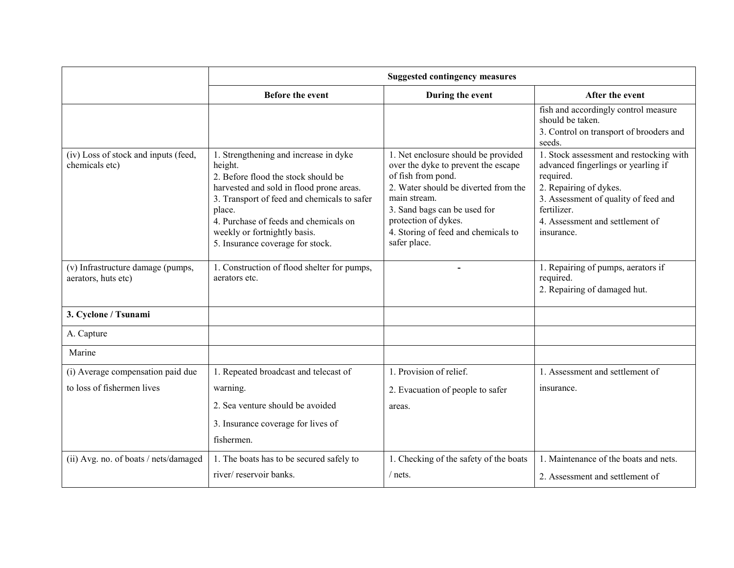| | Suggested contingency measures | | |
|---|---|---|---|
| | Before the event | During the event | After the event |
| | | | fish and accordingly control measure should be taken.<br>3. Control on transport of brooders and seeds. |
| (iv) Loss of stock and inputs (feed, chemicals etc) | 1. Strengthening and increase in dyke height.<br>2. Before flood the stock should be harvested and sold in flood prone areas.<br>3. Transport of feed and chemicals to safer place.<br>4. Purchase of feeds and chemicals on weekly or fortnightly basis.<br>5. Insurance coverage for stock. | 1. Net enclosure should be provided over the dyke to prevent the escape of fish from pond.<br>2. Water should be diverted from the main stream.<br>3. Sand bags can be used for protection of dykes.<br>4. Storing of feed and chemicals to safer place. | 1. Stock assessment and restocking with advanced fingerlings or yearling if required.<br>2. Repairing of dykes.<br>3. Assessment of quality of feed and fertilizer.<br>4. Assessment and settlement of insurance. |
| (v) Infrastructure damage (pumps, aerators, huts etc) | 1. Construction of flood shelter for pumps, aerators etc. | - | 1. Repairing of pumps, aerators if required.<br>2. Repairing of damaged hut. |
| **3. Cyclone / Tsunami** | | | |
| A. Capture | | | |
| Marine | | | |
| (i) Average compensation paid due to loss of fishermen lives | 1. Repeated broadcast and telecast of warning.<br>2. Sea venture should be avoided<br>3. Insurance coverage for lives of fishermen. | 1. Provision of relief.<br>2. Evacuation of people to safer areas. | 1. Assessment and settlement of insurance. |
| (ii) Avg. no. of boats / nets/damaged | 1. The boats has to be secured safely to river/ reservoir banks. | 1. Checking of the safety of the boats / nets. | 1. Maintenance of the boats and nets.<br>2. Assessment and settlement of |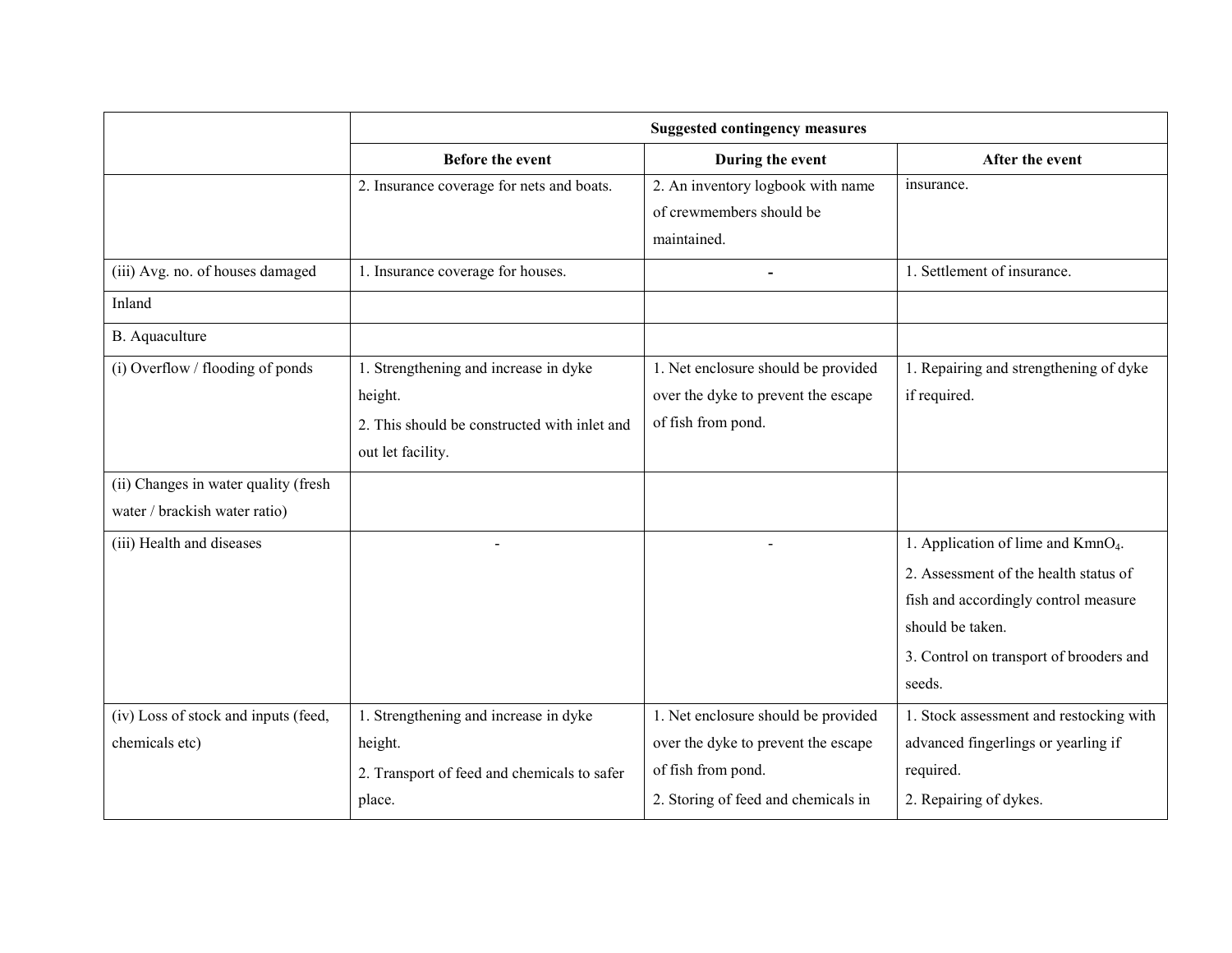| | Suggested contingency measures | | |
|---|---|---|---|
| | Before the event | During the event | After the event |
| | 2. Insurance coverage for nets and boats. | 2. An inventory logbook with name of crewmembers should be maintained. | insurance. |
| (iii) Avg. no. of houses damaged | 1. Insurance coverage for houses. | - | 1. Settlement of insurance. |
| Inland | | | |
| B. Aquaculture | | | |
| (i) Overflow / flooding of ponds | 1. Strengthening and increase in dyke height.<br>2. This should be constructed with inlet and out let facility. | 1. Net enclosure should be provided over the dyke to prevent the escape of fish from pond. | 1. Repairing and strengthening of dyke if required. |
| (ii) Changes in water quality (fresh water / brackish water ratio) | | | |
| (iii) Health and diseases | - | - | 1. Application of lime and $KmnO_4$.<br>2. Assessment of the health status of fish and accordingly control measure should be taken.<br>3. Control on transport of brooders and seeds. |
| (iv) Loss of stock and inputs (feed, chemicals etc) | 1. Strengthening and increase in dyke height.<br>2. Transport of feed and chemicals to safer place. | 1. Net enclosure should be provided over the dyke to prevent the escape of fish from pond.<br>2. Storing of feed and chemicals in | 1. Stock assessment and restocking with advanced fingerlings or yearling if required.<br>2. Repairing of dykes. |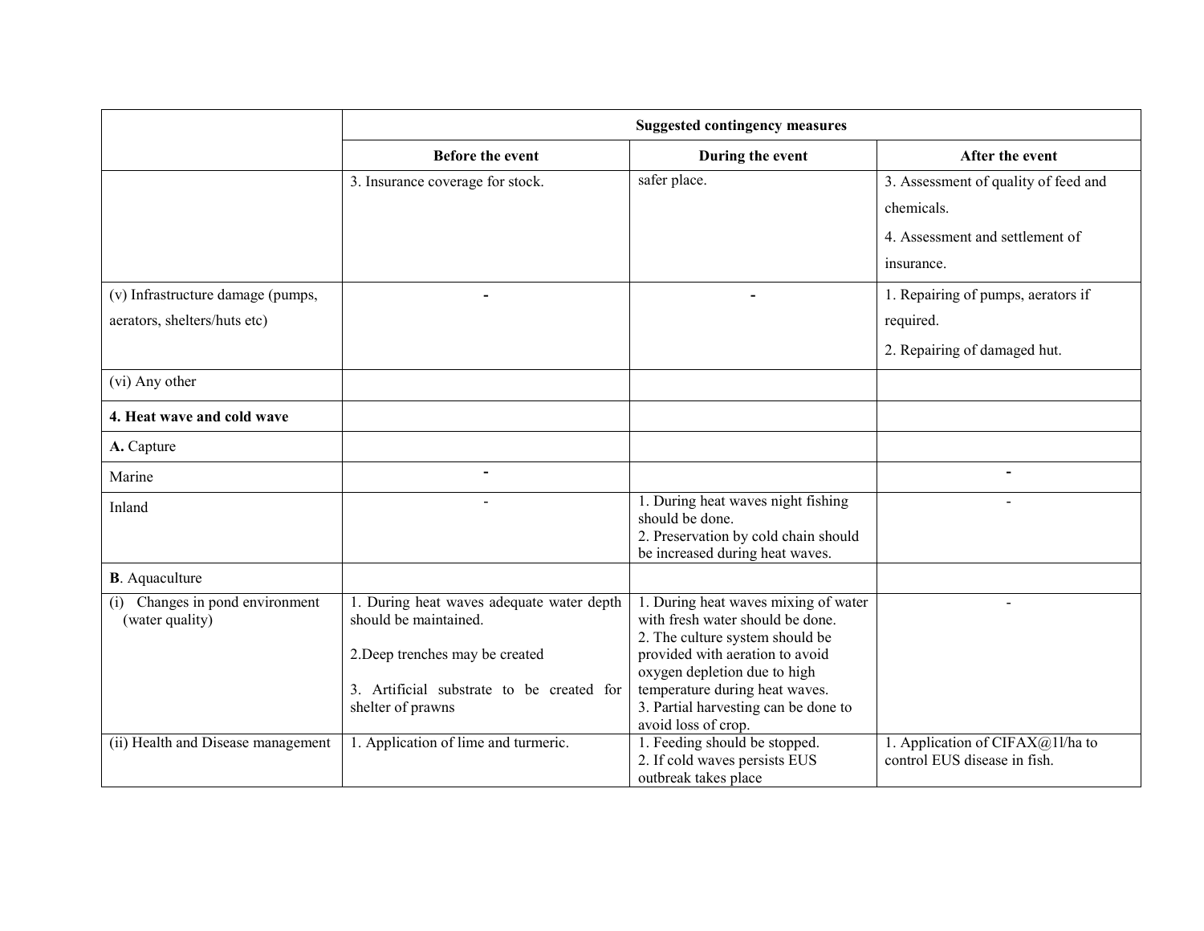| | Suggested contingency measures | | |
|---|---|---|---|
| | **Before the event** | **During the event** | **After the event** |
| | 3. Insurance coverage for stock. | safer place. | 3. Assessment of quality of feed and chemicals.<br>4. Assessment and settlement of insurance. |
| (v) Infrastructure damage (pumps, aerators, shelters/huts etc) | - | - | 1. Repairing of pumps, aerators if required.<br>2. Repairing of damaged hut. |
| (vi) Any other | | | |
| **4. Heat wave and cold wave** | | | |
| **A.** Capture | | | |
| Marine | - | | - |
| Inland | - | 1. During heat waves night fishing should be done.<br>2. Preservation by cold chain should be increased during heat waves. | - |
| **B**. Aquaculture | | | |
| (i) Changes in pond environment (water quality) | 1. During heat waves adequate water depth should be maintained.<br>2.Deep trenches may be created<br>3. Artificial substrate to be created for shelter of prawns | 1. During heat waves mixing of water with fresh water should be done.<br>2. The culture system should be provided with aeration to avoid oxygen depletion due to high temperature during heat waves.<br>3. Partial harvesting can be done to avoid loss of crop. | - |
| (ii) Health and Disease management | 1. Application of lime and turmeric. | 1. Feeding should be stopped.<br>2. If cold waves persists EUS outbreak takes place | 1. Application of CIFAX@1l/ha to control EUS disease in fish. |